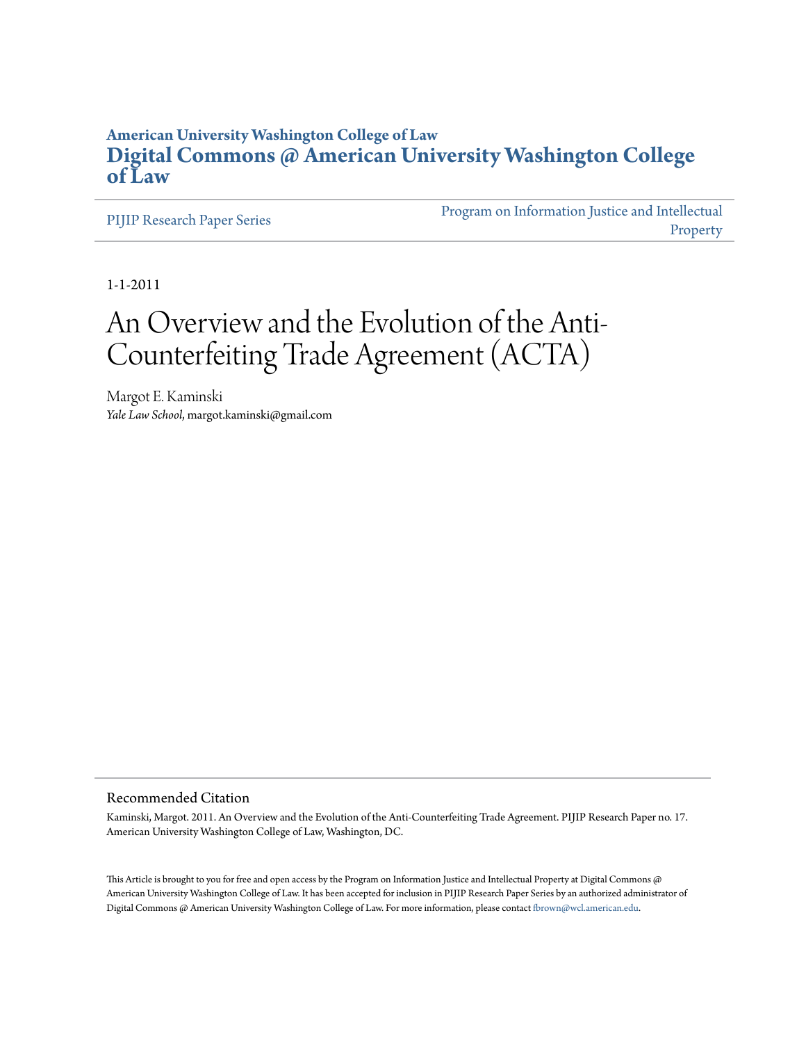American University Washington College of Law

# Digital Commons @ American University Washington College of Law

PIJIP Research Paper Series

Program on Information Justice and Intellectual Property

1-1-2011

# An Overview and the Evolution of the Anti-Counterfeiting Trade Agreement (ACTA)

Margot E. Kaminski
*Yale Law School*, margot.kaminski@gmail.com

## Recommended Citation

Kaminski, Margot. 2011. An Overview and the Evolution of the Anti-Counterfeiting Trade Agreement. PIJIP Research Paper no. 17. American University Washington College of Law, Washington, DC.

This Article is brought to you for free and open access by the Program on Information Justice and Intellectual Property at Digital Commons @ American University Washington College of Law. It has been accepted for inclusion in PIJIP Research Paper Series by an authorized administrator of Digital Commons @ American University Washington College of Law. For more information, please contact fbrown@wcl.american.edu.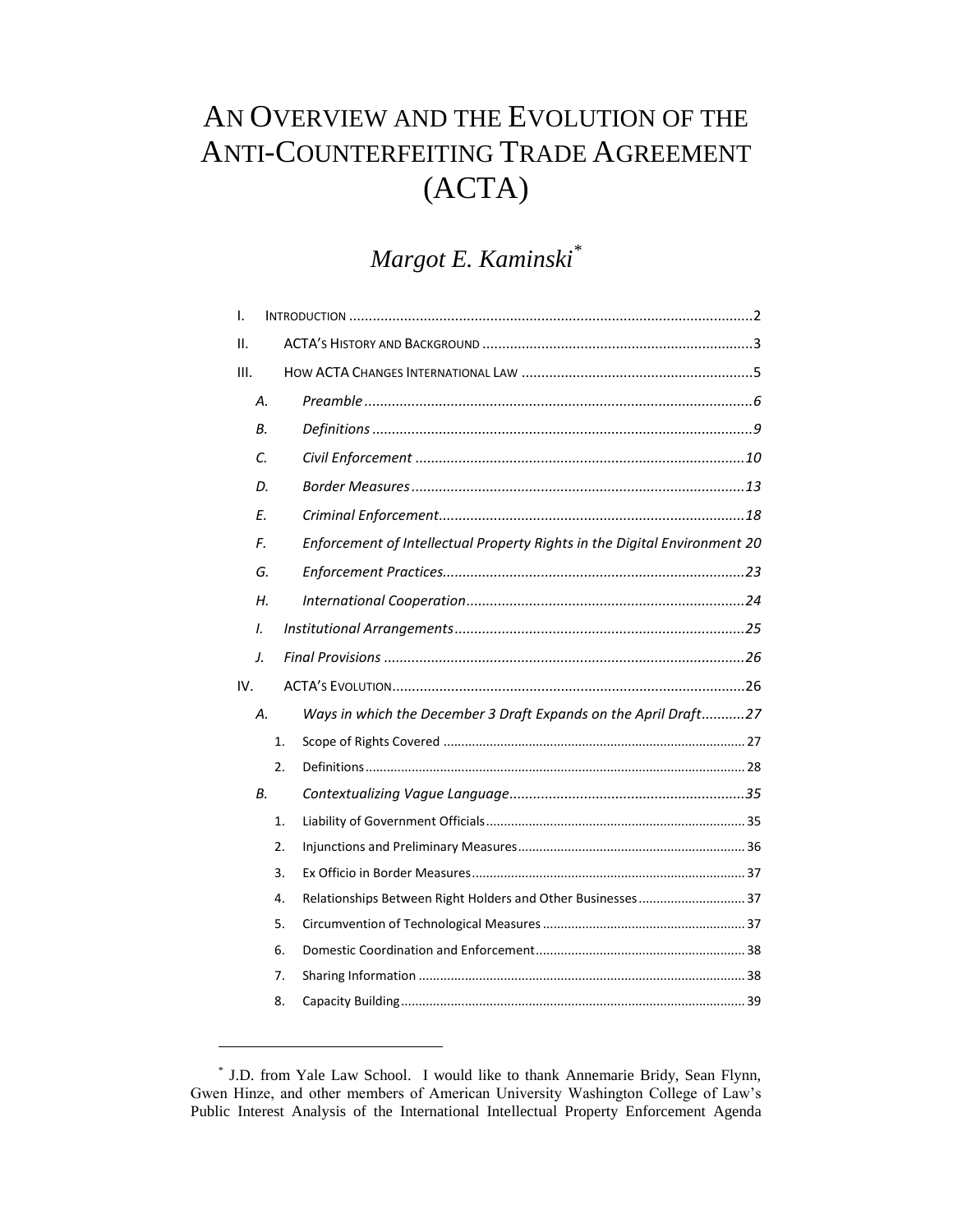// Title
# AN OVERVIEW AND THE EVOLUTION OF THE ANTI-COUNTERFEITING TRADE AGREEMENT (ACTA)

## *Margot E. Kaminski*[*]

I. INTRODUCTION ..... 2

II. ACTA'S HISTORY AND BACKGROUND ..... 3

III. HOW ACTA CHANGES INTERNATIONAL LAW ..... 5

- *A. Preamble* ..... 6
- *B. Definitions* ..... 9
- *C. Civil Enforcement* ..... 10
- *D. Border Measures* ..... 13
- *E. Criminal Enforcement* ..... 18
- *F. Enforcement of Intellectual Property Rights in the Digital Environment* 20
- *G. Enforcement Practices* ..... 23
- *H. International Cooperation* ..... 24
- *I. Institutional Arrangements* ..... 25
- *J. Final Provisions* ..... 26

IV. ACTA'S EVOLUTION ..... 26

- *A. Ways in which the December 3 Draft Expands on the April Draft* ..... 27
  1. Scope of Rights Covered ..... 27
  2. Definitions ..... 28
- *B. Contextualizing Vague Language* ..... 35
  1. Liability of Government Officials ..... 35
  2. Injunctions and Preliminary Measures ..... 36
  3. Ex Officio in Border Measures ..... 37
  4. Relationships Between Right Holders and Other Businesses ..... 37
  5. Circumvention of Technological Measures ..... 37
  6. Domestic Coordination and Enforcement ..... 38
  7. Sharing Information ..... 38
  8. Capacity Building ..... 39

---

[*] J.D. from Yale Law School. I would like to thank Annemarie Bridy, Sean Flynn, Gwen Hinze, and other members of American University Washington College of Law's Public Interest Analysis of the International Intellectual Property Enforcement Agenda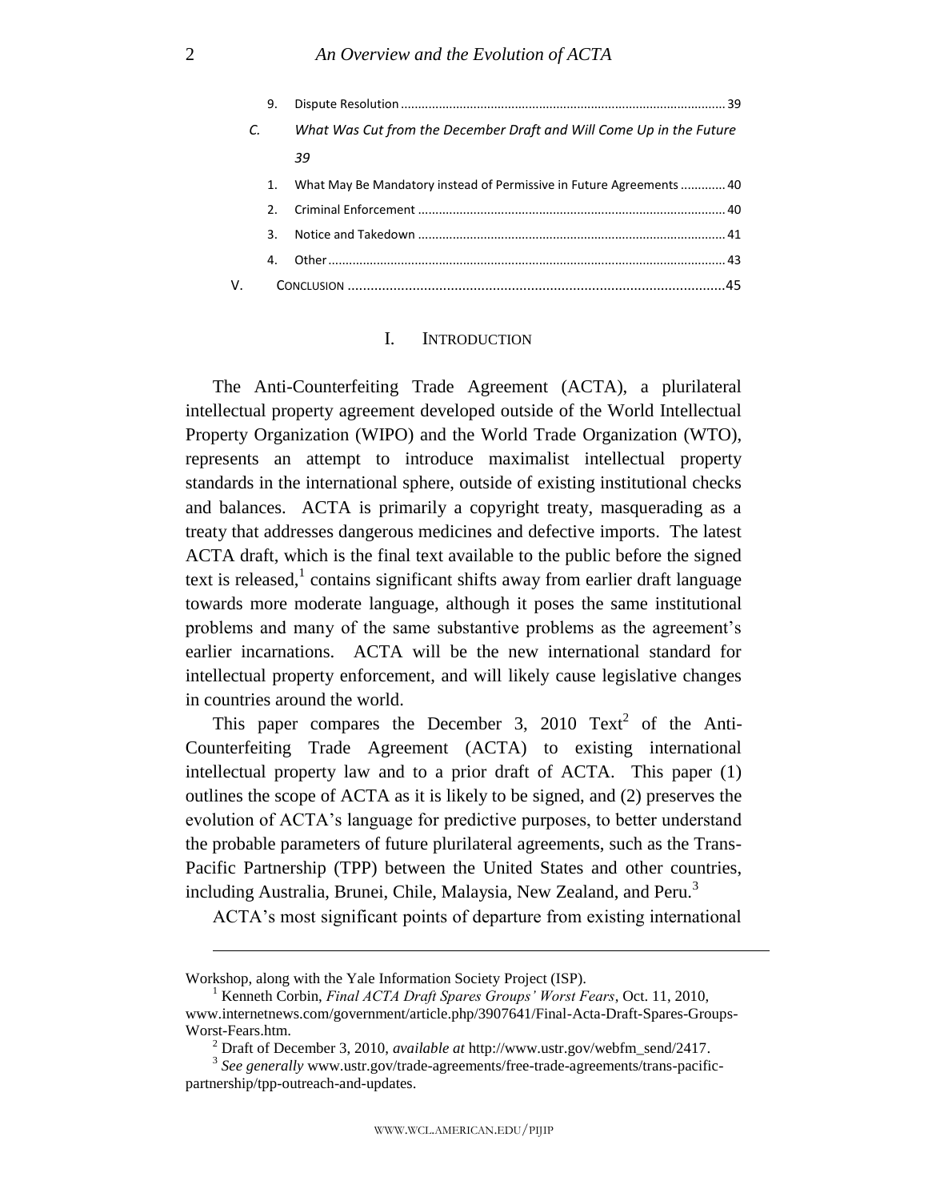9. Dispute Resolution ............................................................................................ 39

C. *What Was Cut from the December Draft and Will Come Up in the Future* *39*

1. What May Be Mandatory instead of Permissive in Future Agreements ............ 40
2. Criminal Enforcement ........................................................................................ 40
3. Notice and Takedown ........................................................................................ 41
4. Other .................................................................................................................. 43

V. CONCLUSION ......................................................................................................45

## I. INTRODUCTION

The Anti-Counterfeiting Trade Agreement (ACTA), a plurilateral intellectual property agreement developed outside of the World Intellectual Property Organization (WIPO) and the World Trade Organization (WTO), represents an attempt to introduce maximalist intellectual property standards in the international sphere, outside of existing institutional checks and balances. ACTA is primarily a copyright treaty, masquerading as a treaty that addresses dangerous medicines and defective imports. The latest ACTA draft, which is the final text available to the public before the signed text is released,[1] contains significant shifts away from earlier draft language towards more moderate language, although it poses the same institutional problems and many of the same substantive problems as the agreement's earlier incarnations. ACTA will be the new international standard for intellectual property enforcement, and will likely cause legislative changes in countries around the world.

This paper compares the December 3, 2010 Text[2] of the Anti-Counterfeiting Trade Agreement (ACTA) to existing international intellectual property law and to a prior draft of ACTA. This paper (1) outlines the scope of ACTA as it is likely to be signed, and (2) preserves the evolution of ACTA's language for predictive purposes, to better understand the probable parameters of future plurilateral agreements, such as the Trans-Pacific Partnership (TPP) between the United States and other countries, including Australia, Brunei, Chile, Malaysia, New Zealand, and Peru.[3]

ACTA's most significant points of departure from existing international

---

Workshop, along with the Yale Information Society Project (ISP).

[1] Kenneth Corbin, *Final ACTA Draft Spares Groups' Worst Fears*, Oct. 11, 2010, www.internetnews.com/government/article.php/3907641/Final-Acta-Draft-Spares-Groups-Worst-Fears.htm.

[2] Draft of December 3, 2010, *available at* http://www.ustr.gov/webfm_send/2417.

[3] *See generally* www.ustr.gov/trade-agreements/free-trade-agreements/trans-pacific-partnership/tpp-outreach-and-updates.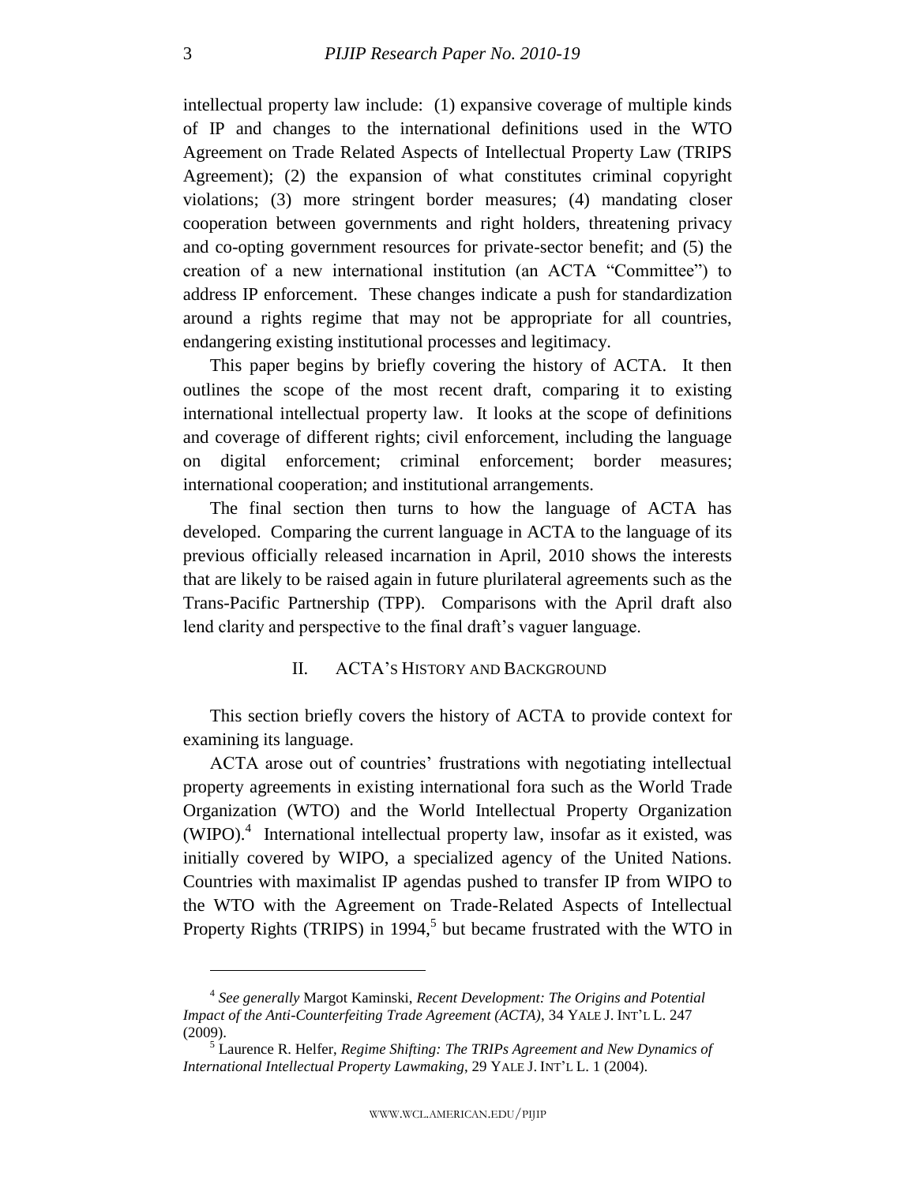intellectual property law include: (1) expansive coverage of multiple kinds of IP and changes to the international definitions used in the WTO Agreement on Trade Related Aspects of Intellectual Property Law (TRIPS Agreement); (2) the expansion of what constitutes criminal copyright violations; (3) more stringent border measures; (4) mandating closer cooperation between governments and right holders, threatening privacy and co-opting government resources for private-sector benefit; and (5) the creation of a new international institution (an ACTA "Committee") to address IP enforcement. These changes indicate a push for standardization around a rights regime that may not be appropriate for all countries, endangering existing institutional processes and legitimacy.

This paper begins by briefly covering the history of ACTA. It then outlines the scope of the most recent draft, comparing it to existing international intellectual property law. It looks at the scope of definitions and coverage of different rights; civil enforcement, including the language on digital enforcement; criminal enforcement; border measures; international cooperation; and institutional arrangements.

The final section then turns to how the language of ACTA has developed. Comparing the current language in ACTA to the language of its previous officially released incarnation in April, 2010 shows the interests that are likely to be raised again in future plurilateral agreements such as the Trans-Pacific Partnership (TPP). Comparisons with the April draft also lend clarity and perspective to the final draft's vaguer language.

## II. ACTA's History and Background

This section briefly covers the history of ACTA to provide context for examining its language.

ACTA arose out of countries' frustrations with negotiating intellectual property agreements in existing international fora such as the World Trade Organization (WTO) and the World Intellectual Property Organization (WIPO).[4] International intellectual property law, insofar as it existed, was initially covered by WIPO, a specialized agency of the United Nations. Countries with maximalist IP agendas pushed to transfer IP from WIPO to the WTO with the Agreement on Trade-Related Aspects of Intellectual Property Rights (TRIPS) in 1994,[5] but became frustrated with the WTO in

---

[4] *See generally* Margot Kaminski, *Recent Development: The Origins and Potential Impact of the Anti-Counterfeiting Trade Agreement (ACTA)*, 34 YALE J. INT'L L. 247 (2009).

[5] Laurence R. Helfer, *Regime Shifting: The TRIPs Agreement and New Dynamics of International Intellectual Property Lawmaking*, 29 YALE J. INT'L L. 1 (2004).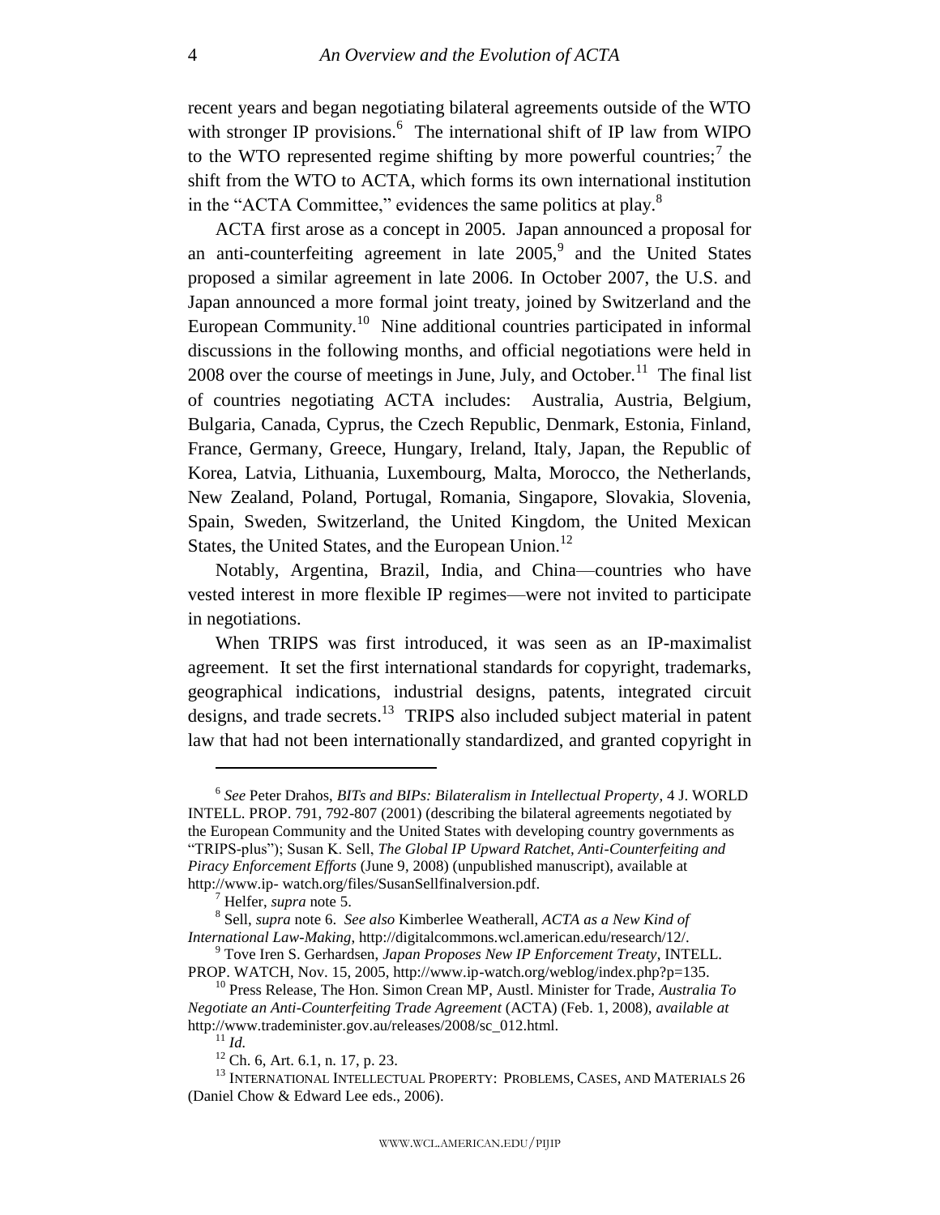recent years and began negotiating bilateral agreements outside of the WTO with stronger IP provisions.[6] The international shift of IP law from WIPO to the WTO represented regime shifting by more powerful countries;[7] the shift from the WTO to ACTA, which forms its own international institution in the "ACTA Committee," evidences the same politics at play.[8]

ACTA first arose as a concept in 2005. Japan announced a proposal for an anti-counterfeiting agreement in late 2005,[9] and the United States proposed a similar agreement in late 2006. In October 2007, the U.S. and Japan announced a more formal joint treaty, joined by Switzerland and the European Community.[10] Nine additional countries participated in informal discussions in the following months, and official negotiations were held in 2008 over the course of meetings in June, July, and October.[11] The final list of countries negotiating ACTA includes: Australia, Austria, Belgium, Bulgaria, Canada, Cyprus, the Czech Republic, Denmark, Estonia, Finland, France, Germany, Greece, Hungary, Ireland, Italy, Japan, the Republic of Korea, Latvia, Lithuania, Luxembourg, Malta, Morocco, the Netherlands, New Zealand, Poland, Portugal, Romania, Singapore, Slovakia, Slovenia, Spain, Sweden, Switzerland, the United Kingdom, the United Mexican States, the United States, and the European Union.[12]

Notably, Argentina, Brazil, India, and China—countries who have vested interest in more flexible IP regimes—were not invited to participate in negotiations.

When TRIPS was first introduced, it was seen as an IP-maximalist agreement. It set the first international standards for copyright, trademarks, geographical indications, industrial designs, patents, integrated circuit designs, and trade secrets.[13] TRIPS also included subject material in patent law that had not been internationally standardized, and granted copyright in

---

[6] *See* Peter Drahos, *BITs and BIPs: Bilateralism in Intellectual Property*, 4 J. WORLD INTELL. PROP. 791, 792-807 (2001) (describing the bilateral agreements negotiated by the European Community and the United States with developing country governments as "TRIPS-plus"); Susan K. Sell, *The Global IP Upward Ratchet, Anti-Counterfeiting and Piracy Enforcement Efforts* (June 9, 2008) (unpublished manuscript), available at http://www.ip- watch.org/files/SusanSellfinalversion.pdf.

[7] Helfer, *supra* note 5.

[8] Sell, *supra* note 6. *See also* Kimberlee Weatherall, *ACTA as a New Kind of International Law-Making*, http://digitalcommons.wcl.american.edu/research/12/.

[9] Tove Iren S. Gerhardsen, *Japan Proposes New IP Enforcement Treaty*, INTELL. PROP. WATCH, Nov. 15, 2005, http://www.ip-watch.org/weblog/index.php?p=135.

[10] Press Release, The Hon. Simon Crean MP, Austl. Minister for Trade, *Australia To Negotiate an Anti-Counterfeiting Trade Agreement* (ACTA) (Feb. 1, 2008), *available at* http://www.trademinister.gov.au/releases/2008/sc_012.html.

[11] *Id.*

[12] Ch. 6, Art. 6.1, n. 17, p. 23.

[13] INTERNATIONAL INTELLECTUAL PROPERTY: PROBLEMS, CASES, AND MATERIALS 26 (Daniel Chow & Edward Lee eds., 2006).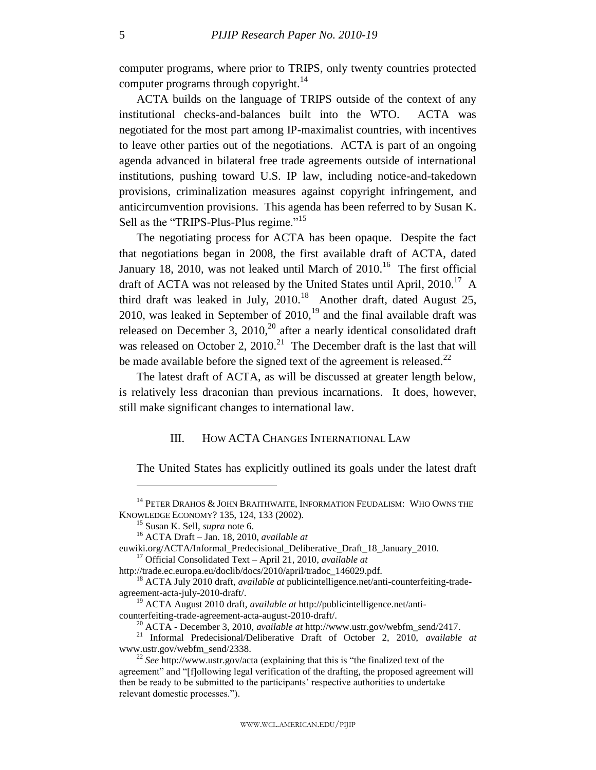computer programs, where prior to TRIPS, only twenty countries protected computer programs through copyright.[14]

ACTA builds on the language of TRIPS outside of the context of any institutional checks-and-balances built into the WTO. ACTA was negotiated for the most part among IP-maximalist countries, with incentives to leave other parties out of the negotiations. ACTA is part of an ongoing agenda advanced in bilateral free trade agreements outside of international institutions, pushing toward U.S. IP law, including notice-and-takedown provisions, criminalization measures against copyright infringement, and anticircumvention provisions. This agenda has been referred to by Susan K. Sell as the "TRIPS-Plus-Plus regime."[15]

The negotiating process for ACTA has been opaque. Despite the fact that negotiations began in 2008, the first available draft of ACTA, dated January 18, 2010, was not leaked until March of 2010.[16] The first official draft of ACTA was not released by the United States until April, 2010.[17] A third draft was leaked in July, 2010.[18] Another draft, dated August 25, 2010, was leaked in September of 2010,[19] and the final available draft was released on December 3, 2010,[20] after a nearly identical consolidated draft was released on October 2, 2010.[21] The December draft is the last that will be made available before the signed text of the agreement is released.[22]

The latest draft of ACTA, as will be discussed at greater length below, is relatively less draconian than previous incarnations. It does, however, still make significant changes to international law.

## III. How ACTA Changes International Law

The United States has explicitly outlined its goals under the latest draft

---

[14] Peter Drahos & John Braithwaite, Information Feudalism: Who Owns the Knowledge Economy? 135, 124, 133 (2002).

[15] Susan K. Sell, *supra* note 6.

[16] ACTA Draft – Jan. 18, 2010, *available at* euwiki.org/ACTA/Informal_Predecisional_Deliberative_Draft_18_January_2010.

[17] Official Consolidated Text – April 21, 2010, *available at* http://trade.ec.europa.eu/doclib/docs/2010/april/tradoc_146029.pdf.

[18] ACTA July 2010 draft, *available at* publicintelligence.net/anti-counterfeiting-trade-agreement-acta-july-2010-draft/.

[19] ACTA August 2010 draft, *available at* http://publicintelligence.net/anti-counterfeiting-trade-agreement-acta-august-2010-draft/.

[20] ACTA - December 3, 2010, *available at* http://www.ustr.gov/webfm_send/2417.

[21] Informal Predecisional/Deliberative Draft of October 2, 2010, *available at* www.ustr.gov/webfm_send/2338.

[22] *See* http://www.ustr.gov/acta (explaining that this is "the finalized text of the agreement" and "[f]ollowing legal verification of the drafting, the proposed agreement will then be ready to be submitted to the participants' respective authorities to undertake relevant domestic processes.").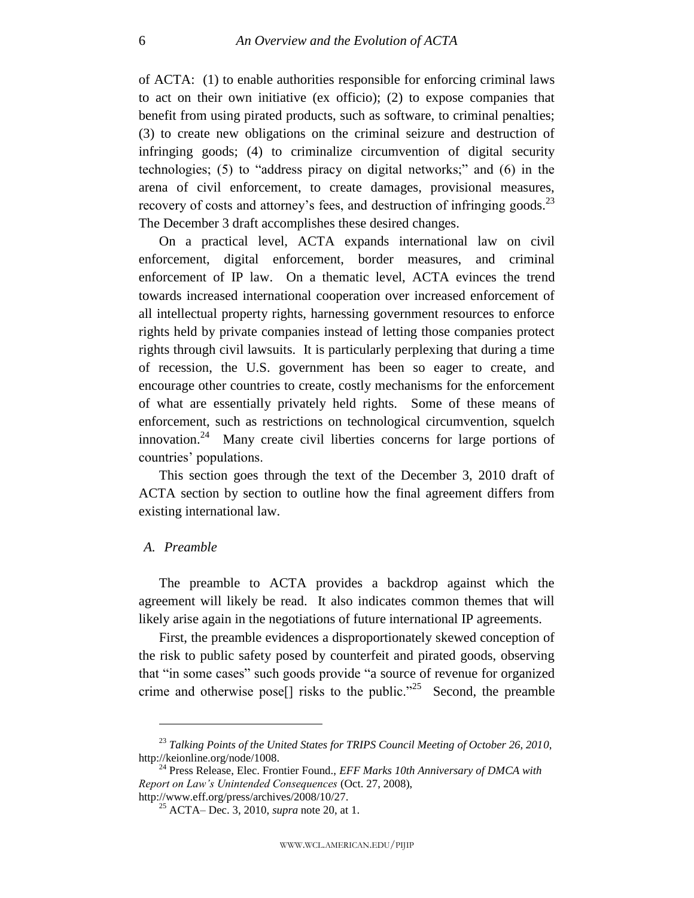of ACTA: (1) to enable authorities responsible for enforcing criminal laws to act on their own initiative (ex officio); (2) to expose companies that benefit from using pirated products, such as software, to criminal penalties; (3) to create new obligations on the criminal seizure and destruction of infringing goods; (4) to criminalize circumvention of digital security technologies; (5) to "address piracy on digital networks;" and (6) in the arena of civil enforcement, to create damages, provisional measures, recovery of costs and attorney's fees, and destruction of infringing goods.[23] The December 3 draft accomplishes these desired changes.

On a practical level, ACTA expands international law on civil enforcement, digital enforcement, border measures, and criminal enforcement of IP law. On a thematic level, ACTA evinces the trend towards increased international cooperation over increased enforcement of all intellectual property rights, harnessing government resources to enforce rights held by private companies instead of letting those companies protect rights through civil lawsuits. It is particularly perplexing that during a time of recession, the U.S. government has been so eager to create, and encourage other countries to create, costly mechanisms for the enforcement of what are essentially privately held rights. Some of these means of enforcement, such as restrictions on technological circumvention, squelch innovation.[24] Many create civil liberties concerns for large portions of countries' populations.

This section goes through the text of the December 3, 2010 draft of ACTA section by section to outline how the final agreement differs from existing international law.

### *A. Preamble*

The preamble to ACTA provides a backdrop against which the agreement will likely be read. It also indicates common themes that will likely arise again in the negotiations of future international IP agreements.

First, the preamble evidences a disproportionately skewed conception of the risk to public safety posed by counterfeit and pirated goods, observing that "in some cases" such goods provide "a source of revenue for organized crime and otherwise pose[] risks to the public."[25] Second, the preamble

---

[23] *Talking Points of the United States for TRIPS Council Meeting of October 26, 2010*, http://keionline.org/node/1008.

[24] Press Release, Elec. Frontier Found., *EFF Marks 10th Anniversary of DMCA with Report on Law's Unintended Consequences* (Oct. 27, 2008), http://www.eff.org/press/archives/2008/10/27.

[25] ACTA– Dec. 3, 2010, *supra* note 20, at 1.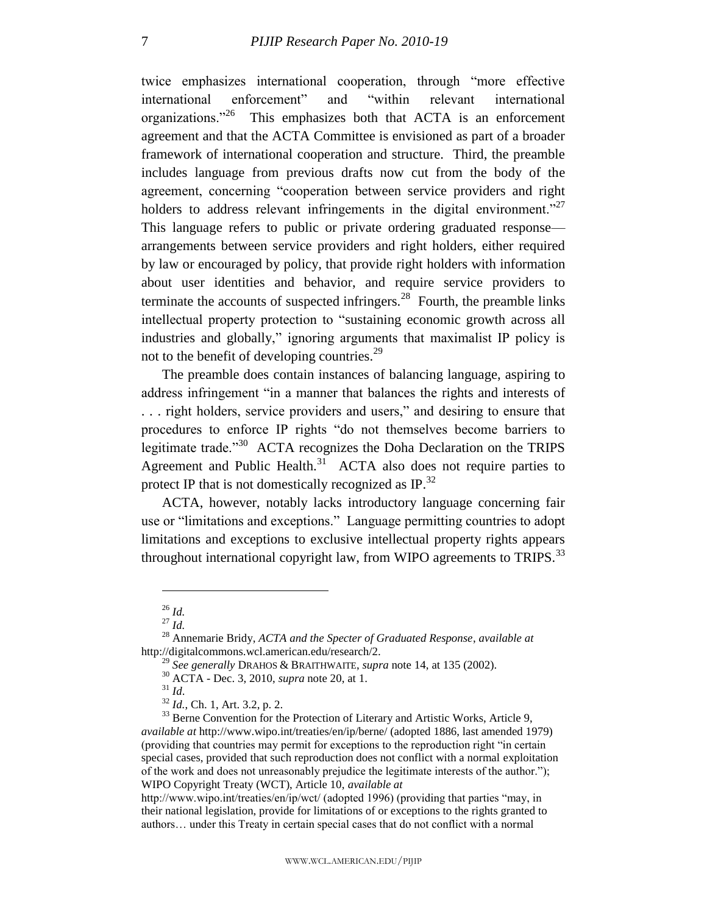twice emphasizes international cooperation, through "more effective international enforcement" and "within relevant international organizations."[26] This emphasizes both that ACTA is an enforcement agreement and that the ACTA Committee is envisioned as part of a broader framework of international cooperation and structure. Third, the preamble includes language from previous drafts now cut from the body of the agreement, concerning "cooperation between service providers and right holders to address relevant infringements in the digital environment."[27] This language refers to public or private ordering graduated response—arrangements between service providers and right holders, either required by law or encouraged by policy, that provide right holders with information about user identities and behavior, and require service providers to terminate the accounts of suspected infringers.[28] Fourth, the preamble links intellectual property protection to "sustaining economic growth across all industries and globally," ignoring arguments that maximalist IP policy is not to the benefit of developing countries.[29]

The preamble does contain instances of balancing language, aspiring to address infringement "in a manner that balances the rights and interests of . . . right holders, service providers and users," and desiring to ensure that procedures to enforce IP rights "do not themselves become barriers to legitimate trade."[30] ACTA recognizes the Doha Declaration on the TRIPS Agreement and Public Health.[31] ACTA also does not require parties to protect IP that is not domestically recognized as IP.[32]

ACTA, however, notably lacks introductory language concerning fair use or "limitations and exceptions." Language permitting countries to adopt limitations and exceptions to exclusive intellectual property rights appears throughout international copyright law, from WIPO agreements to TRIPS.[33]

---

[26] *Id.*

[27] *Id.*

[28] Annemarie Bridy, *ACTA and the Specter of Graduated Response*, *available at* http://digitalcommons.wcl.american.edu/research/2.

[29] *See generally* DRAHOS & BRAITHWAITE, *supra* note 14, at 135 (2002).

[30] ACTA - Dec. 3, 2010, *supra* note 20, at 1.

[31] *Id*.

[32] *Id.*, Ch. 1, Art. 3.2, p. 2.

[33] Berne Convention for the Protection of Literary and Artistic Works, Article 9, *available at* http://www.wipo.int/treaties/en/ip/berne/ (adopted 1886, last amended 1979) (providing that countries may permit for exceptions to the reproduction right "in certain special cases, provided that such reproduction does not conflict with a normal exploitation of the work and does not unreasonably prejudice the legitimate interests of the author."); WIPO Copyright Treaty (WCT), Article 10, *available at* http://www.wipo.int/treaties/en/ip/wct/ (adopted 1996) (providing that parties "may, in their national legislation, provide for limitations of or exceptions to the rights granted to authors… under this Treaty in certain special cases that do not conflict with a normal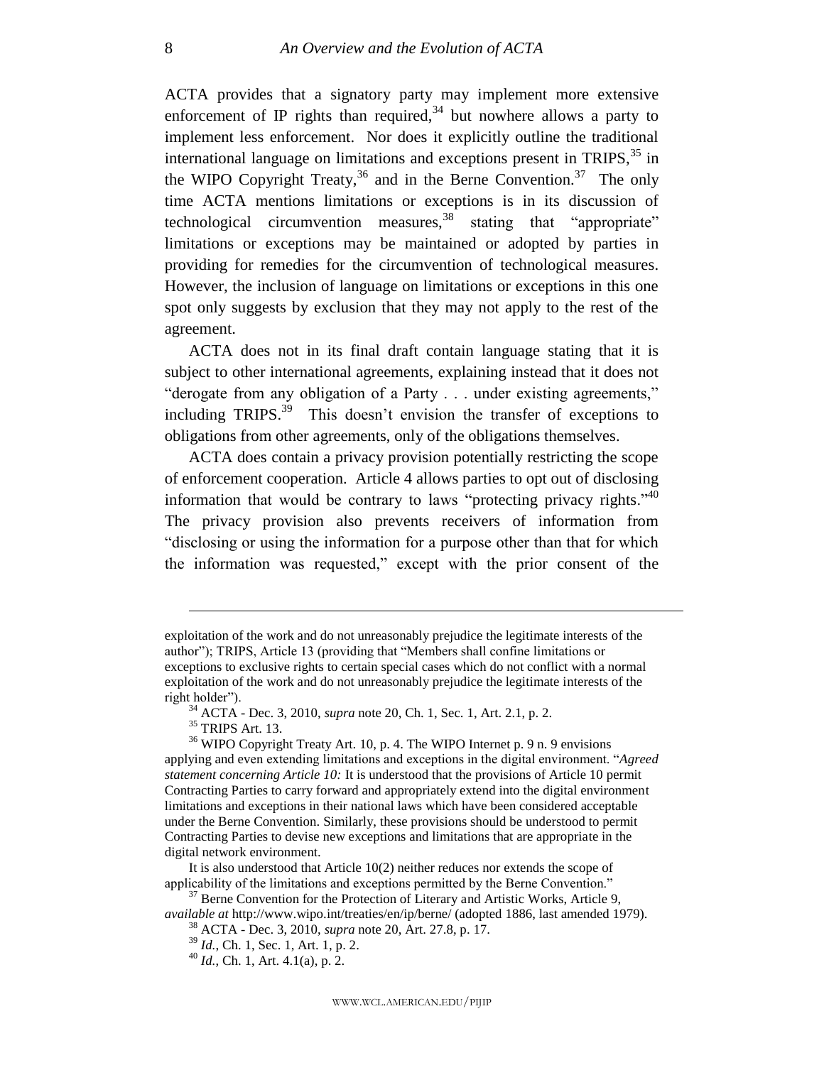ACTA provides that a signatory party may implement more extensive enforcement of IP rights than required,[34] but nowhere allows a party to implement less enforcement. Nor does it explicitly outline the traditional international language on limitations and exceptions present in TRIPS,[35] in the WIPO Copyright Treaty,[36] and in the Berne Convention.[37] The only time ACTA mentions limitations or exceptions is in its discussion of technological circumvention measures,[38] stating that "appropriate" limitations or exceptions may be maintained or adopted by parties in providing for remedies for the circumvention of technological measures. However, the inclusion of language on limitations or exceptions in this one spot only suggests by exclusion that they may not apply to the rest of the agreement.

ACTA does not in its final draft contain language stating that it is subject to other international agreements, explaining instead that it does not "derogate from any obligation of a Party . . . under existing agreements," including TRIPS.[39] This doesn't envision the transfer of exceptions to obligations from other agreements, only of the obligations themselves.

ACTA does contain a privacy provision potentially restricting the scope of enforcement cooperation. Article 4 allows parties to opt out of disclosing information that would be contrary to laws "protecting privacy rights."[40] The privacy provision also prevents receivers of information from "disclosing or using the information for a purpose other than that for which the information was requested," except with the prior consent of the

---

exploitation of the work and do not unreasonably prejudice the legitimate interests of the author"); TRIPS, Article 13 (providing that "Members shall confine limitations or exceptions to exclusive rights to certain special cases which do not conflict with a normal exploitation of the work and do not unreasonably prejudice the legitimate interests of the right holder").

[34] ACTA - Dec. 3, 2010, *supra* note 20, Ch. 1, Sec. 1, Art. 2.1, p. 2.

[35] TRIPS Art. 13.

[36] WIPO Copyright Treaty Art. 10, p. 4. The WIPO Internet p. 9 n. 9 envisions applying and even extending limitations and exceptions in the digital environment. "*Agreed statement concerning Article 10:* It is understood that the provisions of Article 10 permit Contracting Parties to carry forward and appropriately extend into the digital environment limitations and exceptions in their national laws which have been considered acceptable under the Berne Convention. Similarly, these provisions should be understood to permit Contracting Parties to devise new exceptions and limitations that are appropriate in the digital network environment.

It is also understood that Article 10(2) neither reduces nor extends the scope of applicability of the limitations and exceptions permitted by the Berne Convention."

[37] Berne Convention for the Protection of Literary and Artistic Works, Article 9, *available at* http://www.wipo.int/treaties/en/ip/berne/ (adopted 1886, last amended 1979).

[38] ACTA - Dec. 3, 2010, *supra* note 20, Art. 27.8, p. 17.

[39] *Id.*, Ch. 1, Sec. 1, Art. 1, p. 2.

[40] *Id.*, Ch. 1, Art. 4.1(a), p. 2.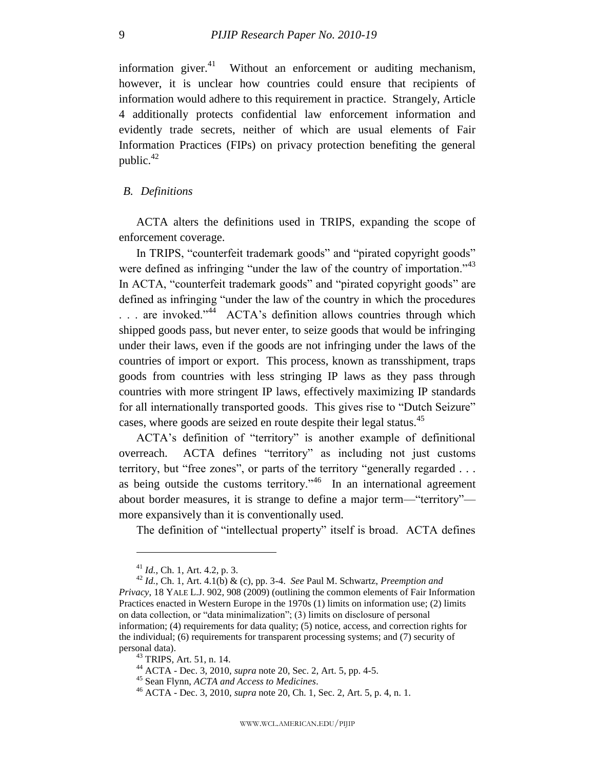information giver.[41] Without an enforcement or auditing mechanism, however, it is unclear how countries could ensure that recipients of information would adhere to this requirement in practice. Strangely, Article 4 additionally protects confidential law enforcement information and evidently trade secrets, neither of which are usual elements of Fair Information Practices (FIPs) on privacy protection benefiting the general public.[42]

### *B. Definitions*

ACTA alters the definitions used in TRIPS, expanding the scope of enforcement coverage.

In TRIPS, "counterfeit trademark goods" and "pirated copyright goods" were defined as infringing "under the law of the country of importation."[43] In ACTA, "counterfeit trademark goods" and "pirated copyright goods" are defined as infringing "under the law of the country in which the procedures . . . are invoked."[44] ACTA's definition allows countries through which shipped goods pass, but never enter, to seize goods that would be infringing under their laws, even if the goods are not infringing under the laws of the countries of import or export. This process, known as transshipment, traps goods from countries with less stringing IP laws as they pass through countries with more stringent IP laws, effectively maximizing IP standards for all internationally transported goods. This gives rise to "Dutch Seizure" cases, where goods are seized en route despite their legal status.[45]

ACTA's definition of "territory" is another example of definitional overreach. ACTA defines "territory" as including not just customs territory, but "free zones", or parts of the territory "generally regarded . . . as being outside the customs territory."[46] In an international agreement about border measures, it is strange to define a major term—"territory"—more expansively than it is conventionally used.

The definition of "intellectual property" itself is broad. ACTA defines

---

[41] *Id.*, Ch. 1, Art. 4.2, p. 3.

[42] *Id.*, Ch. 1, Art. 4.1(b) & (c), pp. 3-4. *See* Paul M. Schwartz, *Preemption and Privacy*, 18 YALE L.J. 902, 908 (2009) (outlining the common elements of Fair Information Practices enacted in Western Europe in the 1970s (1) limits on information use; (2) limits on data collection, or "data minimalization"; (3) limits on disclosure of personal information; (4) requirements for data quality; (5) notice, access, and correction rights for the individual; (6) requirements for transparent processing systems; and (7) security of personal data).

[43] TRIPS, Art. 51, n. 14.

[44] ACTA - Dec. 3, 2010, *supra* note 20, Sec. 2, Art. 5, pp. 4-5.

[45] Sean Flynn, *ACTA and Access to Medicines*.

[46] ACTA - Dec. 3, 2010, *supra* note 20, Ch. 1, Sec. 2, Art. 5, p. 4, n. 1.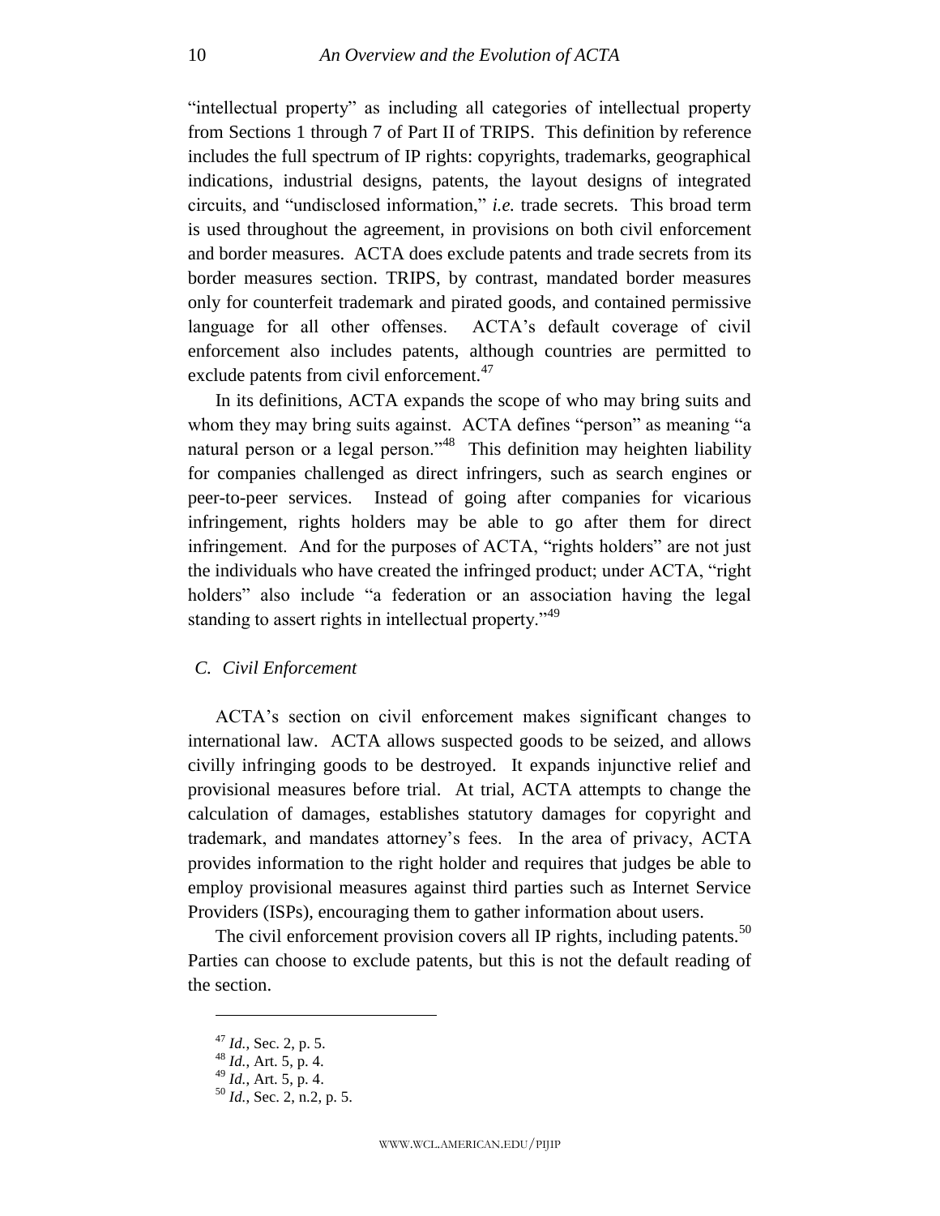"intellectual property" as including all categories of intellectual property from Sections 1 through 7 of Part II of TRIPS. This definition by reference includes the full spectrum of IP rights: copyrights, trademarks, geographical indications, industrial designs, patents, the layout designs of integrated circuits, and "undisclosed information," *i.e.* trade secrets. This broad term is used throughout the agreement, in provisions on both civil enforcement and border measures. ACTA does exclude patents and trade secrets from its border measures section. TRIPS, by contrast, mandated border measures only for counterfeit trademark and pirated goods, and contained permissive language for all other offenses. ACTA's default coverage of civil enforcement also includes patents, although countries are permitted to exclude patents from civil enforcement.[47]

In its definitions, ACTA expands the scope of who may bring suits and whom they may bring suits against. ACTA defines "person" as meaning "a natural person or a legal person."[48] This definition may heighten liability for companies challenged as direct infringers, such as search engines or peer-to-peer services. Instead of going after companies for vicarious infringement, rights holders may be able to go after them for direct infringement. And for the purposes of ACTA, "rights holders" are not just the individuals who have created the infringed product; under ACTA, "right holders" also include "a federation or an association having the legal standing to assert rights in intellectual property."[49]

### *C. Civil Enforcement*

ACTA's section on civil enforcement makes significant changes to international law. ACTA allows suspected goods to be seized, and allows civilly infringing goods to be destroyed. It expands injunctive relief and provisional measures before trial. At trial, ACTA attempts to change the calculation of damages, establishes statutory damages for copyright and trademark, and mandates attorney's fees. In the area of privacy, ACTA provides information to the right holder and requires that judges be able to employ provisional measures against third parties such as Internet Service Providers (ISPs), encouraging them to gather information about users.

The civil enforcement provision covers all IP rights, including patents.[50] Parties can choose to exclude patents, but this is not the default reading of the section.

---

[47] *Id.*, Sec. 2, p. 5.

[48] *Id.*, Art. 5, p. 4.

[49] *Id.*, Art. 5, p. 4.

[50] *Id.*, Sec. 2, n.2, p. 5.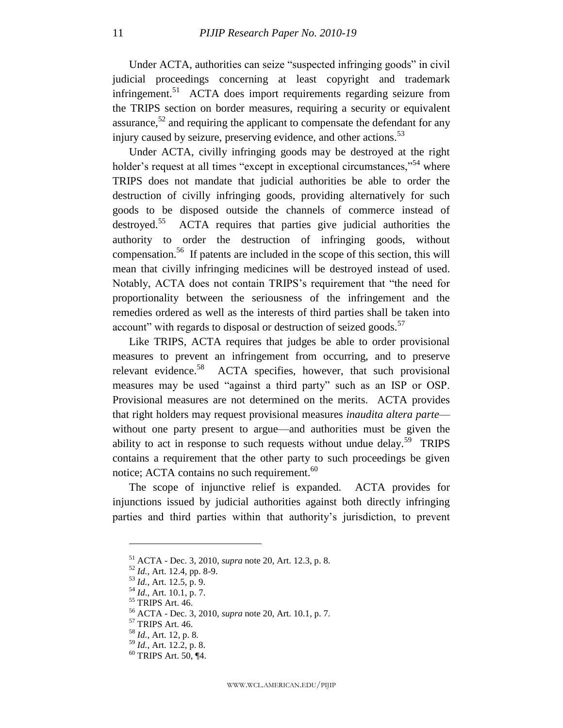Under ACTA, authorities can seize "suspected infringing goods" in civil judicial proceedings concerning at least copyright and trademark infringement.[51] ACTA does import requirements regarding seizure from the TRIPS section on border measures, requiring a security or equivalent assurance,[52] and requiring the applicant to compensate the defendant for any injury caused by seizure, preserving evidence, and other actions.[53]

Under ACTA, civilly infringing goods may be destroyed at the right holder's request at all times "except in exceptional circumstances,"[54] where TRIPS does not mandate that judicial authorities be able to order the destruction of civilly infringing goods, providing alternatively for such goods to be disposed outside the channels of commerce instead of destroyed.[55] ACTA requires that parties give judicial authorities the authority to order the destruction of infringing goods, without compensation.[56] If patents are included in the scope of this section, this will mean that civilly infringing medicines will be destroyed instead of used. Notably, ACTA does not contain TRIPS's requirement that "the need for proportionality between the seriousness of the infringement and the remedies ordered as well as the interests of third parties shall be taken into account" with regards to disposal or destruction of seized goods.[57]

Like TRIPS, ACTA requires that judges be able to order provisional measures to prevent an infringement from occurring, and to preserve relevant evidence.[58] ACTA specifies, however, that such provisional measures may be used "against a third party" such as an ISP or OSP. Provisional measures are not determined on the merits. ACTA provides that right holders may request provisional measures *inaudita altera parte*—without one party present to argue—and authorities must be given the ability to act in response to such requests without undue delay.[59] TRIPS contains a requirement that the other party to such proceedings be given notice; ACTA contains no such requirement.[60]

The scope of injunctive relief is expanded. ACTA provides for injunctions issued by judicial authorities against both directly infringing parties and third parties within that authority's jurisdiction, to prevent

---

[51] ACTA - Dec. 3, 2010, *supra* note 20, Art. 12.3, p. 8.

[52] *Id.*, Art. 12.4, pp. 8-9.

[53] *Id.*, Art. 12.5, p. 9.

[54] *Id.*, Art. 10.1, p. 7.

[55] TRIPS Art. 46.

[56] ACTA - Dec. 3, 2010, *supra* note 20, Art. 10.1, p. 7.

[57] TRIPS Art. 46.

[58] *Id.*, Art. 12, p. 8.

[59] *Id.*, Art. 12.2, p. 8.

[60] TRIPS Art. 50, ¶4.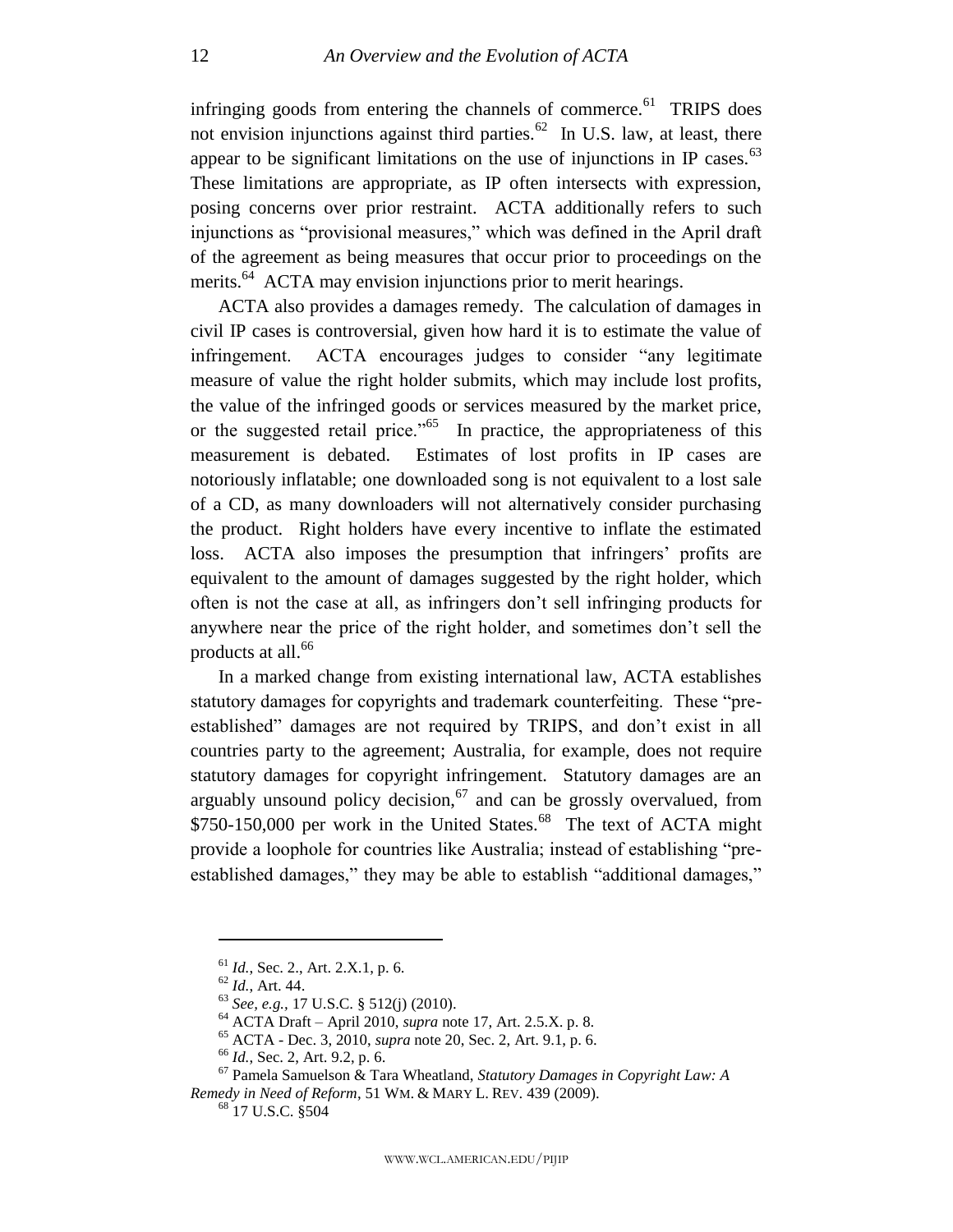infringing goods from entering the channels of commerce.[61] TRIPS does not envision injunctions against third parties.[62] In U.S. law, at least, there appear to be significant limitations on the use of injunctions in IP cases.[63] These limitations are appropriate, as IP often intersects with expression, posing concerns over prior restraint. ACTA additionally refers to such injunctions as "provisional measures," which was defined in the April draft of the agreement as being measures that occur prior to proceedings on the merits.[64] ACTA may envision injunctions prior to merit hearings.

ACTA also provides a damages remedy. The calculation of damages in civil IP cases is controversial, given how hard it is to estimate the value of infringement. ACTA encourages judges to consider "any legitimate measure of value the right holder submits, which may include lost profits, the value of the infringed goods or services measured by the market price, or the suggested retail price."[65] In practice, the appropriateness of this measurement is debated. Estimates of lost profits in IP cases are notoriously inflatable; one downloaded song is not equivalent to a lost sale of a CD, as many downloaders will not alternatively consider purchasing the product. Right holders have every incentive to inflate the estimated loss. ACTA also imposes the presumption that infringers' profits are equivalent to the amount of damages suggested by the right holder, which often is not the case at all, as infringers don't sell infringing products for anywhere near the price of the right holder, and sometimes don't sell the products at all.[66]

In a marked change from existing international law, ACTA establishes statutory damages for copyrights and trademark counterfeiting. These "pre-established" damages are not required by TRIPS, and don't exist in all countries party to the agreement; Australia, for example, does not require statutory damages for copyright infringement. Statutory damages are an arguably unsound policy decision,[67] and can be grossly overvalued, from $750-150,000 per work in the United States.[68] The text of ACTA might provide a loophole for countries like Australia; instead of establishing "pre-established damages," they may be able to establish "additional damages,"

---

[61] *Id.*, Sec. 2., Art. 2.X.1, p. 6.

[62] *Id.*, Art. 44.

[63] *See, e.g.*, 17 U.S.C. § 512(j) (2010).

[64] ACTA Draft – April 2010, *supra* note 17, Art. 2.5.X. p. 8.

[65] ACTA - Dec. 3, 2010, *supra* note 20, Sec. 2, Art. 9.1, p. 6.

[66] *Id.*, Sec. 2, Art. 9.2, p. 6.

[67] Pamela Samuelson & Tara Wheatland, *Statutory Damages in Copyright Law: A Remedy in Need of Reform*, 51 WM. & MARY L. REV. 439 (2009).

[68] 17 U.S.C. §504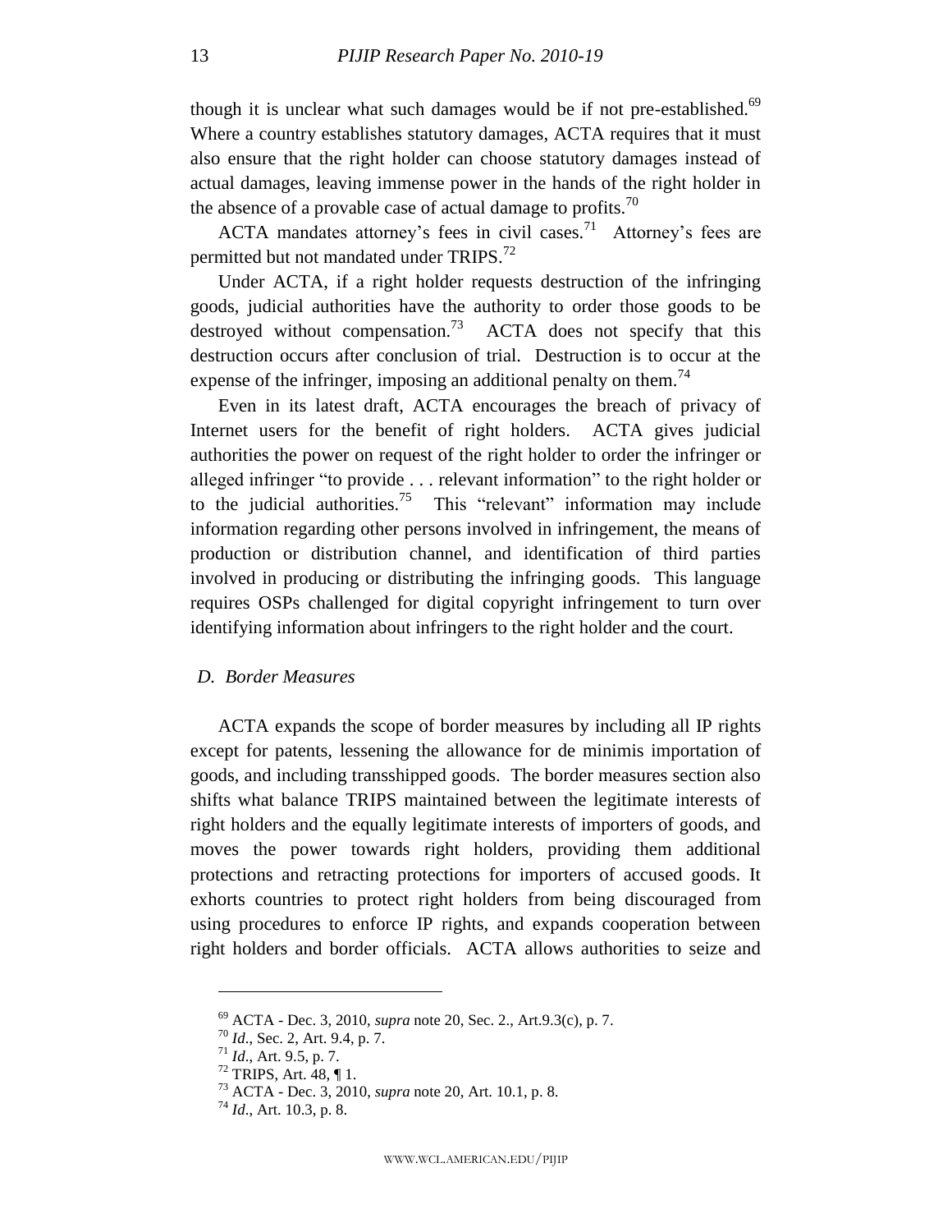though it is unclear what such damages would be if not pre-established.[69] Where a country establishes statutory damages, ACTA requires that it must also ensure that the right holder can choose statutory damages instead of actual damages, leaving immense power in the hands of the right holder in the absence of a provable case of actual damage to profits.[70]

ACTA mandates attorney's fees in civil cases.[71] Attorney's fees are permitted but not mandated under TRIPS.[72]

Under ACTA, if a right holder requests destruction of the infringing goods, judicial authorities have the authority to order those goods to be destroyed without compensation.[73] ACTA does not specify that this destruction occurs after conclusion of trial. Destruction is to occur at the expense of the infringer, imposing an additional penalty on them.[74]

Even in its latest draft, ACTA encourages the breach of privacy of Internet users for the benefit of right holders. ACTA gives judicial authorities the power on request of the right holder to order the infringer or alleged infringer "to provide . . . relevant information" to the right holder or to the judicial authorities.[75] This "relevant" information may include information regarding other persons involved in infringement, the means of production or distribution channel, and identification of third parties involved in producing or distributing the infringing goods. This language requires OSPs challenged for digital copyright infringement to turn over identifying information about infringers to the right holder and the court.

### *D. Border Measures*

ACTA expands the scope of border measures by including all IP rights except for patents, lessening the allowance for de minimis importation of goods, and including transshipped goods. The border measures section also shifts what balance TRIPS maintained between the legitimate interests of right holders and the equally legitimate interests of importers of goods, and moves the power towards right holders, providing them additional protections and retracting protections for importers of accused goods. It exhorts countries to protect right holders from being discouraged from using procedures to enforce IP rights, and expands cooperation between right holders and border officials. ACTA allows authorities to seize and

---

[69] ACTA - Dec. 3, 2010, *supra* note 20, Sec. 2., Art.9.3(c), p. 7.

[70] *Id*., Sec. 2, Art. 9.4, p. 7.

[71] *Id*., Art. 9.5, p. 7.

[72] TRIPS, Art. 48, ¶ 1.

[73] ACTA - Dec. 3, 2010, *supra* note 20, Art. 10.1, p. 8.

[74] *Id*., Art. 10.3, p. 8.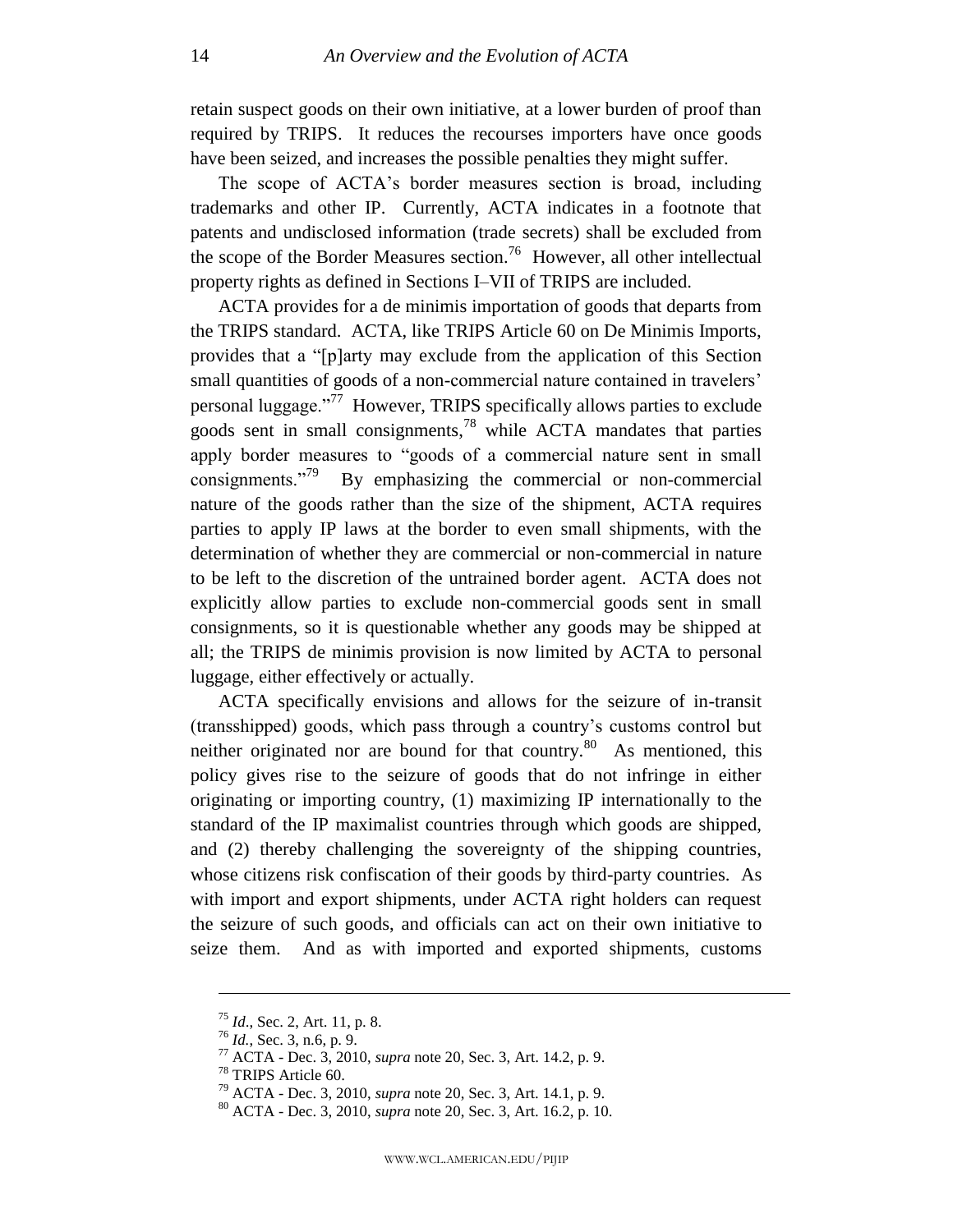retain suspect goods on their own initiative, at a lower burden of proof than required by TRIPS. It reduces the recourses importers have once goods have been seized, and increases the possible penalties they might suffer.

The scope of ACTA's border measures section is broad, including trademarks and other IP. Currently, ACTA indicates in a footnote that patents and undisclosed information (trade secrets) shall be excluded from the scope of the Border Measures section.[76] However, all other intellectual property rights as defined in Sections I–VII of TRIPS are included.

ACTA provides for a de minimis importation of goods that departs from the TRIPS standard. ACTA, like TRIPS Article 60 on De Minimis Imports, provides that a "[p]arty may exclude from the application of this Section small quantities of goods of a non-commercial nature contained in travelers' personal luggage."[77] However, TRIPS specifically allows parties to exclude goods sent in small consignments,[78] while ACTA mandates that parties apply border measures to "goods of a commercial nature sent in small consignments."[79] By emphasizing the commercial or non-commercial nature of the goods rather than the size of the shipment, ACTA requires parties to apply IP laws at the border to even small shipments, with the determination of whether they are commercial or non-commercial in nature to be left to the discretion of the untrained border agent. ACTA does not explicitly allow parties to exclude non-commercial goods sent in small consignments, so it is questionable whether any goods may be shipped at all; the TRIPS de minimis provision is now limited by ACTA to personal luggage, either effectively or actually.

ACTA specifically envisions and allows for the seizure of in-transit (transshipped) goods, which pass through a country's customs control but neither originated nor are bound for that country.[80] As mentioned, this policy gives rise to the seizure of goods that do not infringe in either originating or importing country, (1) maximizing IP internationally to the standard of the IP maximalist countries through which goods are shipped, and (2) thereby challenging the sovereignty of the shipping countries, whose citizens risk confiscation of their goods by third-party countries. As with import and export shipments, under ACTA right holders can request the seizure of such goods, and officials can act on their own initiative to seize them. And as with imported and exported shipments, customs

---

[75] *Id*., Sec. 2, Art. 11, p. 8.

[76] *Id.*, Sec. 3, n.6, p. 9.

[77] ACTA - Dec. 3, 2010, *supra* note 20, Sec. 3, Art. 14.2, p. 9.

[78] TRIPS Article 60.

[79] ACTA - Dec. 3, 2010, *supra* note 20, Sec. 3, Art. 14.1, p. 9.

[80] ACTA - Dec. 3, 2010, *supra* note 20, Sec. 3, Art. 16.2, p. 10.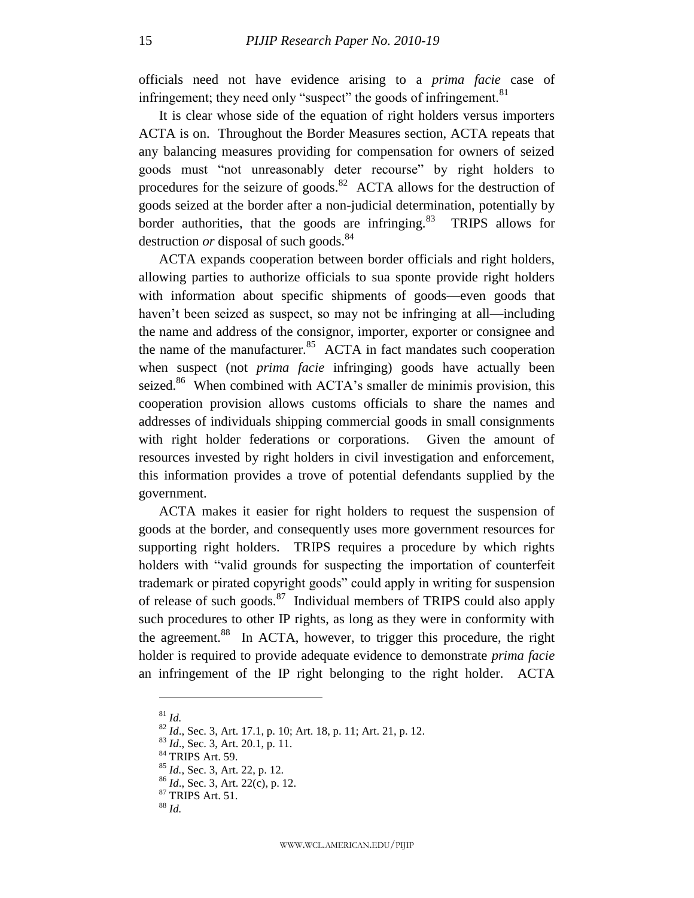officials need not have evidence arising to a *prima facie* case of infringement; they need only "suspect" the goods of infringement.[81]

It is clear whose side of the equation of right holders versus importers ACTA is on. Throughout the Border Measures section, ACTA repeats that any balancing measures providing for compensation for owners of seized goods must "not unreasonably deter recourse" by right holders to procedures for the seizure of goods.[82] ACTA allows for the destruction of goods seized at the border after a non-judicial determination, potentially by border authorities, that the goods are infringing.[83] TRIPS allows for destruction *or* disposal of such goods.[84]

ACTA expands cooperation between border officials and right holders, allowing parties to authorize officials to sua sponte provide right holders with information about specific shipments of goods—even goods that haven't been seized as suspect, so may not be infringing at all—including the name and address of the consignor, importer, exporter or consignee and the name of the manufacturer.[85] ACTA in fact mandates such cooperation when suspect (not *prima facie* infringing) goods have actually been seized.[86] When combined with ACTA's smaller de minimis provision, this cooperation provision allows customs officials to share the names and addresses of individuals shipping commercial goods in small consignments with right holder federations or corporations. Given the amount of resources invested by right holders in civil investigation and enforcement, this information provides a trove of potential defendants supplied by the government.

ACTA makes it easier for right holders to request the suspension of goods at the border, and consequently uses more government resources for supporting right holders. TRIPS requires a procedure by which rights holders with "valid grounds for suspecting the importation of counterfeit trademark or pirated copyright goods" could apply in writing for suspension of release of such goods.[87] Individual members of TRIPS could also apply such procedures to other IP rights, as long as they were in conformity with the agreement.[88] In ACTA, however, to trigger this procedure, the right holder is required to provide adequate evidence to demonstrate *prima facie* an infringement of the IP right belonging to the right holder. ACTA

---

[81] *Id.*

[82] *Id*., Sec. 3, Art. 17.1, p. 10; Art. 18, p. 11; Art. 21, p. 12.

[83] *Id*., Sec. 3, Art. 20.1, p. 11.

[84] TRIPS Art. 59.

[85] *Id.*, Sec. 3, Art. 22, p. 12.

[86] *Id*., Sec. 3, Art. 22(c), p. 12.

[87] TRIPS Art. 51.

[88] *Id.*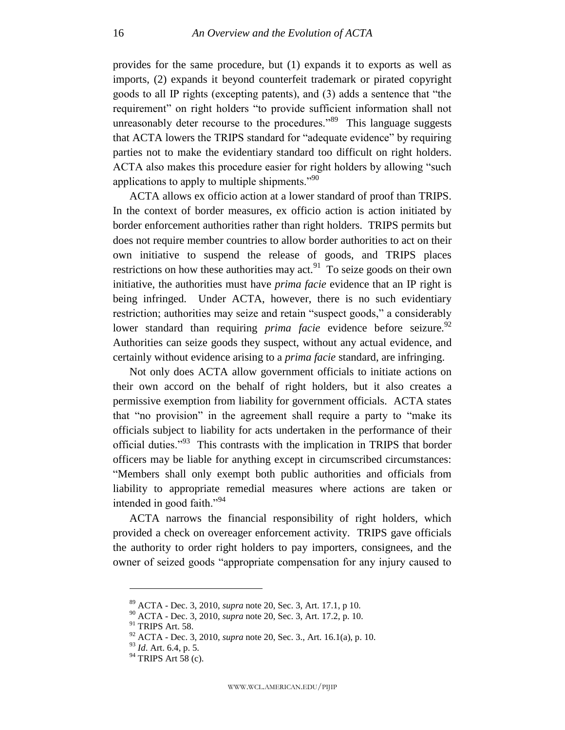provides for the same procedure, but (1) expands it to exports as well as imports, (2) expands it beyond counterfeit trademark or pirated copyright goods to all IP rights (excepting patents), and (3) adds a sentence that "the requirement" on right holders "to provide sufficient information shall not unreasonably deter recourse to the procedures."[89] This language suggests that ACTA lowers the TRIPS standard for "adequate evidence" by requiring parties not to make the evidentiary standard too difficult on right holders. ACTA also makes this procedure easier for right holders by allowing "such applications to apply to multiple shipments."[90]

ACTA allows ex officio action at a lower standard of proof than TRIPS. In the context of border measures, ex officio action is action initiated by border enforcement authorities rather than right holders. TRIPS permits but does not require member countries to allow border authorities to act on their own initiative to suspend the release of goods, and TRIPS places restrictions on how these authorities may act.[91] To seize goods on their own initiative, the authorities must have *prima facie* evidence that an IP right is being infringed. Under ACTA, however, there is no such evidentiary restriction; authorities may seize and retain "suspect goods," a considerably lower standard than requiring *prima facie* evidence before seizure.[92] Authorities can seize goods they suspect, without any actual evidence, and certainly without evidence arising to a *prima facie* standard, are infringing.

Not only does ACTA allow government officials to initiate actions on their own accord on the behalf of right holders, but it also creates a permissive exemption from liability for government officials. ACTA states that "no provision" in the agreement shall require a party to "make its officials subject to liability for acts undertaken in the performance of their official duties."[93] This contrasts with the implication in TRIPS that border officers may be liable for anything except in circumscribed circumstances: "Members shall only exempt both public authorities and officials from liability to appropriate remedial measures where actions are taken or intended in good faith."[94]

ACTA narrows the financial responsibility of right holders, which provided a check on overeager enforcement activity. TRIPS gave officials the authority to order right holders to pay importers, consignees, and the owner of seized goods "appropriate compensation for any injury caused to

---

[89] ACTA - Dec. 3, 2010, *supra* note 20, Sec. 3, Art. 17.1, p 10.

[90] ACTA - Dec. 3, 2010, *supra* note 20, Sec. 3, Art. 17.2, p. 10.

[91] TRIPS Art. 58.

[92] ACTA - Dec. 3, 2010, *supra* note 20, Sec. 3., Art. 16.1(a), p. 10.

[93] *Id*. Art. 6.4, p. 5.

[94] TRIPS Art 58 (c).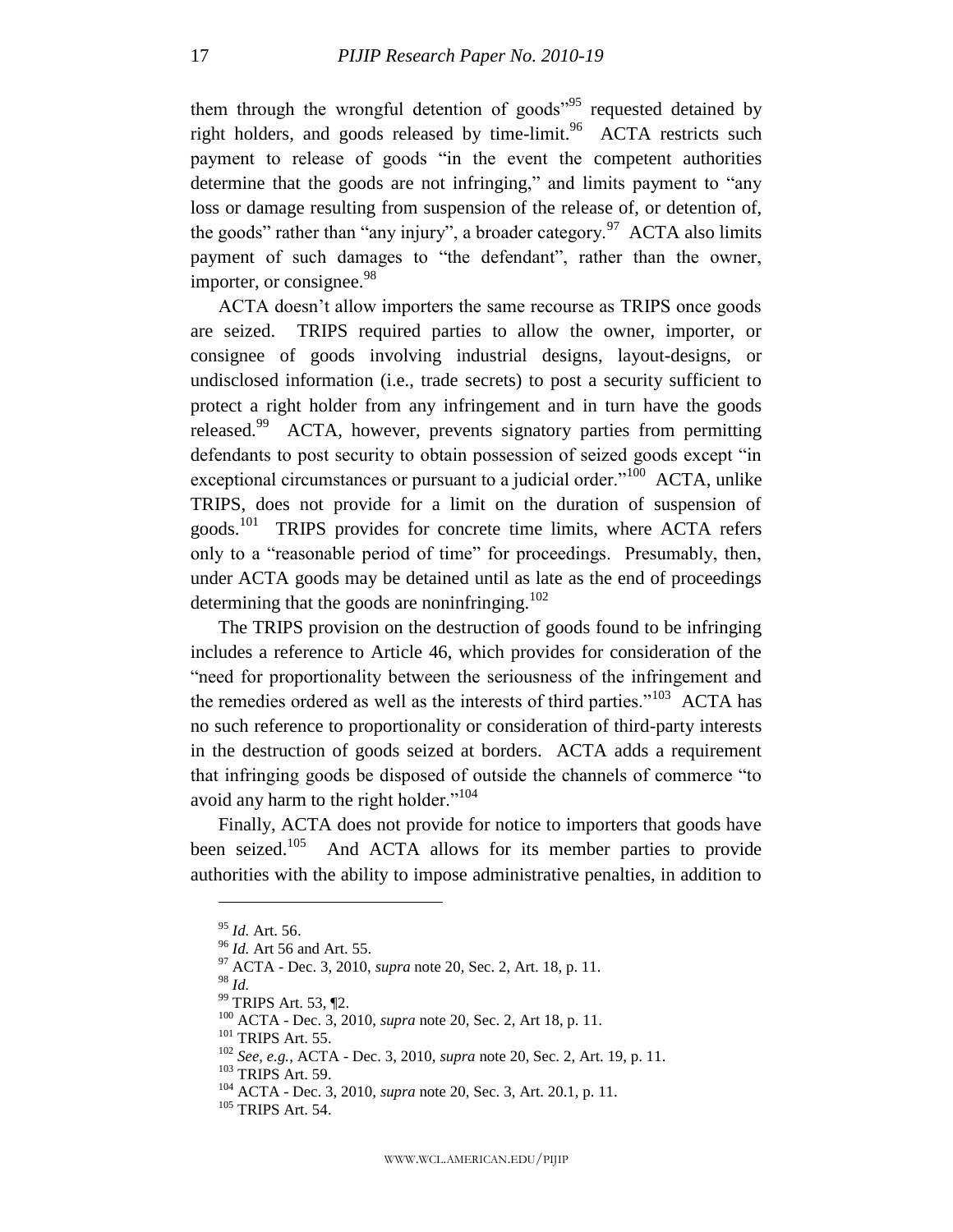them through the wrongful detention of goods"[95] requested detained by right holders, and goods released by time-limit.[96] ACTA restricts such payment to release of goods "in the event the competent authorities determine that the goods are not infringing," and limits payment to "any loss or damage resulting from suspension of the release of, or detention of, the goods" rather than "any injury", a broader category.[97] ACTA also limits payment of such damages to "the defendant", rather than the owner, importer, or consignee.[98]

ACTA doesn't allow importers the same recourse as TRIPS once goods are seized. TRIPS required parties to allow the owner, importer, or consignee of goods involving industrial designs, layout-designs, or undisclosed information (i.e., trade secrets) to post a security sufficient to protect a right holder from any infringement and in turn have the goods released.[99] ACTA, however, prevents signatory parties from permitting defendants to post security to obtain possession of seized goods except "in exceptional circumstances or pursuant to a judicial order."[100] ACTA, unlike TRIPS, does not provide for a limit on the duration of suspension of goods.[101] TRIPS provides for concrete time limits, where ACTA refers only to a "reasonable period of time" for proceedings. Presumably, then, under ACTA goods may be detained until as late as the end of proceedings determining that the goods are noninfringing.[102]

The TRIPS provision on the destruction of goods found to be infringing includes a reference to Article 46, which provides for consideration of the "need for proportionality between the seriousness of the infringement and the remedies ordered as well as the interests of third parties."[103] ACTA has no such reference to proportionality or consideration of third-party interests in the destruction of goods seized at borders. ACTA adds a requirement that infringing goods be disposed of outside the channels of commerce "to avoid any harm to the right holder."[104]

Finally, ACTA does not provide for notice to importers that goods have been seized.[105] And ACTA allows for its member parties to provide authorities with the ability to impose administrative penalties, in addition to

---

[95] *Id.* Art. 56.

[96] *Id.* Art 56 and Art. 55.

[97] ACTA - Dec. 3, 2010, *supra* note 20, Sec. 2, Art. 18, p. 11.

[98] *Id.*

[99] TRIPS Art. 53, ¶2.

[100] ACTA - Dec. 3, 2010, *supra* note 20, Sec. 2, Art 18, p. 11.

[101] TRIPS Art. 55.

[102] *See, e.g.*, ACTA - Dec. 3, 2010, *supra* note 20, Sec. 2, Art. 19, p. 11.

[103] TRIPS Art. 59.

[104] ACTA - Dec. 3, 2010, *supra* note 20, Sec. 3, Art. 20.1, p. 11.

[105] TRIPS Art. 54.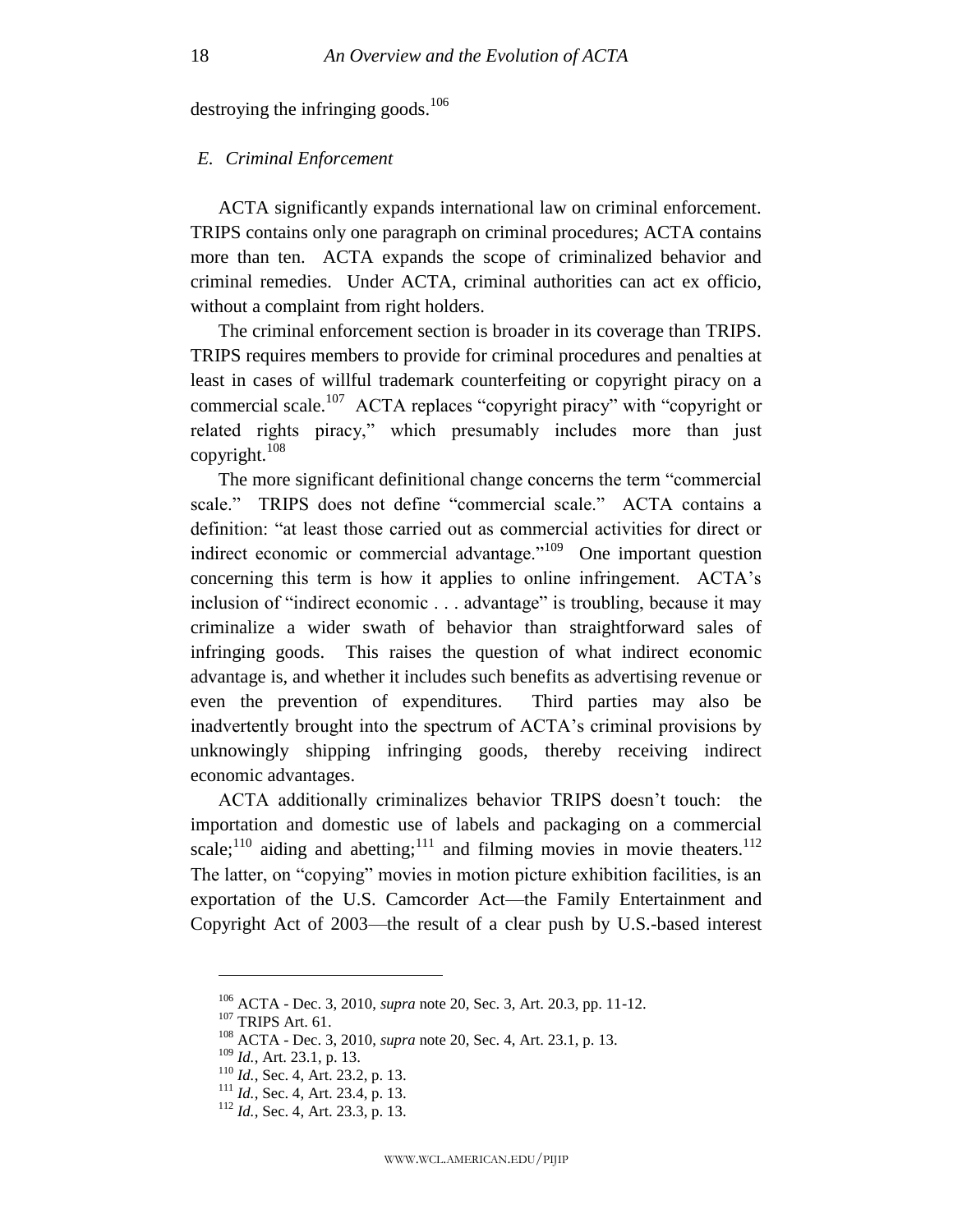destroying the infringing goods.[106]

### *E. Criminal Enforcement*

ACTA significantly expands international law on criminal enforcement. TRIPS contains only one paragraph on criminal procedures; ACTA contains more than ten. ACTA expands the scope of criminalized behavior and criminal remedies. Under ACTA, criminal authorities can act ex officio, without a complaint from right holders.

The criminal enforcement section is broader in its coverage than TRIPS. TRIPS requires members to provide for criminal procedures and penalties at least in cases of willful trademark counterfeiting or copyright piracy on a commercial scale.[107] ACTA replaces "copyright piracy" with "copyright or related rights piracy," which presumably includes more than just copyright.[108]

The more significant definitional change concerns the term "commercial scale." TRIPS does not define "commercial scale." ACTA contains a definition: "at least those carried out as commercial activities for direct or indirect economic or commercial advantage."[109] One important question concerning this term is how it applies to online infringement. ACTA's inclusion of "indirect economic . . . advantage" is troubling, because it may criminalize a wider swath of behavior than straightforward sales of infringing goods. This raises the question of what indirect economic advantage is, and whether it includes such benefits as advertising revenue or even the prevention of expenditures. Third parties may also be inadvertently brought into the spectrum of ACTA's criminal provisions by unknowingly shipping infringing goods, thereby receiving indirect economic advantages.

ACTA additionally criminalizes behavior TRIPS doesn't touch: the importation and domestic use of labels and packaging on a commercial scale;[110] aiding and abetting;[111] and filming movies in movie theaters.[112] The latter, on "copying" movies in motion picture exhibition facilities, is an exportation of the U.S. Camcorder Act—the Family Entertainment and Copyright Act of 2003—the result of a clear push by U.S.-based interest

---

[106] ACTA - Dec. 3, 2010, *supra* note 20, Sec. 3, Art. 20.3, pp. 11-12.

[107] TRIPS Art. 61.

[108] ACTA - Dec. 3, 2010, *supra* note 20, Sec. 4, Art. 23.1, p. 13.

[109] *Id.*, Art. 23.1, p. 13.

[110] *Id.*, Sec. 4, Art. 23.2, p. 13.

[111] *Id.*, Sec. 4, Art. 23.4, p. 13.

[112] *Id.*, Sec. 4, Art. 23.3, p. 13.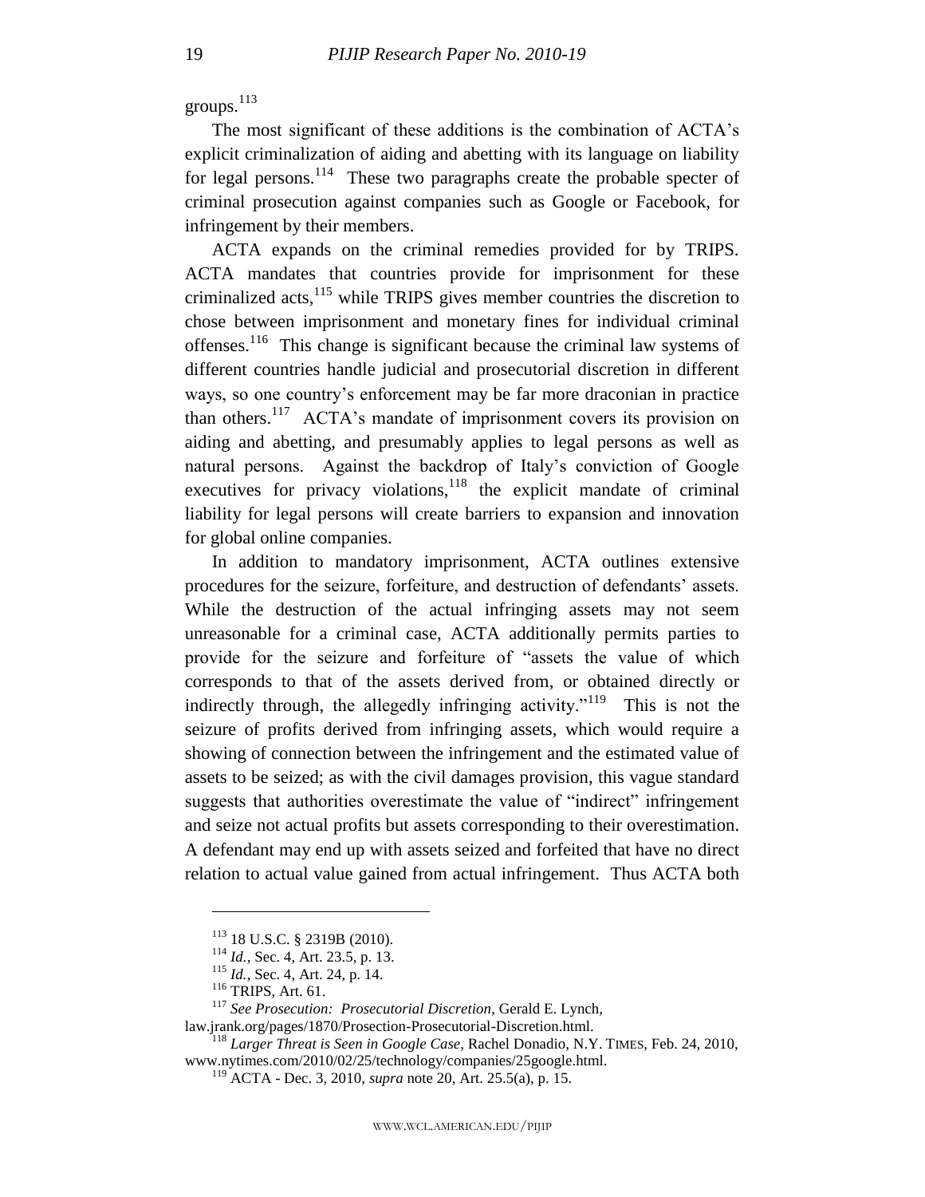groups.[113]

The most significant of these additions is the combination of ACTA's explicit criminalization of aiding and abetting with its language on liability for legal persons.[114] These two paragraphs create the probable specter of criminal prosecution against companies such as Google or Facebook, for infringement by their members.

ACTA expands on the criminal remedies provided for by TRIPS. ACTA mandates that countries provide for imprisonment for these criminalized acts,[115] while TRIPS gives member countries the discretion to chose between imprisonment and monetary fines for individual criminal offenses.[116] This change is significant because the criminal law systems of different countries handle judicial and prosecutorial discretion in different ways, so one country's enforcement may be far more draconian in practice than others.[117] ACTA's mandate of imprisonment covers its provision on aiding and abetting, and presumably applies to legal persons as well as natural persons. Against the backdrop of Italy's conviction of Google executives for privacy violations,[118] the explicit mandate of criminal liability for legal persons will create barriers to expansion and innovation for global online companies.

In addition to mandatory imprisonment, ACTA outlines extensive procedures for the seizure, forfeiture, and destruction of defendants' assets. While the destruction of the actual infringing assets may not seem unreasonable for a criminal case, ACTA additionally permits parties to provide for the seizure and forfeiture of "assets the value of which corresponds to that of the assets derived from, or obtained directly or indirectly through, the allegedly infringing activity."[119] This is not the seizure of profits derived from infringing assets, which would require a showing of connection between the infringement and the estimated value of assets to be seized; as with the civil damages provision, this vague standard suggests that authorities overestimate the value of "indirect" infringement and seize not actual profits but assets corresponding to their overestimation. A defendant may end up with assets seized and forfeited that have no direct relation to actual value gained from actual infringement. Thus ACTA both

---

[113] 18 U.S.C. § 2319B (2010).

[114] *Id.*, Sec. 4, Art. 23.5, p. 13.

[115] *Id.*, Sec. 4, Art. 24, p. 14.

[116] TRIPS, Art. 61.

[117] *See Prosecution: Prosecutorial Discretion*, Gerald E. Lynch, law.jrank.org/pages/1870/Prosection-Prosecutorial-Discretion.html.

[118] *Larger Threat is Seen in Google Case*, Rachel Donadio, N.Y. TIMES, Feb. 24, 2010, www.nytimes.com/2010/02/25/technology/companies/25google.html.

[119] ACTA - Dec. 3, 2010, *supra* note 20, Art. 25.5(a), p. 15.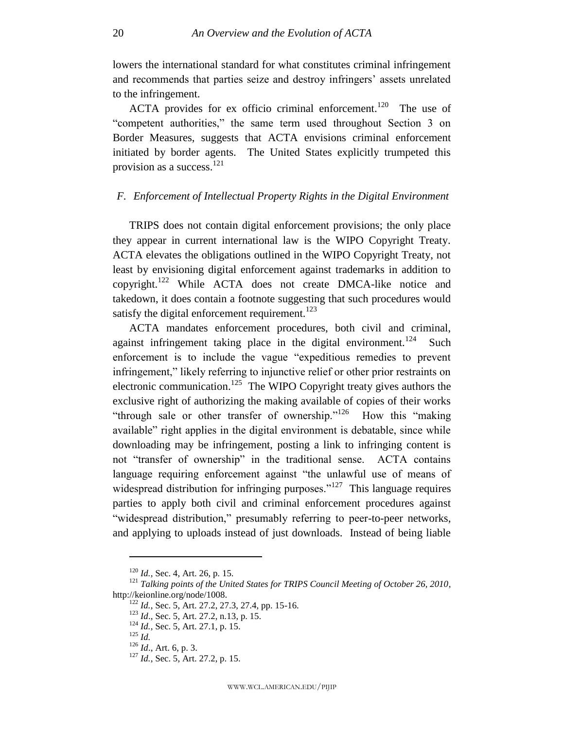lowers the international standard for what constitutes criminal infringement and recommends that parties seize and destroy infringers' assets unrelated to the infringement.

ACTA provides for ex officio criminal enforcement.[120] The use of "competent authorities," the same term used throughout Section 3 on Border Measures, suggests that ACTA envisions criminal enforcement initiated by border agents. The United States explicitly trumpeted this provision as a success.[121]

### *F. Enforcement of Intellectual Property Rights in the Digital Environment*

TRIPS does not contain digital enforcement provisions; the only place they appear in current international law is the WIPO Copyright Treaty. ACTA elevates the obligations outlined in the WIPO Copyright Treaty, not least by envisioning digital enforcement against trademarks in addition to copyright.[122] While ACTA does not create DMCA-like notice and takedown, it does contain a footnote suggesting that such procedures would satisfy the digital enforcement requirement.[123]

ACTA mandates enforcement procedures, both civil and criminal, against infringement taking place in the digital environment.[124] Such enforcement is to include the vague "expeditious remedies to prevent infringement," likely referring to injunctive relief or other prior restraints on electronic communication.[125] The WIPO Copyright treaty gives authors the exclusive right of authorizing the making available of copies of their works "through sale or other transfer of ownership."[126] How this "making available" right applies in the digital environment is debatable, since while downloading may be infringement, posting a link to infringing content is not "transfer of ownership" in the traditional sense. ACTA contains language requiring enforcement against "the unlawful use of means of widespread distribution for infringing purposes."[127] This language requires parties to apply both civil and criminal enforcement procedures against "widespread distribution," presumably referring to peer-to-peer networks, and applying to uploads instead of just downloads. Instead of being liable

---

[120] *Id.*, Sec. 4, Art. 26, p. 15.

[121] *Talking points of the United States for TRIPS Council Meeting of October 26, 2010*, http://keionline.org/node/1008.

[122] *Id.*, Sec. 5, Art. 27.2, 27.3, 27.4, pp. 15-16.

[123] *Id*., Sec. 5, Art. 27.2, n.13, p. 15.

[124] *Id.*, Sec. 5, Art. 27.1, p. 15.

[125] *Id.*

[126] *Id*., Art. 6, p. 3.

[127] *Id.*, Sec. 5, Art. 27.2, p. 15.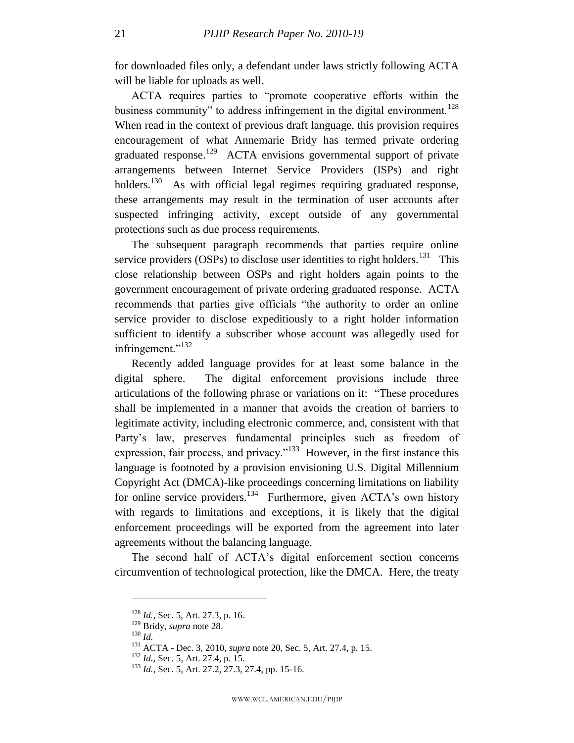for downloaded files only, a defendant under laws strictly following ACTA will be liable for uploads as well.

ACTA requires parties to "promote cooperative efforts within the business community" to address infringement in the digital environment.[128] When read in the context of previous draft language, this provision requires encouragement of what Annemarie Bridy has termed private ordering graduated response.[129] ACTA envisions governmental support of private arrangements between Internet Service Providers (ISPs) and right holders.[130] As with official legal regimes requiring graduated response, these arrangements may result in the termination of user accounts after suspected infringing activity, except outside of any governmental protections such as due process requirements.

The subsequent paragraph recommends that parties require online service providers (OSPs) to disclose user identities to right holders.[131] This close relationship between OSPs and right holders again points to the government encouragement of private ordering graduated response. ACTA recommends that parties give officials "the authority to order an online service provider to disclose expeditiously to a right holder information sufficient to identify a subscriber whose account was allegedly used for infringement."[132]

Recently added language provides for at least some balance in the digital sphere. The digital enforcement provisions include three articulations of the following phrase or variations on it: "These procedures shall be implemented in a manner that avoids the creation of barriers to legitimate activity, including electronic commerce, and, consistent with that Party's law, preserves fundamental principles such as freedom of expression, fair process, and privacy."[133] However, in the first instance this language is footnoted by a provision envisioning U.S. Digital Millennium Copyright Act (DMCA)-like proceedings concerning limitations on liability for online service providers.[134] Furthermore, given ACTA's own history with regards to limitations and exceptions, it is likely that the digital enforcement proceedings will be exported from the agreement into later agreements without the balancing language.

The second half of ACTA's digital enforcement section concerns circumvention of technological protection, like the DMCA. Here, the treaty

---

[128] *Id.*, Sec. 5, Art. 27.3, p. 16.

[129] Bridy, *supra* note 28.

[130] *Id.*

[131] ACTA - Dec. 3, 2010, *supra* note 20, Sec. 5, Art. 27.4, p. 15.

[132] *Id.*, Sec. 5, Art. 27.4, p. 15.

[133] *Id.*, Sec. 5, Art. 27.2, 27.3, 27.4, pp. 15-16.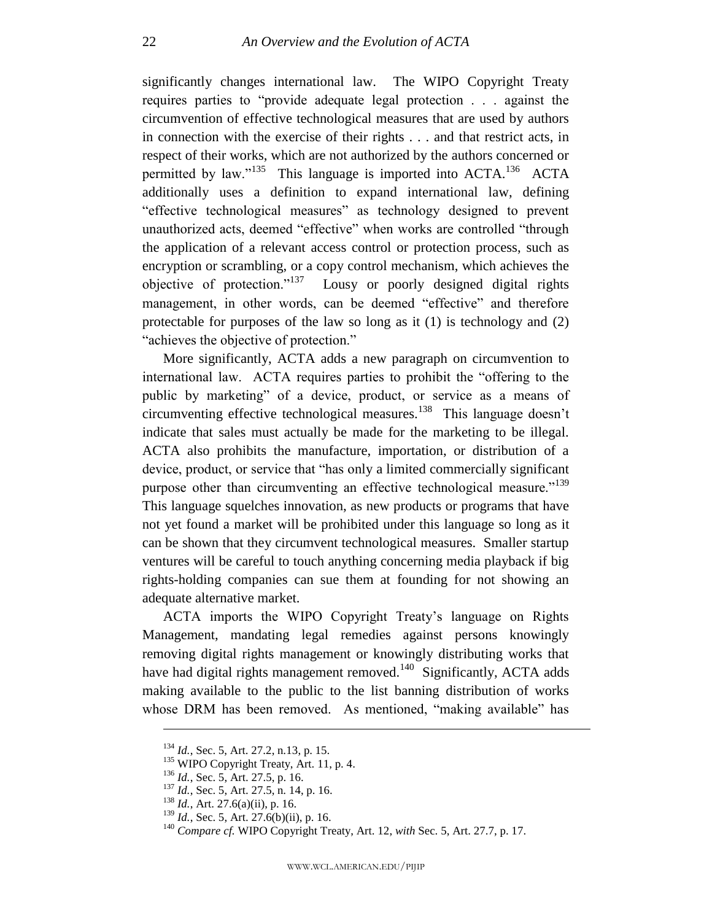significantly changes international law. The WIPO Copyright Treaty requires parties to "provide adequate legal protection . . . against the circumvention of effective technological measures that are used by authors in connection with the exercise of their rights . . . and that restrict acts, in respect of their works, which are not authorized by the authors concerned or permitted by law."[135] This language is imported into ACTA.[136] ACTA additionally uses a definition to expand international law, defining "effective technological measures" as technology designed to prevent unauthorized acts, deemed "effective" when works are controlled "through the application of a relevant access control or protection process, such as encryption or scrambling, or a copy control mechanism, which achieves the objective of protection."[137] Lousy or poorly designed digital rights management, in other words, can be deemed "effective" and therefore protectable for purposes of the law so long as it (1) is technology and (2) "achieves the objective of protection."

More significantly, ACTA adds a new paragraph on circumvention to international law. ACTA requires parties to prohibit the "offering to the public by marketing" of a device, product, or service as a means of circumventing effective technological measures.[138] This language doesn't indicate that sales must actually be made for the marketing to be illegal. ACTA also prohibits the manufacture, importation, or distribution of a device, product, or service that "has only a limited commercially significant purpose other than circumventing an effective technological measure."[139] This language squelches innovation, as new products or programs that have not yet found a market will be prohibited under this language so long as it can be shown that they circumvent technological measures. Smaller startup ventures will be careful to touch anything concerning media playback if big rights-holding companies can sue them at founding for not showing an adequate alternative market.

ACTA imports the WIPO Copyright Treaty's language on Rights Management, mandating legal remedies against persons knowingly removing digital rights management or knowingly distributing works that have had digital rights management removed.[140] Significantly, ACTA adds making available to the public to the list banning distribution of works whose DRM has been removed. As mentioned, "making available" has

---

[134] *Id.*, Sec. 5, Art. 27.2, n.13, p. 15.

[135] WIPO Copyright Treaty, Art. 11, p. 4.

[136] *Id.*, Sec. 5, Art. 27.5, p. 16.

[137] *Id.*, Sec. 5, Art. 27.5, n. 14, p. 16.

[138] *Id.*, Art. 27.6(a)(ii), p. 16.

[139] *Id.*, Sec. 5, Art. 27.6(b)(ii), p. 16.

[140] *Compare cf.* WIPO Copyright Treaty, Art. 12, *with* Sec. 5, Art. 27.7, p. 17.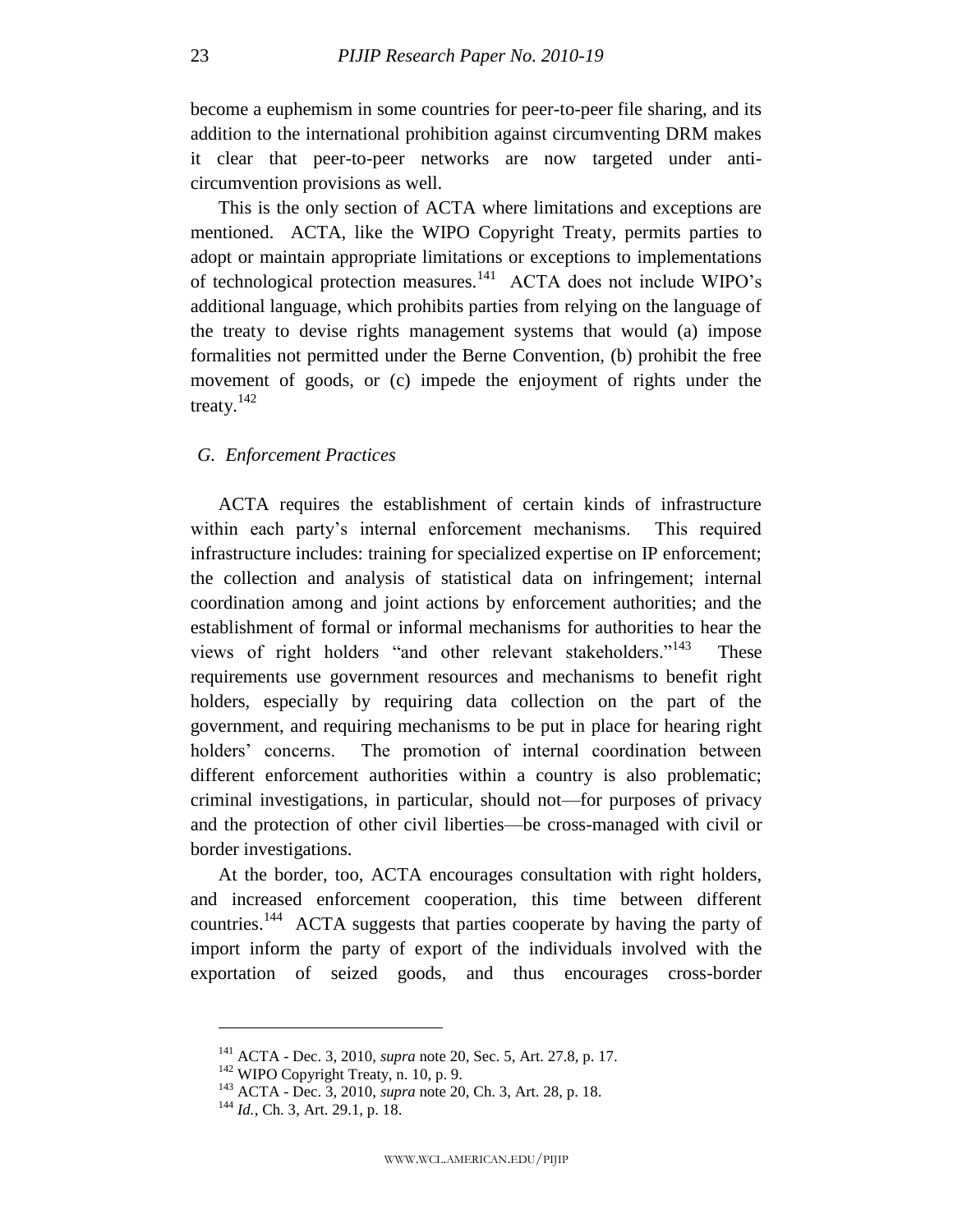become a euphemism in some countries for peer-to-peer file sharing, and its addition to the international prohibition against circumventing DRM makes it clear that peer-to-peer networks are now targeted under anti-circumvention provisions as well.

This is the only section of ACTA where limitations and exceptions are mentioned. ACTA, like the WIPO Copyright Treaty, permits parties to adopt or maintain appropriate limitations or exceptions to implementations of technological protection measures.[141] ACTA does not include WIPO's additional language, which prohibits parties from relying on the language of the treaty to devise rights management systems that would (a) impose formalities not permitted under the Berne Convention, (b) prohibit the free movement of goods, or (c) impede the enjoyment of rights under the treaty.[142]

### *G. Enforcement Practices*

ACTA requires the establishment of certain kinds of infrastructure within each party's internal enforcement mechanisms. This required infrastructure includes: training for specialized expertise on IP enforcement; the collection and analysis of statistical data on infringement; internal coordination among and joint actions by enforcement authorities; and the establishment of formal or informal mechanisms for authorities to hear the views of right holders "and other relevant stakeholders."[143] These requirements use government resources and mechanisms to benefit right holders, especially by requiring data collection on the part of the government, and requiring mechanisms to be put in place for hearing right holders' concerns. The promotion of internal coordination between different enforcement authorities within a country is also problematic; criminal investigations, in particular, should not—for purposes of privacy and the protection of other civil liberties—be cross-managed with civil or border investigations.

At the border, too, ACTA encourages consultation with right holders, and increased enforcement cooperation, this time between different countries.[144] ACTA suggests that parties cooperate by having the party of import inform the party of export of the individuals involved with the exportation of seized goods, and thus encourages cross-border

---

[141] ACTA - Dec. 3, 2010, *supra* note 20, Sec. 5, Art. 27.8, p. 17.

[142] WIPO Copyright Treaty, n. 10, p. 9.

[143] ACTA - Dec. 3, 2010, *supra* note 20, Ch. 3, Art. 28, p. 18.

[144] *Id.*, Ch. 3, Art. 29.1, p. 18.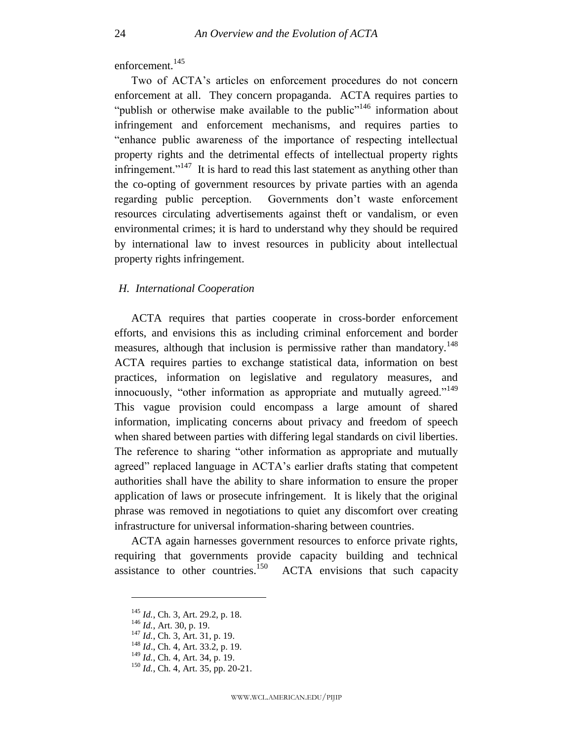enforcement.[145]

Two of ACTA's articles on enforcement procedures do not concern enforcement at all. They concern propaganda. ACTA requires parties to "publish or otherwise make available to the public"[146] information about infringement and enforcement mechanisms, and requires parties to "enhance public awareness of the importance of respecting intellectual property rights and the detrimental effects of intellectual property rights infringement."[147] It is hard to read this last statement as anything other than the co-opting of government resources by private parties with an agenda regarding public perception. Governments don't waste enforcement resources circulating advertisements against theft or vandalism, or even environmental crimes; it is hard to understand why they should be required by international law to invest resources in publicity about intellectual property rights infringement.

### *H. International Cooperation*

ACTA requires that parties cooperate in cross-border enforcement efforts, and envisions this as including criminal enforcement and border measures, although that inclusion is permissive rather than mandatory.[148] ACTA requires parties to exchange statistical data, information on best practices, information on legislative and regulatory measures, and innocuously, "other information as appropriate and mutually agreed."[149] This vague provision could encompass a large amount of shared information, implicating concerns about privacy and freedom of speech when shared between parties with differing legal standards on civil liberties. The reference to sharing "other information as appropriate and mutually agreed" replaced language in ACTA's earlier drafts stating that competent authorities shall have the ability to share information to ensure the proper application of laws or prosecute infringement. It is likely that the original phrase was removed in negotiations to quiet any discomfort over creating infrastructure for universal information-sharing between countries.

ACTA again harnesses government resources to enforce private rights, requiring that governments provide capacity building and technical assistance to other countries.[150] ACTA envisions that such capacity

---

[145] *Id.*, Ch. 3, Art. 29.2, p. 18.
[146] *Id.*, Art. 30, p. 19.
[147] *Id.*, Ch. 3, Art. 31, p. 19.
[148] *Id*., Ch. 4, Art. 33.2, p. 19.
[149] *Id.*, Ch. 4, Art. 34, p. 19.
[150] *Id.*, Ch. 4, Art. 35, pp. 20-21.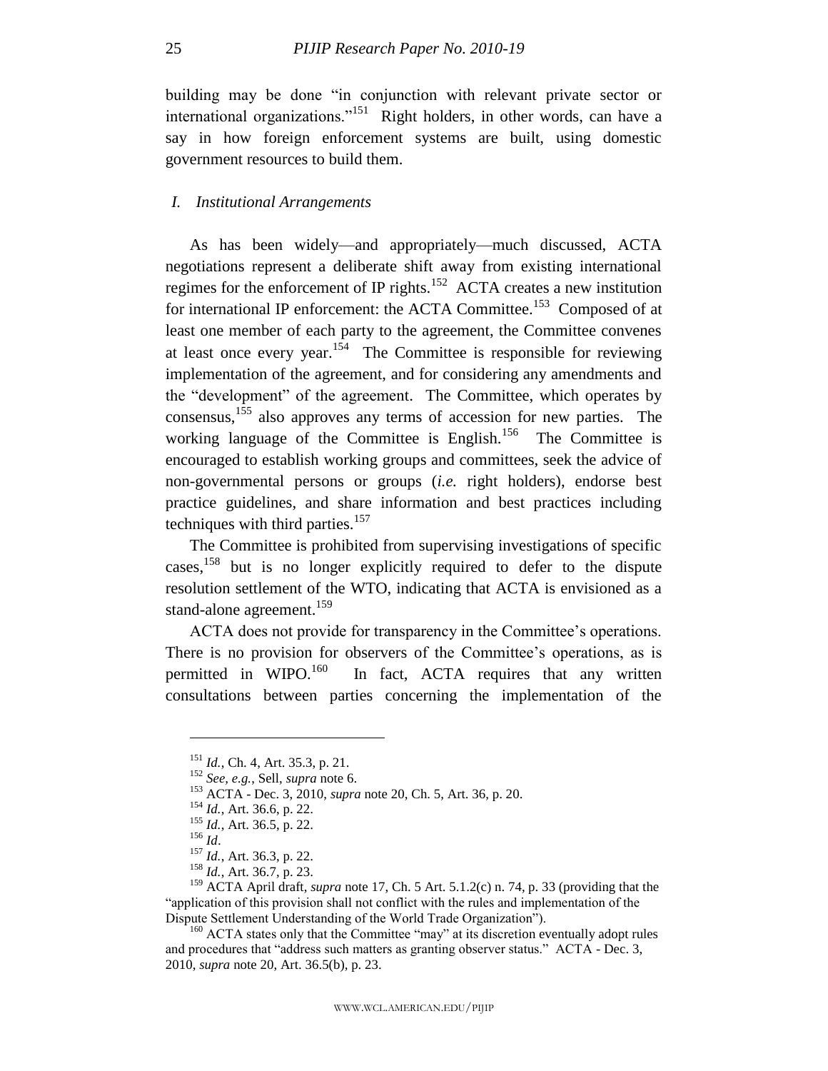building may be done "in conjunction with relevant private sector or international organizations."[151] Right holders, in other words, can have a say in how foreign enforcement systems are built, using domestic government resources to build them.

### *I. Institutional Arrangements*

As has been widely—and appropriately—much discussed, ACTA negotiations represent a deliberate shift away from existing international regimes for the enforcement of IP rights.[152] ACTA creates a new institution for international IP enforcement: the ACTA Committee.[153] Composed of at least one member of each party to the agreement, the Committee convenes at least once every year.[154] The Committee is responsible for reviewing implementation of the agreement, and for considering any amendments and the "development" of the agreement. The Committee, which operates by consensus,[155] also approves any terms of accession for new parties. The working language of the Committee is English.[156] The Committee is encouraged to establish working groups and committees, seek the advice of non-governmental persons or groups (*i.e.* right holders), endorse best practice guidelines, and share information and best practices including techniques with third parties.[157]

The Committee is prohibited from supervising investigations of specific cases,[158] but is no longer explicitly required to defer to the dispute resolution settlement of the WTO, indicating that ACTA is envisioned as a stand-alone agreement.[159]

ACTA does not provide for transparency in the Committee's operations. There is no provision for observers of the Committee's operations, as is permitted in WIPO.[160] In fact, ACTA requires that any written consultations between parties concerning the implementation of the

---

[151] *Id.*, Ch. 4, Art. 35.3, p. 21.

[152] *See, e.g.*, Sell, *supra* note 6.

[153] ACTA - Dec. 3, 2010, *supra* note 20, Ch. 5, Art. 36, p. 20.

[154] *Id.*, Art. 36.6, p. 22.

[155] *Id.*, Art. 36.5, p. 22.

[156] *Id*.

[157] *Id.*, Art. 36.3, p. 22.

[158] *Id.*, Art. 36.7, p. 23.

[159] ACTA April draft, *supra* note 17, Ch. 5 Art. 5.1.2(c) n. 74, p. 33 (providing that the "application of this provision shall not conflict with the rules and implementation of the Dispute Settlement Understanding of the World Trade Organization").

[160] ACTA states only that the Committee "may" at its discretion eventually adopt rules and procedures that "address such matters as granting observer status." ACTA - Dec. 3, 2010, *supra* note 20, Art. 36.5(b), p. 23.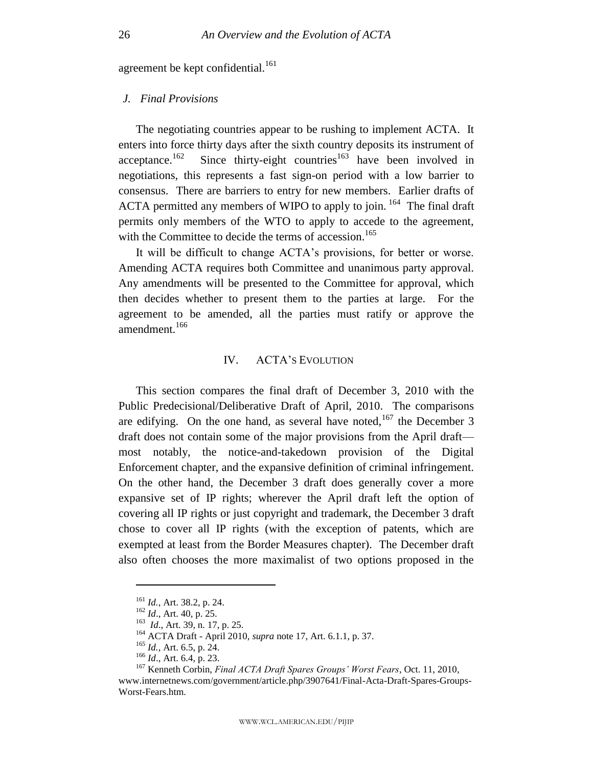agreement be kept confidential.[161]

### J. Final Provisions

The negotiating countries appear to be rushing to implement ACTA. It enters into force thirty days after the sixth country deposits its instrument of acceptance.[162] Since thirty-eight countries[163] have been involved in negotiations, this represents a fast sign-on period with a low barrier to consensus. There are barriers to entry for new members. Earlier drafts of ACTA permitted any members of WIPO to apply to join.[164] The final draft permits only members of the WTO to apply to accede to the agreement, with the Committee to decide the terms of accession.[165]

It will be difficult to change ACTA's provisions, for better or worse. Amending ACTA requires both Committee and unanimous party approval. Any amendments will be presented to the Committee for approval, which then decides whether to present them to the parties at large. For the agreement to be amended, all the parties must ratify or approve the amendment.[166]

## IV. ACTA's Evolution

This section compares the final draft of December 3, 2010 with the Public Predecisional/Deliberative Draft of April, 2010. The comparisons are edifying. On the one hand, as several have noted,[167] the December 3 draft does not contain some of the major provisions from the April draft—most notably, the notice-and-takedown provision of the Digital Enforcement chapter, and the expansive definition of criminal infringement. On the other hand, the December 3 draft does generally cover a more expansive set of IP rights; wherever the April draft left the option of covering all IP rights or just copyright and trademark, the December 3 draft chose to cover all IP rights (with the exception of patents, which are exempted at least from the Border Measures chapter). The December draft also often chooses the more maximalist of two options proposed in the

---

[161] *Id.*, Art. 38.2, p. 24.

[162] *Id*., Art. 40, p. 25.

[163] *Id*., Art. 39, n. 17, p. 25.

[164] ACTA Draft - April 2010, *supra* note 17, Art. 6.1.1, p. 37.

[165] *Id.*, Art. 6.5, p. 24.

[166] *Id*., Art. 6.4, p. 23.

[167] Kenneth Corbin, *Final ACTA Draft Spares Groups' Worst Fears*, Oct. 11, 2010, www.internetnews.com/government/article.php/3907641/Final-Acta-Draft-Spares-Groups-Worst-Fears.htm.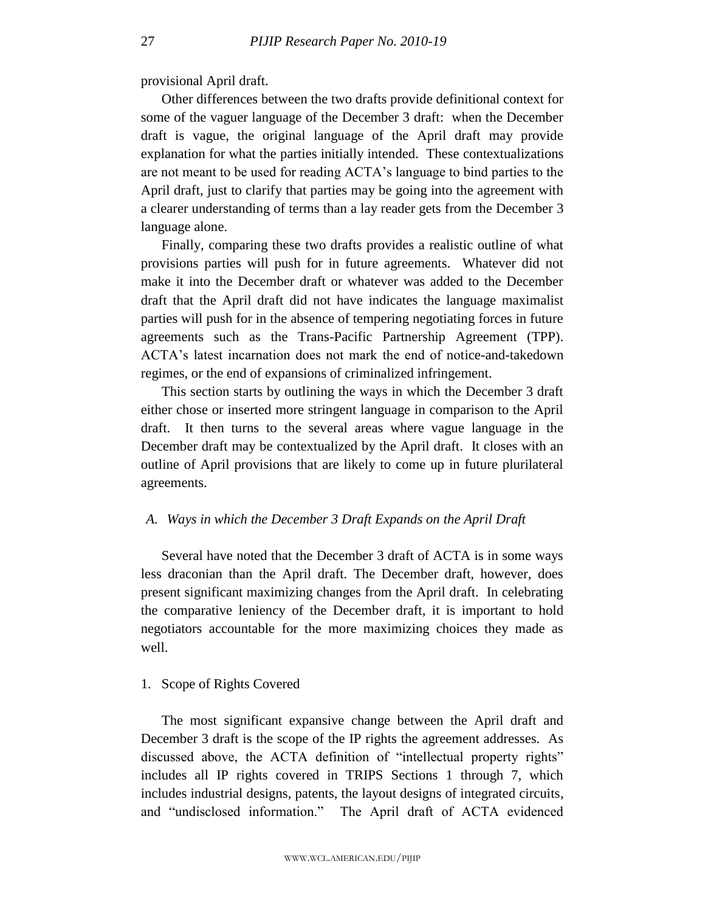provisional April draft.

Other differences between the two drafts provide definitional context for some of the vaguer language of the December 3 draft: when the December draft is vague, the original language of the April draft may provide explanation for what the parties initially intended. These contextualizations are not meant to be used for reading ACTA's language to bind parties to the April draft, just to clarify that parties may be going into the agreement with a clearer understanding of terms than a lay reader gets from the December 3 language alone.

Finally, comparing these two drafts provides a realistic outline of what provisions parties will push for in future agreements. Whatever did not make it into the December draft or whatever was added to the December draft that the April draft did not have indicates the language maximalist parties will push for in the absence of tempering negotiating forces in future agreements such as the Trans-Pacific Partnership Agreement (TPP). ACTA's latest incarnation does not mark the end of notice-and-takedown regimes, or the end of expansions of criminalized infringement.

This section starts by outlining the ways in which the December 3 draft either chose or inserted more stringent language in comparison to the April draft. It then turns to the several areas where vague language in the December draft may be contextualized by the April draft. It closes with an outline of April provisions that are likely to come up in future plurilateral agreements.

### *A. Ways in which the December 3 Draft Expands on the April Draft*

Several have noted that the December 3 draft of ACTA is in some ways less draconian than the April draft. The December draft, however, does present significant maximizing changes from the April draft. In celebrating the comparative leniency of the December draft, it is important to hold negotiators accountable for the more maximizing choices they made as well.

#### 1. Scope of Rights Covered

The most significant expansive change between the April draft and December 3 draft is the scope of the IP rights the agreement addresses. As discussed above, the ACTA definition of "intellectual property rights" includes all IP rights covered in TRIPS Sections 1 through 7, which includes industrial designs, patents, the layout designs of integrated circuits, and "undisclosed information." The April draft of ACTA evidenced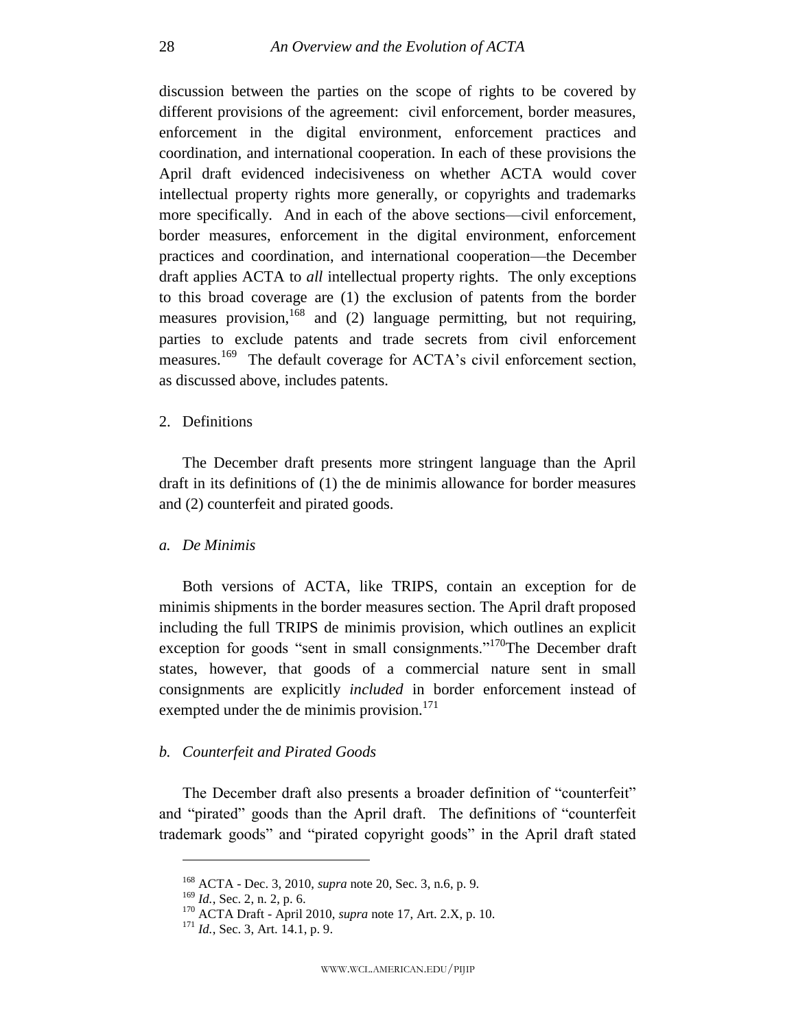discussion between the parties on the scope of rights to be covered by different provisions of the agreement: civil enforcement, border measures, enforcement in the digital environment, enforcement practices and coordination, and international cooperation. In each of these provisions the April draft evidenced indecisiveness on whether ACTA would cover intellectual property rights more generally, or copyrights and trademarks more specifically. And in each of the above sections—civil enforcement, border measures, enforcement in the digital environment, enforcement practices and coordination, and international cooperation—the December draft applies ACTA to *all* intellectual property rights. The only exceptions to this broad coverage are (1) the exclusion of patents from the border measures provision,[168] and (2) language permitting, but not requiring, parties to exclude patents and trade secrets from civil enforcement measures.[169] The default coverage for ACTA's civil enforcement section, as discussed above, includes patents.

2. Definitions

The December draft presents more stringent language than the April draft in its definitions of (1) the de minimis allowance for border measures and (2) counterfeit and pirated goods.

*a. De Minimis*

Both versions of ACTA, like TRIPS, contain an exception for de minimis shipments in the border measures section. The April draft proposed including the full TRIPS de minimis provision, which outlines an explicit exception for goods "sent in small consignments."[170] The December draft states, however, that goods of a commercial nature sent in small consignments are explicitly *included* in border enforcement instead of exempted under the de minimis provision.[171]

*b. Counterfeit and Pirated Goods*

The December draft also presents a broader definition of "counterfeit" and "pirated" goods than the April draft. The definitions of "counterfeit trademark goods" and "pirated copyright goods" in the April draft stated

---

[168] ACTA - Dec. 3, 2010, *supra* note 20, Sec. 3, n.6, p. 9.

[169] *Id.*, Sec. 2, n. 2, p. 6.

[170] ACTA Draft - April 2010, *supra* note 17, Art. 2.X, p. 10.

[171] *Id.*, Sec. 3, Art. 14.1, p. 9.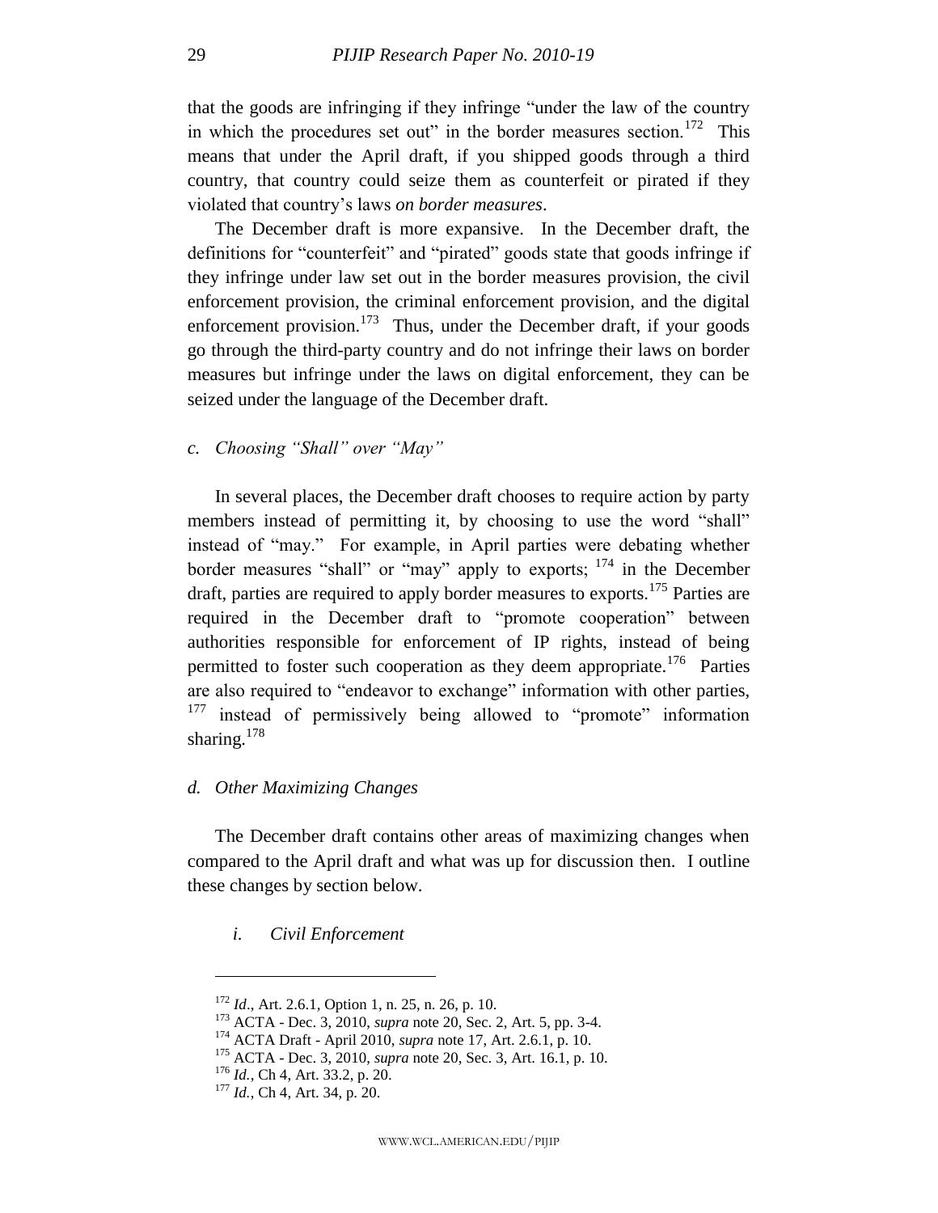that the goods are infringing if they infringe "under the law of the country in which the procedures set out" in the border measures section.[172] This means that under the April draft, if you shipped goods through a third country, that country could seize them as counterfeit or pirated if they violated that country's laws *on border measures*.

The December draft is more expansive. In the December draft, the definitions for "counterfeit" and "pirated" goods state that goods infringe if they infringe under law set out in the border measures provision, the civil enforcement provision, the criminal enforcement provision, and the digital enforcement provision.[173] Thus, under the December draft, if your goods go through the third-party country and do not infringe their laws on border measures but infringe under the laws on digital enforcement, they can be seized under the language of the December draft.

### *c. Choosing "Shall" over "May"*

In several places, the December draft chooses to require action by party members instead of permitting it, by choosing to use the word "shall" instead of "may." For example, in April parties were debating whether border measures "shall" or "may" apply to exports; [174] in the December draft, parties are required to apply border measures to exports.[175] Parties are required in the December draft to "promote cooperation" between authorities responsible for enforcement of IP rights, instead of being permitted to foster such cooperation as they deem appropriate.[176] Parties are also required to "endeavor to exchange" information with other parties, [177] instead of permissively being allowed to "promote" information sharing.[178]

### *d. Other Maximizing Changes*

The December draft contains other areas of maximizing changes when compared to the April draft and what was up for discussion then. I outline these changes by section below.

#### *i. Civil Enforcement*

---

[172] *Id*., Art. 2.6.1, Option 1, n. 25, n. 26, p. 10.

[173] ACTA - Dec. 3, 2010, *supra* note 20, Sec. 2, Art. 5, pp. 3-4.

[174] ACTA Draft - April 2010, *supra* note 17, Art. 2.6.1, p. 10.

[175] ACTA - Dec. 3, 2010, *supra* note 20, Sec. 3, Art. 16.1, p. 10.

[176] *Id.*, Ch 4, Art. 33.2, p. 20.

[177] *Id.*, Ch 4, Art. 34, p. 20.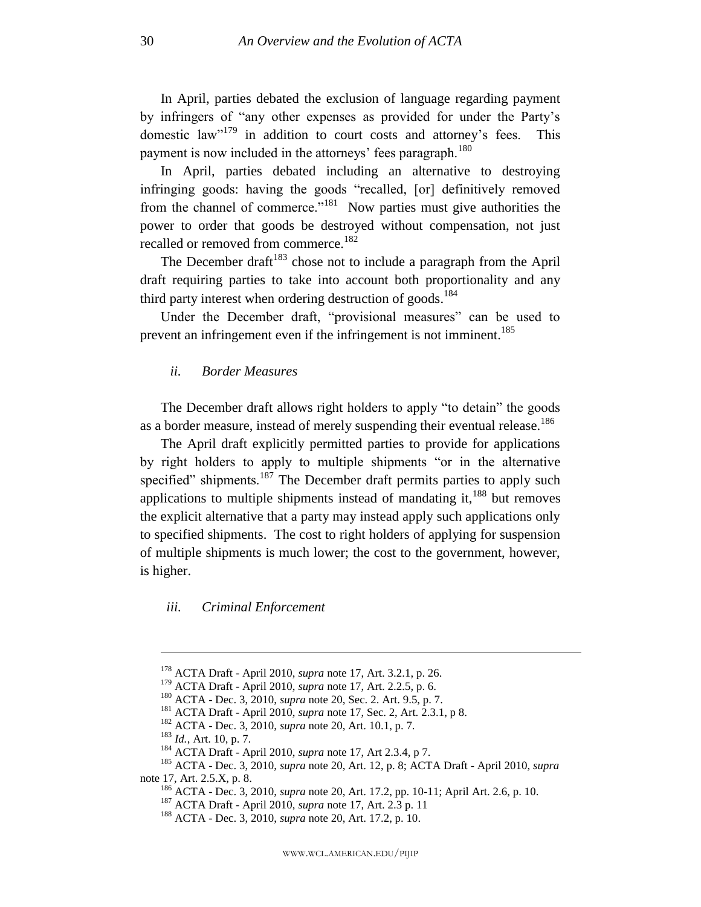In April, parties debated the exclusion of language regarding payment by infringers of "any other expenses as provided for under the Party's domestic law"[179] in addition to court costs and attorney's fees. This payment is now included in the attorneys' fees paragraph.[180]

In April, parties debated including an alternative to destroying infringing goods: having the goods "recalled, [or] definitively removed from the channel of commerce."[181] Now parties must give authorities the power to order that goods be destroyed without compensation, not just recalled or removed from commerce.[182]

The December draft[183] chose not to include a paragraph from the April draft requiring parties to take into account both proportionality and any third party interest when ordering destruction of goods.[184]

Under the December draft, "provisional measures" can be used to prevent an infringement even if the infringement is not imminent.[185]

### *ii. Border Measures*

The December draft allows right holders to apply "to detain" the goods as a border measure, instead of merely suspending their eventual release.[186]

The April draft explicitly permitted parties to provide for applications by right holders to apply to multiple shipments "or in the alternative specified" shipments.[187] The December draft permits parties to apply such applications to multiple shipments instead of mandating it,[188] but removes the explicit alternative that a party may instead apply such applications only to specified shipments. The cost to right holders of applying for suspension of multiple shipments is much lower; the cost to the government, however, is higher.

### *iii. Criminal Enforcement*

---

[178] ACTA Draft - April 2010, *supra* note 17, Art. 3.2.1, p. 26.

[179] ACTA Draft - April 2010, *supra* note 17, Art. 2.2.5, p. 6.

[180] ACTA - Dec. 3, 2010, *supra* note 20, Sec. 2. Art. 9.5, p. 7.

[181] ACTA Draft - April 2010, *supra* note 17, Sec. 2, Art. 2.3.1, p 8.

[182] ACTA - Dec. 3, 2010, *supra* note 20, Art. 10.1, p. 7.

[183] *Id.*, Art. 10, p. 7.

[184] ACTA Draft - April 2010, *supra* note 17, Art 2.3.4, p 7.

[185] ACTA - Dec. 3, 2010, *supra* note 20, Art. 12, p. 8; ACTA Draft - April 2010, *supra* note 17, Art. 2.5.X, p. 8.

[186] ACTA - Dec. 3, 2010, *supra* note 20, Art. 17.2, pp. 10-11; April Art. 2.6, p. 10.

[187] ACTA Draft - April 2010, *supra* note 17, Art. 2.3 p. 11

[188] ACTA - Dec. 3, 2010, *supra* note 20, Art. 17.2, p. 10.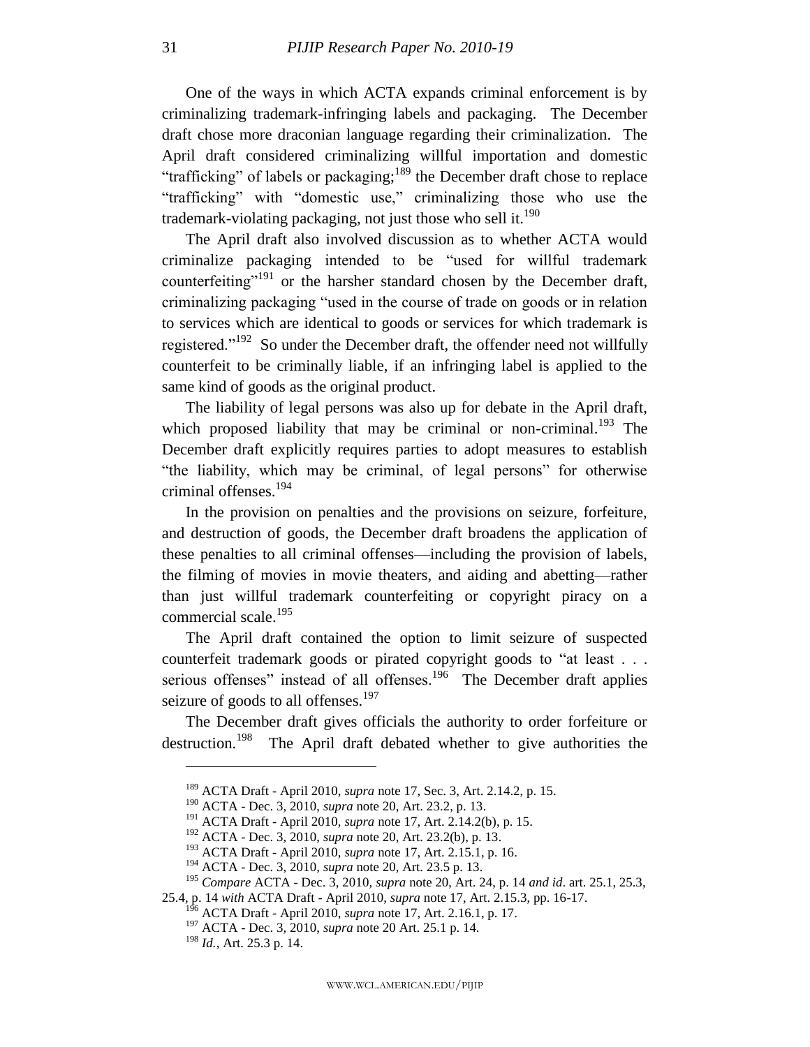One of the ways in which ACTA expands criminal enforcement is by criminalizing trademark-infringing labels and packaging. The December draft chose more draconian language regarding their criminalization. The April draft considered criminalizing willful importation and domestic "trafficking" of labels or packaging;[189] the December draft chose to replace "trafficking" with "domestic use," criminalizing those who use the trademark-violating packaging, not just those who sell it.[190]

The April draft also involved discussion as to whether ACTA would criminalize packaging intended to be "used for willful trademark counterfeiting"[191] or the harsher standard chosen by the December draft, criminalizing packaging "used in the course of trade on goods or in relation to services which are identical to goods or services for which trademark is registered."[192] So under the December draft, the offender need not willfully counterfeit to be criminally liable, if an infringing label is applied to the same kind of goods as the original product.

The liability of legal persons was also up for debate in the April draft, which proposed liability that may be criminal or non-criminal.[193] The December draft explicitly requires parties to adopt measures to establish "the liability, which may be criminal, of legal persons" for otherwise criminal offenses.[194]

In the provision on penalties and the provisions on seizure, forfeiture, and destruction of goods, the December draft broadens the application of these penalties to all criminal offenses—including the provision of labels, the filming of movies in movie theaters, and aiding and abetting—rather than just willful trademark counterfeiting or copyright piracy on a commercial scale.[195]

The April draft contained the option to limit seizure of suspected counterfeit trademark goods or pirated copyright goods to "at least . . . serious offenses" instead of all offenses.[196] The December draft applies seizure of goods to all offenses.[197]

The December draft gives officials the authority to order forfeiture or destruction.[198] The April draft debated whether to give authorities the

---

[189] ACTA Draft - April 2010, *supra* note 17, Sec. 3, Art. 2.14.2, p. 15.

[190] ACTA - Dec. 3, 2010, *supra* note 20, Art. 23.2, p. 13.

[191] ACTA Draft - April 2010, *supra* note 17, Art. 2.14.2(b), p. 15.

[192] ACTA - Dec. 3, 2010, *supra* note 20, Art. 23.2(b), p. 13.

[193] ACTA Draft - April 2010, *supra* note 17, Art. 2.15.1, p. 16.

[194] ACTA - Dec. 3, 2010, *supra* note 20, Art. 23.5 p. 13.

[195] *Compare* ACTA - Dec. 3, 2010, *supra* note 20, Art. 24, p. 14 *and id*. art. 25.1, 25.3, 25.4, p. 14 *with* ACTA Draft - April 2010, *supra* note 17, Art. 2.15.3, pp. 16-17.

[196] ACTA Draft - April 2010, *supra* note 17, Art. 2.16.1, p. 17.

[197] ACTA - Dec. 3, 2010, *supra* note 20 Art. 25.1 p. 14.

[198] *Id.*, Art. 25.3 p. 14.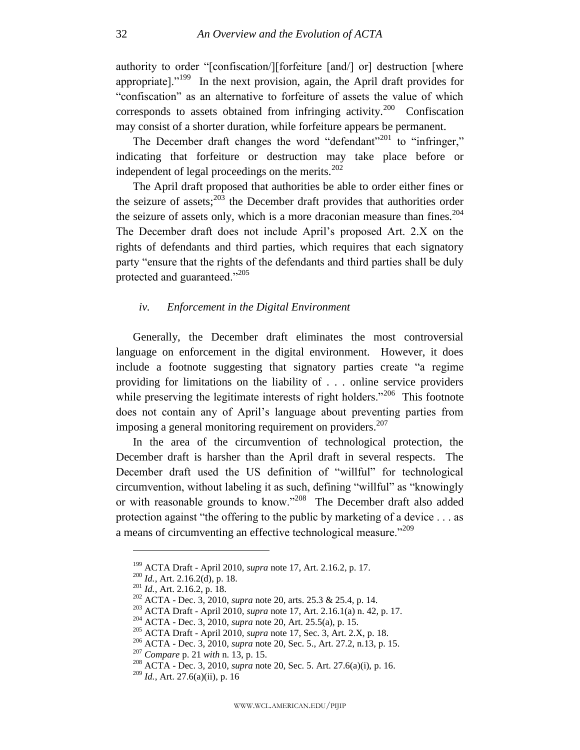authority to order "[confiscation/][forfeiture [and/] or] destruction [where appropriate]."[199] In the next provision, again, the April draft provides for "confiscation" as an alternative to forfeiture of assets the value of which corresponds to assets obtained from infringing activity.[200] Confiscation may consist of a shorter duration, while forfeiture appears be permanent.

The December draft changes the word "defendant"[201] to "infringer," indicating that forfeiture or destruction may take place before or independent of legal proceedings on the merits.[202]

The April draft proposed that authorities be able to order either fines or the seizure of assets;[203] the December draft provides that authorities order the seizure of assets only, which is a more draconian measure than fines.[204] The December draft does not include April's proposed Art. 2.X on the rights of defendants and third parties, which requires that each signatory party "ensure that the rights of the defendants and third parties shall be duly protected and guaranteed."[205]

#### *iv. Enforcement in the Digital Environment*

Generally, the December draft eliminates the most controversial language on enforcement in the digital environment. However, it does include a footnote suggesting that signatory parties create "a regime providing for limitations on the liability of . . . online service providers while preserving the legitimate interests of right holders."[206] This footnote does not contain any of April's language about preventing parties from imposing a general monitoring requirement on providers.[207]

In the area of the circumvention of technological protection, the December draft is harsher than the April draft in several respects. The December draft used the US definition of "willful" for technological circumvention, without labeling it as such, defining "willful" as "knowingly or with reasonable grounds to know."[208] The December draft also added protection against "the offering to the public by marketing of a device . . . as a means of circumventing an effective technological measure."[209]

---

[199] ACTA Draft - April 2010, *supra* note 17, Art. 2.16.2, p. 17.
[200] *Id.*, Art. 2.16.2(d), p. 18.
[201] *Id.*, Art. 2.16.2, p. 18.
[202] ACTA - Dec. 3, 2010, *supra* note 20, arts. 25.3 & 25.4, p. 14.
[203] ACTA Draft - April 2010, *supra* note 17, Art. 2.16.1(a) n. 42, p. 17.
[204] ACTA - Dec. 3, 2010, *supra* note 20, Art. 25.5(a), p. 15.
[205] ACTA Draft - April 2010, *supra* note 17, Sec. 3, Art. 2.X, p. 18.
[206] ACTA - Dec. 3, 2010, *supra* note 20, Sec. 5., Art. 27.2, n.13, p. 15.
[207] *Compare* p. 21 *with* n. 13, p. 15.
[208] ACTA - Dec. 3, 2010, *supra* note 20, Sec. 5. Art. 27.6(a)(i), p. 16.
[209] *Id.*, Art. 27.6(a)(ii), p. 16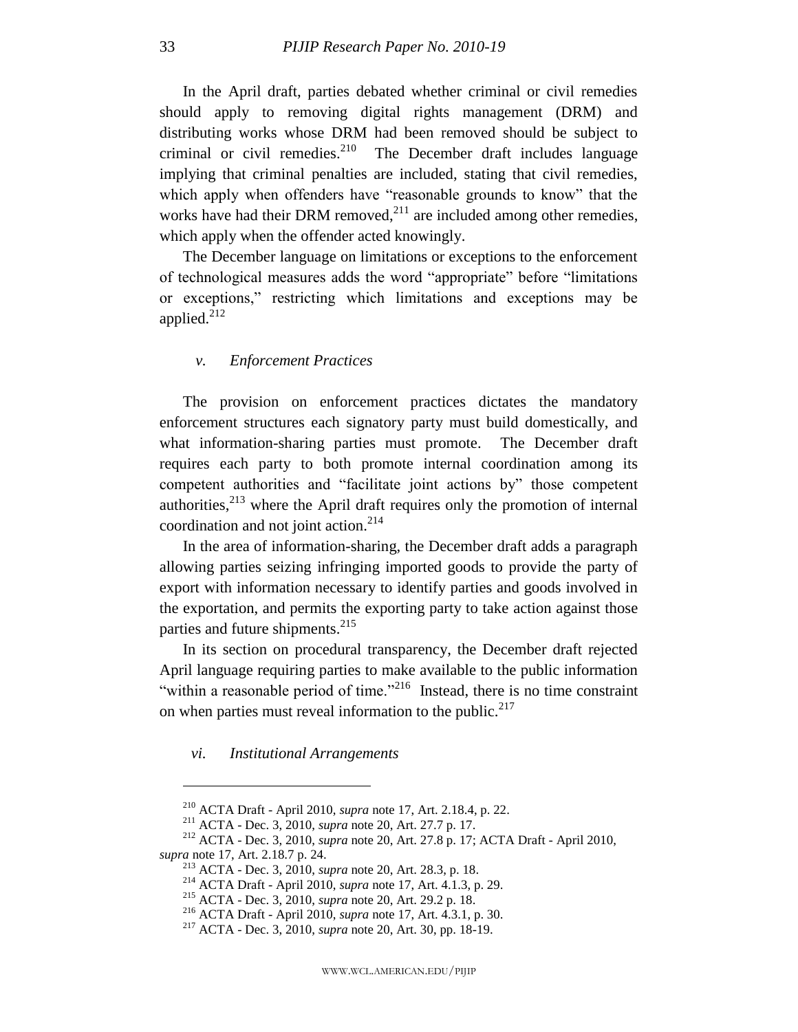In the April draft, parties debated whether criminal or civil remedies should apply to removing digital rights management (DRM) and distributing works whose DRM had been removed should be subject to criminal or civil remedies.[210] The December draft includes language implying that criminal penalties are included, stating that civil remedies, which apply when offenders have "reasonable grounds to know" that the works have had their DRM removed,[211] are included among other remedies, which apply when the offender acted knowingly.

The December language on limitations or exceptions to the enforcement of technological measures adds the word "appropriate" before "limitations or exceptions," restricting which limitations and exceptions may be applied.[212]

### *v. Enforcement Practices*

The provision on enforcement practices dictates the mandatory enforcement structures each signatory party must build domestically, and what information-sharing parties must promote. The December draft requires each party to both promote internal coordination among its competent authorities and "facilitate joint actions by" those competent authorities,[213] where the April draft requires only the promotion of internal coordination and not joint action.[214]

In the area of information-sharing, the December draft adds a paragraph allowing parties seizing infringing imported goods to provide the party of export with information necessary to identify parties and goods involved in the exportation, and permits the exporting party to take action against those parties and future shipments.[215]

In its section on procedural transparency, the December draft rejected April language requiring parties to make available to the public information "within a reasonable period of time."[216] Instead, there is no time constraint on when parties must reveal information to the public.[217]

### *vi. Institutional Arrangements*

---

[210] ACTA Draft - April 2010, *supra* note 17, Art. 2.18.4, p. 22.

[211] ACTA - Dec. 3, 2010, *supra* note 20, Art. 27.7 p. 17.

[212] ACTA - Dec. 3, 2010, *supra* note 20, Art. 27.8 p. 17; ACTA Draft - April 2010, *supra* note 17, Art. 2.18.7 p. 24.

[213] ACTA - Dec. 3, 2010, *supra* note 20, Art. 28.3, p. 18.

[214] ACTA Draft - April 2010, *supra* note 17, Art. 4.1.3, p. 29.

[215] ACTA - Dec. 3, 2010, *supra* note 20, Art. 29.2 p. 18.

[216] ACTA Draft - April 2010, *supra* note 17, Art. 4.3.1, p. 30.

[217] ACTA - Dec. 3, 2010, *supra* note 20, Art. 30, pp. 18-19.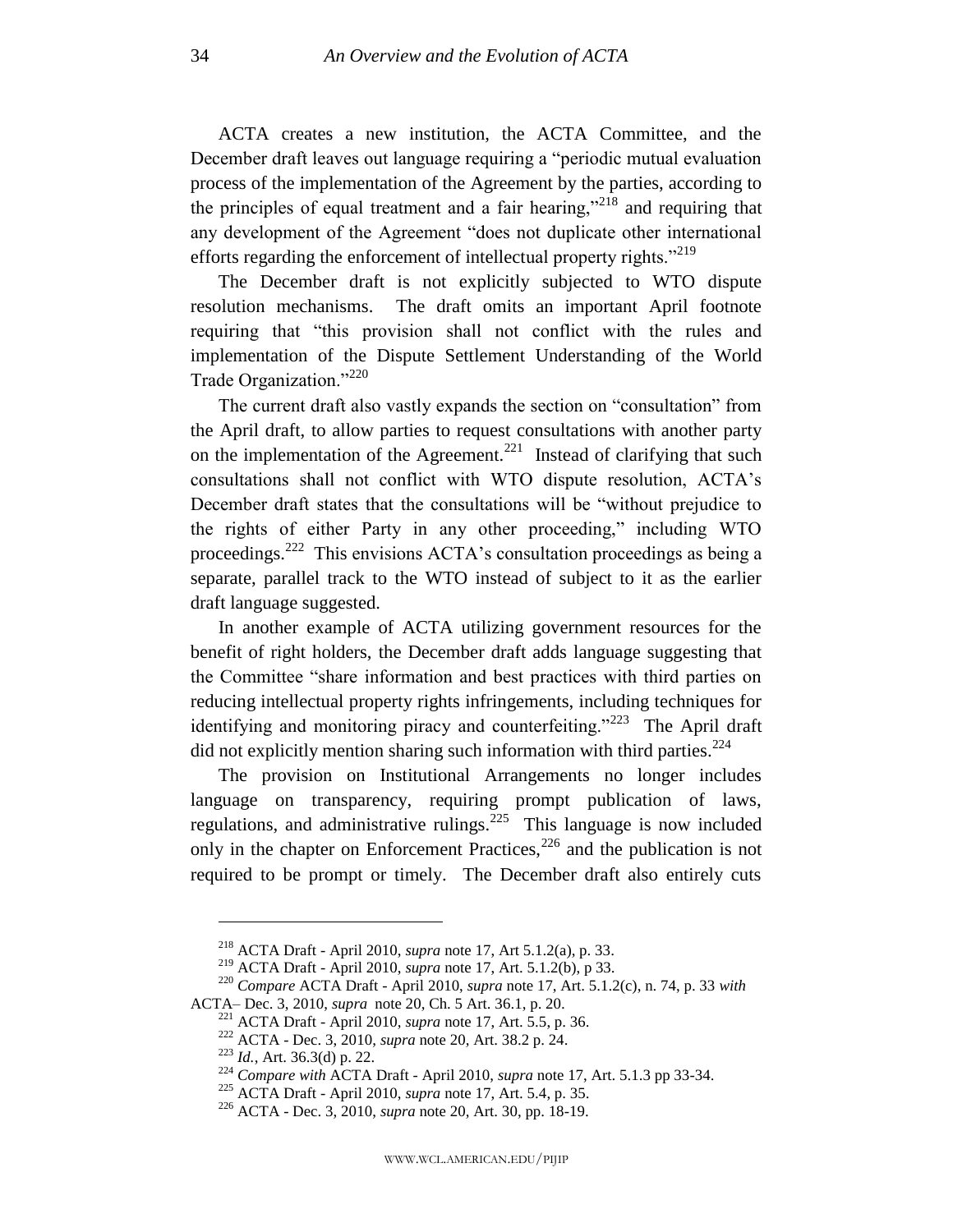ACTA creates a new institution, the ACTA Committee, and the December draft leaves out language requiring a "periodic mutual evaluation process of the implementation of the Agreement by the parties, according to the principles of equal treatment and a fair hearing,"[218] and requiring that any development of the Agreement "does not duplicate other international efforts regarding the enforcement of intellectual property rights."[219]

The December draft is not explicitly subjected to WTO dispute resolution mechanisms. The draft omits an important April footnote requiring that "this provision shall not conflict with the rules and implementation of the Dispute Settlement Understanding of the World Trade Organization."[220]

The current draft also vastly expands the section on "consultation" from the April draft, to allow parties to request consultations with another party on the implementation of the Agreement.[221] Instead of clarifying that such consultations shall not conflict with WTO dispute resolution, ACTA's December draft states that the consultations will be "without prejudice to the rights of either Party in any other proceeding," including WTO proceedings.[222] This envisions ACTA's consultation proceedings as being a separate, parallel track to the WTO instead of subject to it as the earlier draft language suggested.

In another example of ACTA utilizing government resources for the benefit of right holders, the December draft adds language suggesting that the Committee "share information and best practices with third parties on reducing intellectual property rights infringements, including techniques for identifying and monitoring piracy and counterfeiting."[223] The April draft did not explicitly mention sharing such information with third parties.[224]

The provision on Institutional Arrangements no longer includes language on transparency, requiring prompt publication of laws, regulations, and administrative rulings.[225] This language is now included only in the chapter on Enforcement Practices,[226] and the publication is not required to be prompt or timely. The December draft also entirely cuts

---

[218] ACTA Draft - April 2010, *supra* note 17, Art 5.1.2(a), p. 33.

[219] ACTA Draft - April 2010, *supra* note 17, Art. 5.1.2(b), p 33.

[220] *Compare* ACTA Draft - April 2010, *supra* note 17, Art. 5.1.2(c), n. 74, p. 33 *with* ACTA– Dec. 3, 2010, *supra* note 20, Ch. 5 Art. 36.1, p. 20.

[221] ACTA Draft - April 2010, *supra* note 17, Art. 5.5, p. 36.

[222] ACTA - Dec. 3, 2010, *supra* note 20, Art. 38.2 p. 24.

[223] *Id.*, Art. 36.3(d) p. 22.

[224] *Compare with* ACTA Draft - April 2010, *supra* note 17, Art. 5.1.3 pp 33-34.

[225] ACTA Draft - April 2010, *supra* note 17, Art. 5.4, p. 35.

[226] ACTA - Dec. 3, 2010, *supra* note 20, Art. 30, pp. 18-19.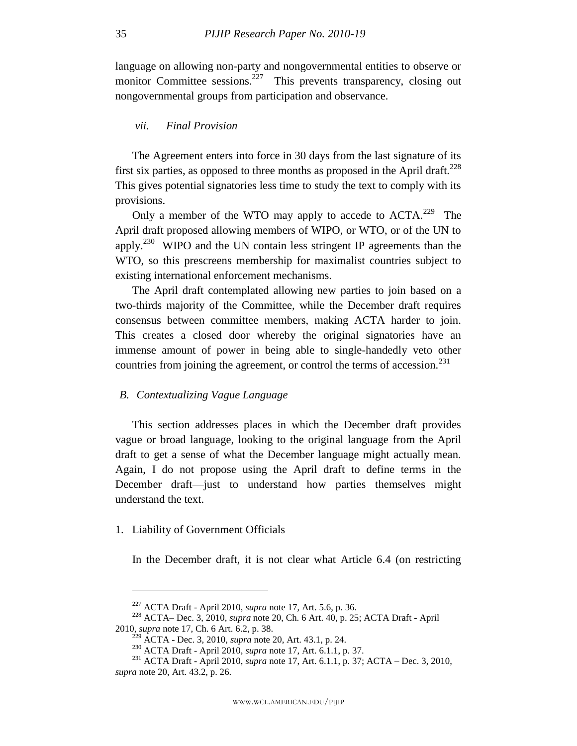language on allowing non-party and nongovernmental entities to observe or monitor Committee sessions.[227] This prevents transparency, closing out nongovernmental groups from participation and observance.

#### *vii. Final Provision*

The Agreement enters into force in 30 days from the last signature of its first six parties, as opposed to three months as proposed in the April draft.[228] This gives potential signatories less time to study the text to comply with its provisions.

Only a member of the WTO may apply to accede to ACTA.[229] The April draft proposed allowing members of WIPO, or WTO, or of the UN to apply.[230] WIPO and the UN contain less stringent IP agreements than the WTO, so this prescreens membership for maximalist countries subject to existing international enforcement mechanisms.

The April draft contemplated allowing new parties to join based on a two-thirds majority of the Committee, while the December draft requires consensus between committee members, making ACTA harder to join. This creates a closed door whereby the original signatories have an immense amount of power in being able to single-handedly veto other countries from joining the agreement, or control the terms of accession.[231]

### *B. Contextualizing Vague Language*

This section addresses places in which the December draft provides vague or broad language, looking to the original language from the April draft to get a sense of what the December language might actually mean. Again, I do not propose using the April draft to define terms in the December draft—just to understand how parties themselves might understand the text.

#### 1. Liability of Government Officials

In the December draft, it is not clear what Article 6.4 (on restricting

---

[227] ACTA Draft - April 2010, *supra* note 17, Art. 5.6, p. 36.

[228] ACTA– Dec. 3, 2010, *supra* note 20, Ch. 6 Art. 40, p. 25; ACTA Draft - April 2010, *supra* note 17, Ch. 6 Art. 6.2, p. 38.

[229] ACTA - Dec. 3, 2010, *supra* note 20, Art. 43.1, p. 24.

[230] ACTA Draft - April 2010, *supra* note 17, Art. 6.1.1, p. 37.

[231] ACTA Draft - April 2010, *supra* note 17, Art. 6.1.1, p. 37; ACTA – Dec. 3, 2010, *supra* note 20, Art. 43.2, p. 26.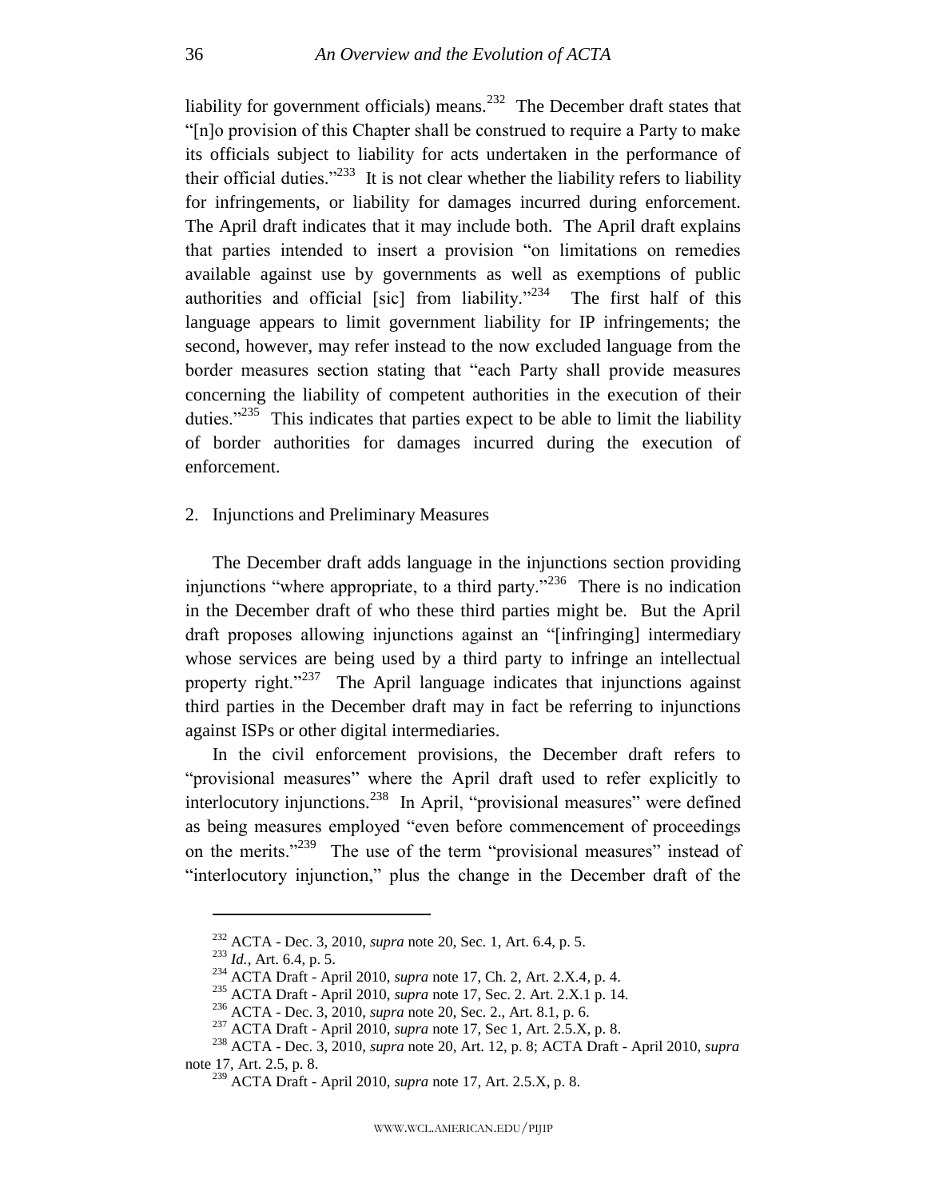liability for government officials) means.[232] The December draft states that "[n]o provision of this Chapter shall be construed to require a Party to make its officials subject to liability for acts undertaken in the performance of their official duties."[233] It is not clear whether the liability refers to liability for infringements, or liability for damages incurred during enforcement. The April draft indicates that it may include both. The April draft explains that parties intended to insert a provision "on limitations on remedies available against use by governments as well as exemptions of public authorities and official [sic] from liability."[234] The first half of this language appears to limit government liability for IP infringements; the second, however, may refer instead to the now excluded language from the border measures section stating that "each Party shall provide measures concerning the liability of competent authorities in the execution of their duties."[235] This indicates that parties expect to be able to limit the liability of border authorities for damages incurred during the execution of enforcement.

## 2. Injunctions and Preliminary Measures

The December draft adds language in the injunctions section providing injunctions "where appropriate, to a third party."[236] There is no indication in the December draft of who these third parties might be. But the April draft proposes allowing injunctions against an "[infringing] intermediary whose services are being used by a third party to infringe an intellectual property right."[237] The April language indicates that injunctions against third parties in the December draft may in fact be referring to injunctions against ISPs or other digital intermediaries.

In the civil enforcement provisions, the December draft refers to "provisional measures" where the April draft used to refer explicitly to interlocutory injunctions.[238] In April, "provisional measures" were defined as being measures employed "even before commencement of proceedings on the merits."[239] The use of the term "provisional measures" instead of "interlocutory injunction," plus the change in the December draft of the

---

[232] ACTA - Dec. 3, 2010, *supra* note 20, Sec. 1, Art. 6.4, p. 5.

[233] *Id.*, Art. 6.4, p. 5.

[234] ACTA Draft - April 2010, *supra* note 17, Ch. 2, Art. 2.X.4, p. 4.

[235] ACTA Draft - April 2010, *supra* note 17, Sec. 2. Art. 2.X.1 p. 14.

[236] ACTA - Dec. 3, 2010, *supra* note 20, Sec. 2., Art. 8.1, p. 6.

[237] ACTA Draft - April 2010, *supra* note 17, Sec 1, Art. 2.5.X, p. 8.

[238] ACTA - Dec. 3, 2010, *supra* note 20, Art. 12, p. 8; ACTA Draft - April 2010, *supra* note 17, Art. 2.5, p. 8.

[239] ACTA Draft - April 2010, *supra* note 17, Art. 2.5.X, p. 8.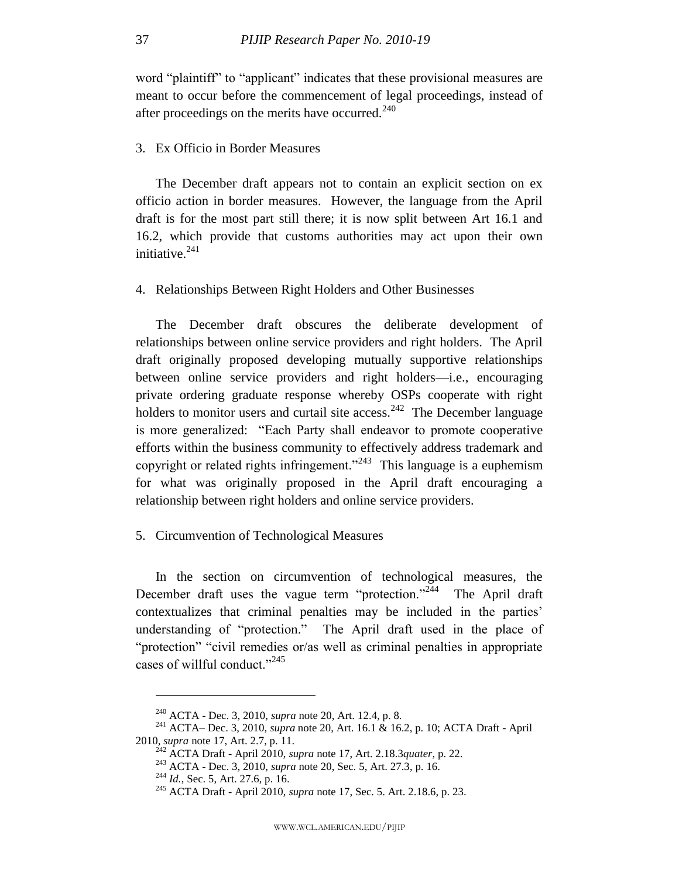word "plaintiff" to "applicant" indicates that these provisional measures are meant to occur before the commencement of legal proceedings, instead of after proceedings on the merits have occurred.[240]

### 3. Ex Officio in Border Measures

The December draft appears not to contain an explicit section on ex officio action in border measures. However, the language from the April draft is for the most part still there; it is now split between Art 16.1 and 16.2, which provide that customs authorities may act upon their own initiative.[241]

### 4. Relationships Between Right Holders and Other Businesses

The December draft obscures the deliberate development of relationships between online service providers and right holders. The April draft originally proposed developing mutually supportive relationships between online service providers and right holders—i.e., encouraging private ordering graduate response whereby OSPs cooperate with right holders to monitor users and curtail site access.[242] The December language is more generalized: "Each Party shall endeavor to promote cooperative efforts within the business community to effectively address trademark and copyright or related rights infringement."[243] This language is a euphemism for what was originally proposed in the April draft encouraging a relationship between right holders and online service providers.

### 5. Circumvention of Technological Measures

In the section on circumvention of technological measures, the December draft uses the vague term "protection."[244] The April draft contextualizes that criminal penalties may be included in the parties' understanding of "protection." The April draft used in the place of "protection" "civil remedies or/as well as criminal penalties in appropriate cases of willful conduct."[245]

---

[240] ACTA - Dec. 3, 2010, *supra* note 20, Art. 12.4, p. 8.

[241] ACTA– Dec. 3, 2010, *supra* note 20, Art. 16.1 & 16.2, p. 10; ACTA Draft - April 2010, *supra* note 17, Art. 2.7, p. 11.

[242] ACTA Draft - April 2010, *supra* note 17, Art. 2.18.3*quater*, p. 22.

[243] ACTA - Dec. 3, 2010, *supra* note 20, Sec. 5, Art. 27.3, p. 16.

[244] *Id.*, Sec. 5, Art. 27.6, p. 16.

[245] ACTA Draft - April 2010, *supra* note 17, Sec. 5. Art. 2.18.6, p. 23.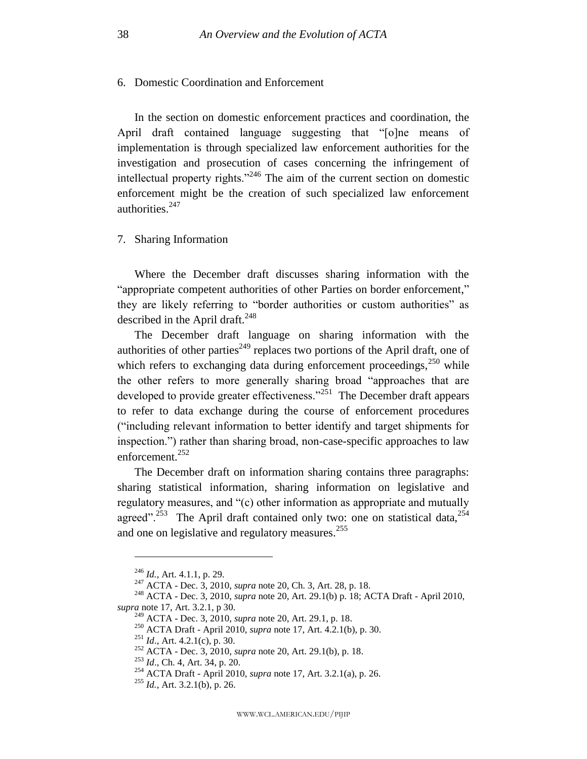## 6. Domestic Coordination and Enforcement

In the section on domestic enforcement practices and coordination, the April draft contained language suggesting that "[o]ne means of implementation is through specialized law enforcement authorities for the investigation and prosecution of cases concerning the infringement of intellectual property rights."[246] The aim of the current section on domestic enforcement might be the creation of such specialized law enforcement authorities.[247]

## 7. Sharing Information

Where the December draft discusses sharing information with the "appropriate competent authorities of other Parties on border enforcement," they are likely referring to "border authorities or custom authorities" as described in the April draft.[248]

The December draft language on sharing information with the authorities of other parties[249] replaces two portions of the April draft, one of which refers to exchanging data during enforcement proceedings,[250] while the other refers to more generally sharing broad "approaches that are developed to provide greater effectiveness."[251] The December draft appears to refer to data exchange during the course of enforcement procedures ("including relevant information to better identify and target shipments for inspection.") rather than sharing broad, non-case-specific approaches to law enforcement.[252]

The December draft on information sharing contains three paragraphs: sharing statistical information, sharing information on legislative and regulatory measures, and "(c) other information as appropriate and mutually agreed".[253] The April draft contained only two: one on statistical data,[254] and one on legislative and regulatory measures.[255]

---

[246] *Id.*, Art. 4.1.1, p. 29.

[247] ACTA - Dec. 3, 2010, *supra* note 20, Ch. 3, Art. 28, p. 18.

[248] ACTA - Dec. 3, 2010, *supra* note 20, Art. 29.1(b) p. 18; ACTA Draft - April 2010, *supra* note 17, Art. 3.2.1, p 30.

[249] ACTA - Dec. 3, 2010, *supra* note 20, Art. 29.1, p. 18.

[250] ACTA Draft - April 2010, *supra* note 17, Art. 4.2.1(b), p. 30.

[251] *Id*., Art. 4.2.1(c), p. 30.

[252] ACTA - Dec. 3, 2010, *supra* note 20, Art. 29.1(b), p. 18.

[253] *Id*., Ch. 4, Art. 34, p. 20.

[254] ACTA Draft - April 2010, *supra* note 17, Art. 3.2.1(a), p. 26.

[255] *Id.*, Art. 3.2.1(b), p. 26.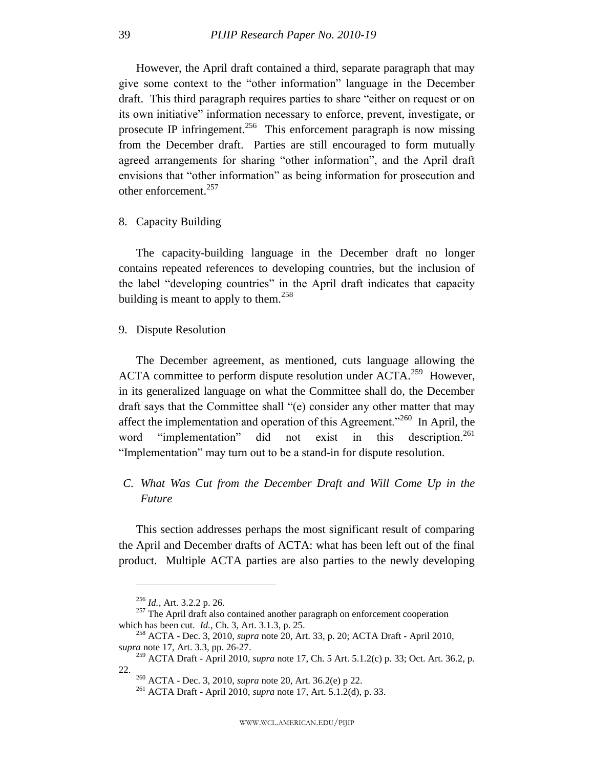However, the April draft contained a third, separate paragraph that may give some context to the "other information" language in the December draft. This third paragraph requires parties to share "either on request or on its own initiative" information necessary to enforce, prevent, investigate, or prosecute IP infringement.[256] This enforcement paragraph is now missing from the December draft. Parties are still encouraged to form mutually agreed arrangements for sharing "other information", and the April draft envisions that "other information" as being information for prosecution and other enforcement.[257]

8. Capacity Building

The capacity-building language in the December draft no longer contains repeated references to developing countries, but the inclusion of the label "developing countries" in the April draft indicates that capacity building is meant to apply to them.[258]

9. Dispute Resolution

The December agreement, as mentioned, cuts language allowing the ACTA committee to perform dispute resolution under ACTA.[259] However, in its generalized language on what the Committee shall do, the December draft says that the Committee shall "(e) consider any other matter that may affect the implementation and operation of this Agreement."[260] In April, the word "implementation" did not exist in this description.[261] "Implementation" may turn out to be a stand-in for dispute resolution.

### *C. What Was Cut from the December Draft and Will Come Up in the Future*

This section addresses perhaps the most significant result of comparing the April and December drafts of ACTA: what has been left out of the final product. Multiple ACTA parties are also parties to the newly developing

---

[256] *Id.*, Art. 3.2.2 p. 26.

[257] The April draft also contained another paragraph on enforcement cooperation which has been cut. *Id.*, Ch. 3, Art. 3.1.3, p. 25.

[258] ACTA - Dec. 3, 2010, *supra* note 20, Art. 33, p. 20; ACTA Draft - April 2010, *supra* note 17, Art. 3.3, pp. 26-27.

[259] ACTA Draft - April 2010, *supra* note 17, Ch. 5 Art. 5.1.2(c) p. 33; Oct. Art. 36.2, p. 22.

[260] ACTA - Dec. 3, 2010, *supra* note 20, Art. 36.2(e) p 22.

[261] ACTA Draft - April 2010, *supra* note 17, Art. 5.1.2(d), p. 33.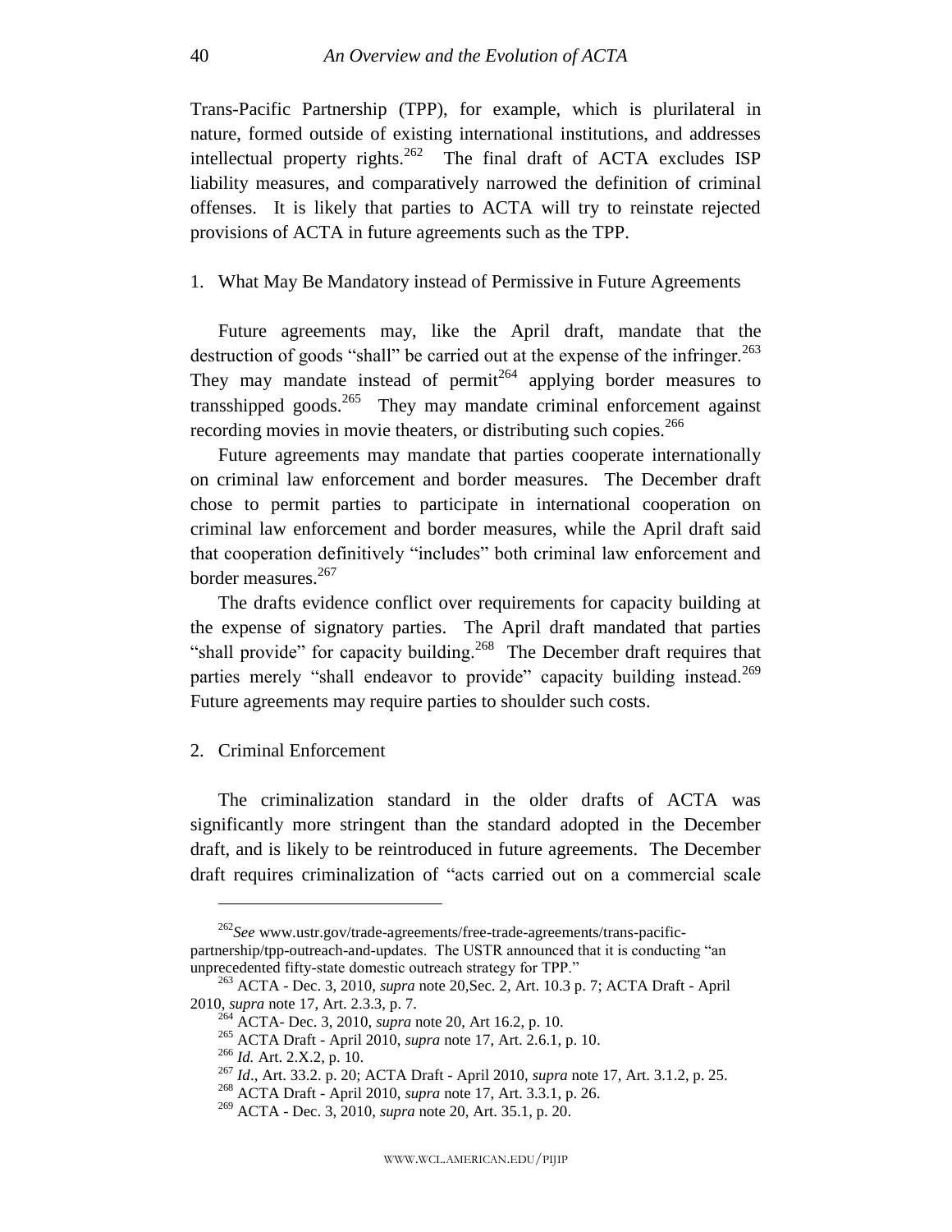Trans-Pacific Partnership (TPP), for example, which is plurilateral in nature, formed outside of existing international institutions, and addresses intellectual property rights.[262] The final draft of ACTA excludes ISP liability measures, and comparatively narrowed the definition of criminal offenses. It is likely that parties to ACTA will try to reinstate rejected provisions of ACTA in future agreements such as the TPP.

### 1. What May Be Mandatory instead of Permissive in Future Agreements

Future agreements may, like the April draft, mandate that the destruction of goods "shall" be carried out at the expense of the infringer.[263] They may mandate instead of permit[264] applying border measures to transshipped goods.[265] They may mandate criminal enforcement against recording movies in movie theaters, or distributing such copies.[266]

Future agreements may mandate that parties cooperate internationally on criminal law enforcement and border measures. The December draft chose to permit parties to participate in international cooperation on criminal law enforcement and border measures, while the April draft said that cooperation definitively "includes" both criminal law enforcement and border measures.[267]

The drafts evidence conflict over requirements for capacity building at the expense of signatory parties. The April draft mandated that parties "shall provide" for capacity building.[268] The December draft requires that parties merely "shall endeavor to provide" capacity building instead.[269] Future agreements may require parties to shoulder such costs.

### 2. Criminal Enforcement

The criminalization standard in the older drafts of ACTA was significantly more stringent than the standard adopted in the December draft, and is likely to be reintroduced in future agreements. The December draft requires criminalization of "acts carried out on a commercial scale

---

[262] *See* www.ustr.gov/trade-agreements/free-trade-agreements/trans-pacific-partnership/tpp-outreach-and-updates. The USTR announced that it is conducting "an unprecedented fifty-state domestic outreach strategy for TPP."

[263] ACTA - Dec. 3, 2010, *supra* note 20,Sec. 2, Art. 10.3 p. 7; ACTA Draft - April 2010, *supra* note 17, Art. 2.3.3, p. 7.

[264] ACTA- Dec. 3, 2010, *supra* note 20, Art 16.2, p. 10.

[265] ACTA Draft - April 2010, *supra* note 17, Art. 2.6.1, p. 10.

[266] *Id.* Art. 2.X.2, p. 10.

[267] *Id*., Art. 33.2. p. 20; ACTA Draft - April 2010, *supra* note 17, Art. 3.1.2, p. 25.

[268] ACTA Draft - April 2010, *supra* note 17, Art. 3.3.1, p. 26.

[269] ACTA - Dec. 3, 2010, *supra* note 20, Art. 35.1, p. 20.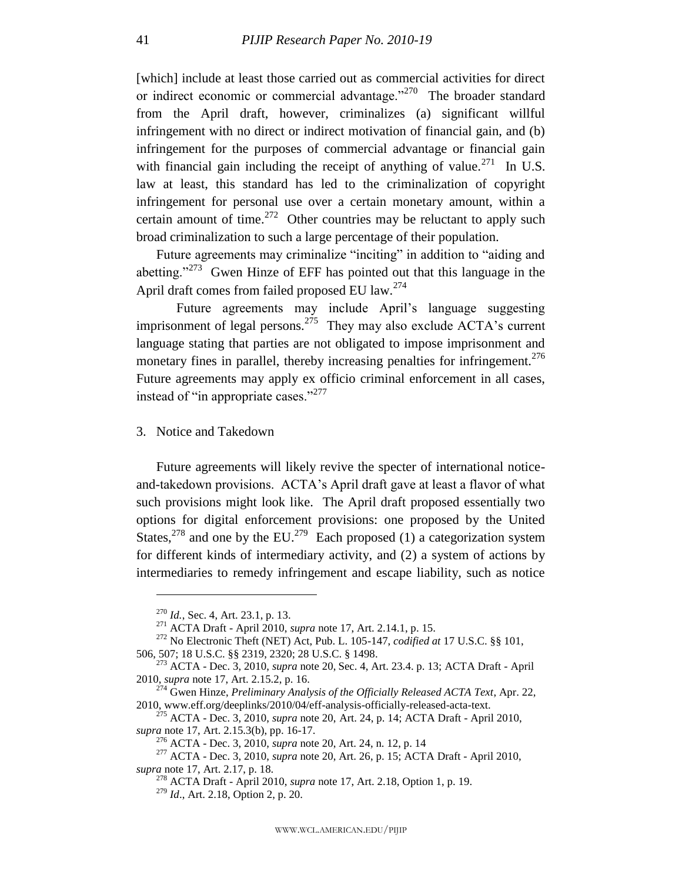[which] include at least those carried out as commercial activities for direct or indirect economic or commercial advantage."[270] The broader standard from the April draft, however, criminalizes (a) significant willful infringement with no direct or indirect motivation of financial gain, and (b) infringement for the purposes of commercial advantage or financial gain with financial gain including the receipt of anything of value.[271] In U.S. law at least, this standard has led to the criminalization of copyright infringement for personal use over a certain monetary amount, within a certain amount of time.[272] Other countries may be reluctant to apply such broad criminalization to such a large percentage of their population.

Future agreements may criminalize "inciting" in addition to "aiding and abetting."[273] Gwen Hinze of EFF has pointed out that this language in the April draft comes from failed proposed EU law.[274]

Future agreements may include April's language suggesting imprisonment of legal persons.[275] They may also exclude ACTA's current language stating that parties are not obligated to impose imprisonment and monetary fines in parallel, thereby increasing penalties for infringement.[276] Future agreements may apply ex officio criminal enforcement in all cases, instead of "in appropriate cases."[277]

3. Notice and Takedown

Future agreements will likely revive the specter of international notice-and-takedown provisions. ACTA's April draft gave at least a flavor of what such provisions might look like. The April draft proposed essentially two options for digital enforcement provisions: one proposed by the United States,[278] and one by the EU.[279] Each proposed (1) a categorization system for different kinds of intermediary activity, and (2) a system of actions by intermediaries to remedy infringement and escape liability, such as notice

---

[270] *Id.*, Sec. 4, Art. 23.1, p. 13.

[271] ACTA Draft - April 2010, *supra* note 17, Art. 2.14.1, p. 15.

[272] No Electronic Theft (NET) Act, Pub. L. 105-147, *codified at* 17 U.S.C. §§ 101, 506, 507; 18 U.S.C. §§ 2319, 2320; 28 U.S.C. § 1498.

[273] ACTA - Dec. 3, 2010, *supra* note 20, Sec. 4, Art. 23.4. p. 13; ACTA Draft - April 2010, *supra* note 17, Art. 2.15.2, p. 16.

[274] Gwen Hinze, *Preliminary Analysis of the Officially Released ACTA Text*, Apr. 22, 2010, www.eff.org/deeplinks/2010/04/eff-analysis-officially-released-acta-text.

[275] ACTA - Dec. 3, 2010, *supra* note 20, Art. 24, p. 14; ACTA Draft - April 2010, *supra* note 17, Art. 2.15.3(b), pp. 16-17.

[276] ACTA - Dec. 3, 2010, *supra* note 20, Art. 24, n. 12, p. 14

[277] ACTA - Dec. 3, 2010, *supra* note 20, Art. 26, p. 15; ACTA Draft - April 2010, *supra* note 17, Art. 2.17, p. 18.

[278] ACTA Draft - April 2010, *supra* note 17, Art. 2.18, Option 1, p. 19.

[279] *Id*., Art. 2.18, Option 2, p. 20.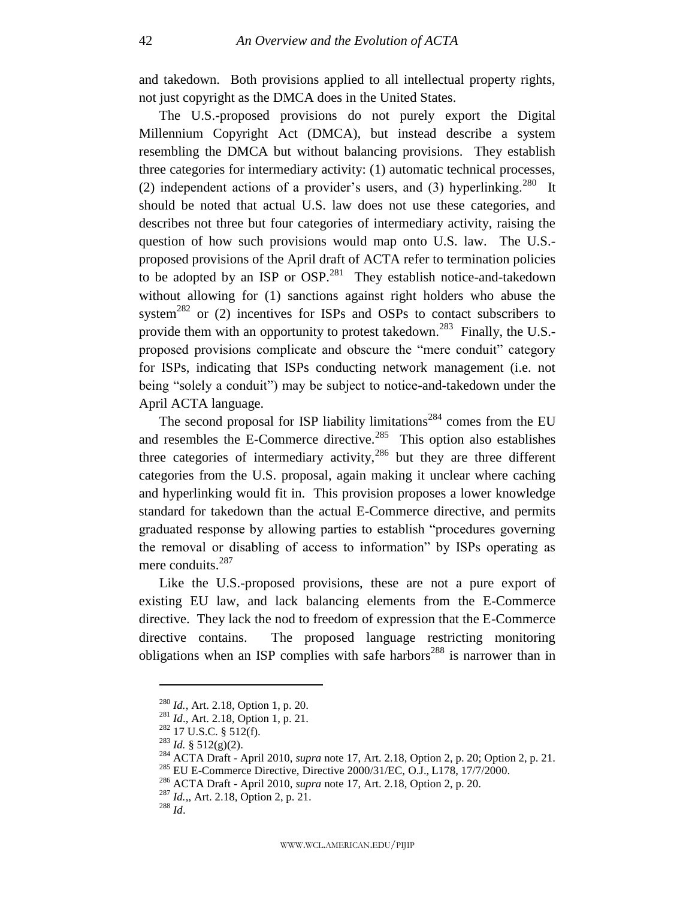and takedown. Both provisions applied to all intellectual property rights, not just copyright as the DMCA does in the United States.

The U.S.-proposed provisions do not purely export the Digital Millennium Copyright Act (DMCA), but instead describe a system resembling the DMCA but without balancing provisions. They establish three categories for intermediary activity: (1) automatic technical processes, (2) independent actions of a provider's users, and (3) hyperlinking.[280] It should be noted that actual U.S. law does not use these categories, and describes not three but four categories of intermediary activity, raising the question of how such provisions would map onto U.S. law. The U.S.-proposed provisions of the April draft of ACTA refer to termination policies to be adopted by an ISP or OSP.[281] They establish notice-and-takedown without allowing for (1) sanctions against right holders who abuse the system[282] or (2) incentives for ISPs and OSPs to contact subscribers to provide them with an opportunity to protest takedown.[283] Finally, the U.S.-proposed provisions complicate and obscure the "mere conduit" category for ISPs, indicating that ISPs conducting network management (i.e. not being "solely a conduit") may be subject to notice-and-takedown under the April ACTA language.

The second proposal for ISP liability limitations[284] comes from the EU and resembles the E-Commerce directive.[285] This option also establishes three categories of intermediary activity,[286] but they are three different categories from the U.S. proposal, again making it unclear where caching and hyperlinking would fit in. This provision proposes a lower knowledge standard for takedown than the actual E-Commerce directive, and permits graduated response by allowing parties to establish "procedures governing the removal or disabling of access to information" by ISPs operating as mere conduits.[287]

Like the U.S.-proposed provisions, these are not a pure export of existing EU law, and lack balancing elements from the E-Commerce directive. They lack the nod to freedom of expression that the E-Commerce directive contains. The proposed language restricting monitoring obligations when an ISP complies with safe harbors[288] is narrower than in

---

[280] *Id.*, Art. 2.18, Option 1, p. 20.
[281] *Id*., Art. 2.18, Option 1, p. 21.
[282] 17 U.S.C. § 512(f).
[283] *Id.* § 512(g)(2).
[284] ACTA Draft - April 2010, *supra* note 17, Art. 2.18, Option 2, p. 20; Option 2, p. 21.
[285] EU E-Commerce Directive, Directive 2000/31/EC, O.J., L178, 17/7/2000.
[286] ACTA Draft - April 2010, *supra* note 17, Art. 2.18, Option 2, p. 20.
[287] *Id.*,, Art. 2.18, Option 2, p. 21.
[288] *Id*.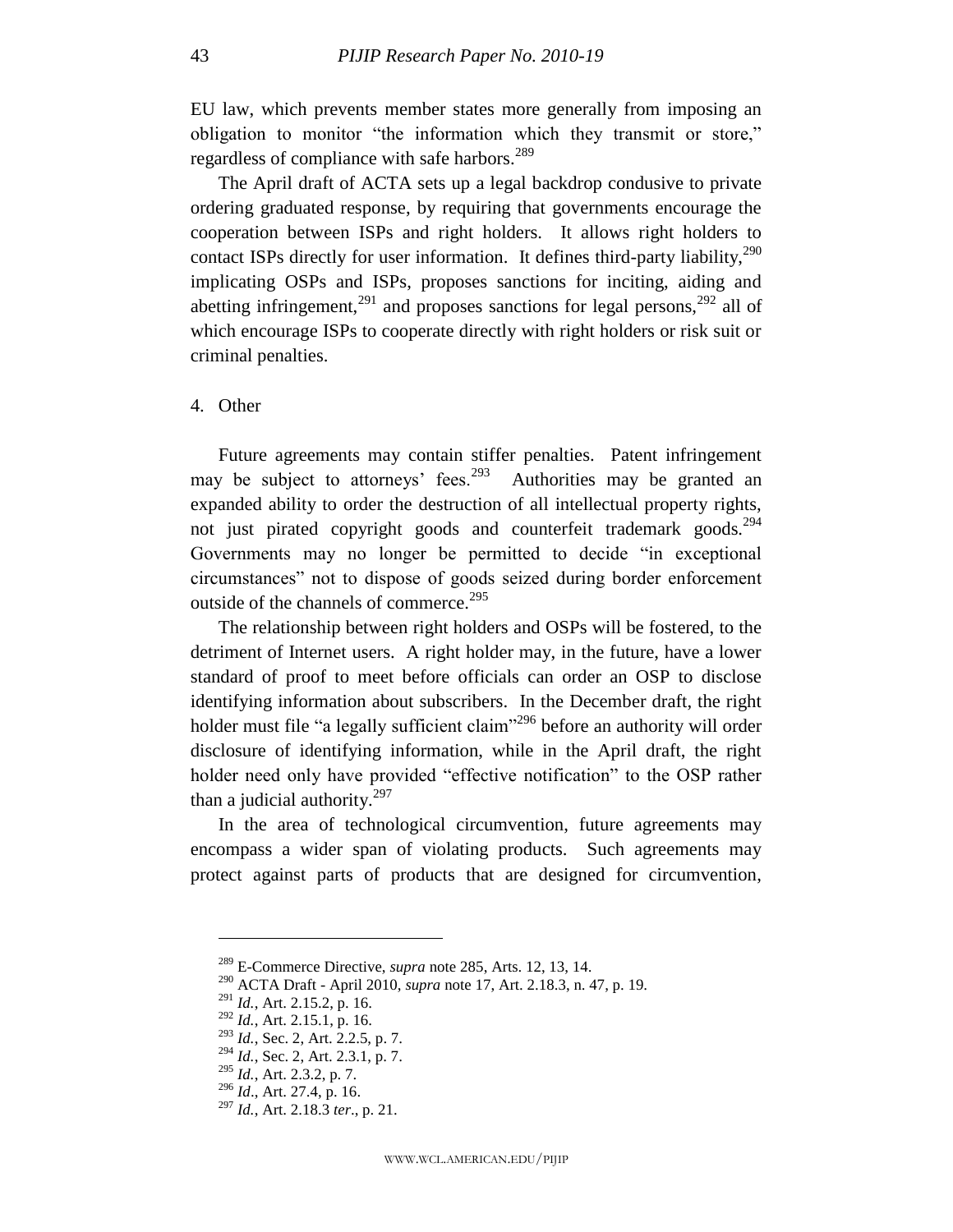EU law, which prevents member states more generally from imposing an obligation to monitor "the information which they transmit or store," regardless of compliance with safe harbors.[289]

The April draft of ACTA sets up a legal backdrop condusive to private ordering graduated response, by requiring that governments encourage the cooperation between ISPs and right holders. It allows right holders to contact ISPs directly for user information. It defines third-party liability,[290] implicating OSPs and ISPs, proposes sanctions for inciting, aiding and abetting infringement,[291] and proposes sanctions for legal persons,[292] all of which encourage ISPs to cooperate directly with right holders or risk suit or criminal penalties.

4. Other

Future agreements may contain stiffer penalties. Patent infringement may be subject to attorneys' fees.[293] Authorities may be granted an expanded ability to order the destruction of all intellectual property rights, not just pirated copyright goods and counterfeit trademark goods.[294] Governments may no longer be permitted to decide "in exceptional circumstances" not to dispose of goods seized during border enforcement outside of the channels of commerce.[295]

The relationship between right holders and OSPs will be fostered, to the detriment of Internet users. A right holder may, in the future, have a lower standard of proof to meet before officials can order an OSP to disclose identifying information about subscribers. In the December draft, the right holder must file "a legally sufficient claim"[296] before an authority will order disclosure of identifying information, while in the April draft, the right holder need only have provided "effective notification" to the OSP rather than a judicial authority.[297]

In the area of technological circumvention, future agreements may encompass a wider span of violating products. Such agreements may protect against parts of products that are designed for circumvention,

---

[289] E-Commerce Directive, *supra* note 285, Arts. 12, 13, 14.

[290] ACTA Draft - April 2010, *supra* note 17, Art. 2.18.3, n. 47, p. 19.

[291] *Id.*, Art. 2.15.2, p. 16.

[292] *Id.*, Art. 2.15.1, p. 16.

[293] *Id.*, Sec. 2, Art. 2.2.5, p. 7.

[294] *Id.*, Sec. 2, Art. 2.3.1, p. 7.

[295] *Id.*, Art. 2.3.2, p. 7.

[296] *Id*., Art. 27.4, p. 16.

[297] *Id.*, Art. 2.18.3 *ter*., p. 21.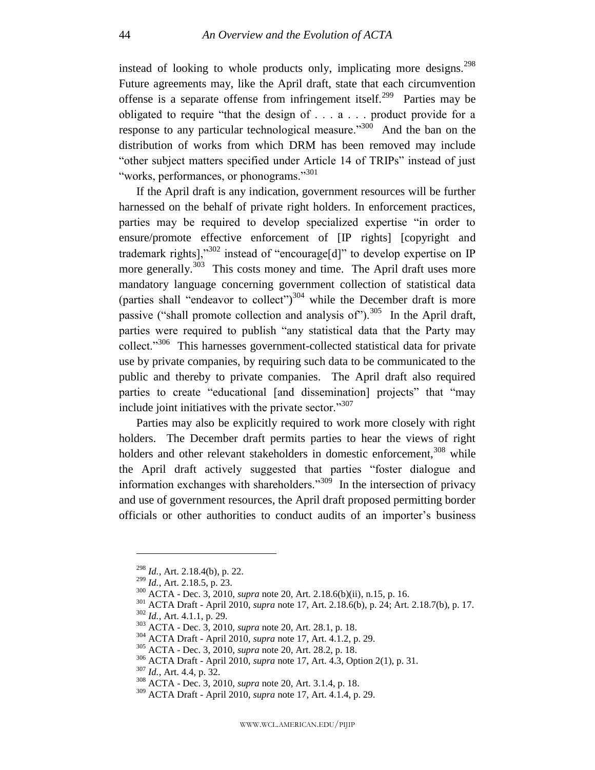instead of looking to whole products only, implicating more designs.[298] Future agreements may, like the April draft, state that each circumvention offense is a separate offense from infringement itself.[299] Parties may be obligated to require "that the design of . . . a . . . product provide for a response to any particular technological measure."[300] And the ban on the distribution of works from which DRM has been removed may include "other subject matters specified under Article 14 of TRIPs" instead of just "works, performances, or phonograms."[301]

If the April draft is any indication, government resources will be further harnessed on the behalf of private right holders. In enforcement practices, parties may be required to develop specialized expertise "in order to ensure/promote effective enforcement of [IP rights] [copyright and trademark rights],"[302] instead of "encourage[d]" to develop expertise on IP more generally.[303] This costs money and time. The April draft uses more mandatory language concerning government collection of statistical data (parties shall "endeavor to collect")[304] while the December draft is more passive ("shall promote collection and analysis of").[305] In the April draft, parties were required to publish "any statistical data that the Party may collect."[306] This harnesses government-collected statistical data for private use by private companies, by requiring such data to be communicated to the public and thereby to private companies. The April draft also required parties to create "educational [and dissemination] projects" that "may include joint initiatives with the private sector."[307]

Parties may also be explicitly required to work more closely with right holders. The December draft permits parties to hear the views of right holders and other relevant stakeholders in domestic enforcement,[308] while the April draft actively suggested that parties "foster dialogue and information exchanges with shareholders."[309] In the intersection of privacy and use of government resources, the April draft proposed permitting border officials or other authorities to conduct audits of an importer's business

---

[298] *Id.*, Art. 2.18.4(b), p. 22.

[299] *Id.*, Art. 2.18.5, p. 23.

[300] ACTA - Dec. 3, 2010, *supra* note 20, Art. 2.18.6(b)(ii), n.15, p. 16.

[301] ACTA Draft - April 2010, *supra* note 17, Art. 2.18.6(b), p. 24; Art. 2.18.7(b), p. 17.

[302] *Id.*, Art. 4.1.1, p. 29.

[303] ACTA - Dec. 3, 2010, *supra* note 20, Art. 28.1, p. 18.

[304] ACTA Draft - April 2010, *supra* note 17, Art. 4.1.2, p. 29.

[305] ACTA - Dec. 3, 2010, *supra* note 20, Art. 28.2, p. 18.

[306] ACTA Draft - April 2010, *supra* note 17, Art. 4.3, Option 2(1), p. 31.

[307] *Id.*, Art. 4.4, p. 32.

[308] ACTA - Dec. 3, 2010, *supra* note 20, Art. 3.1.4, p. 18.

[309] ACTA Draft - April 2010, *supra* note 17, Art. 4.1.4, p. 29.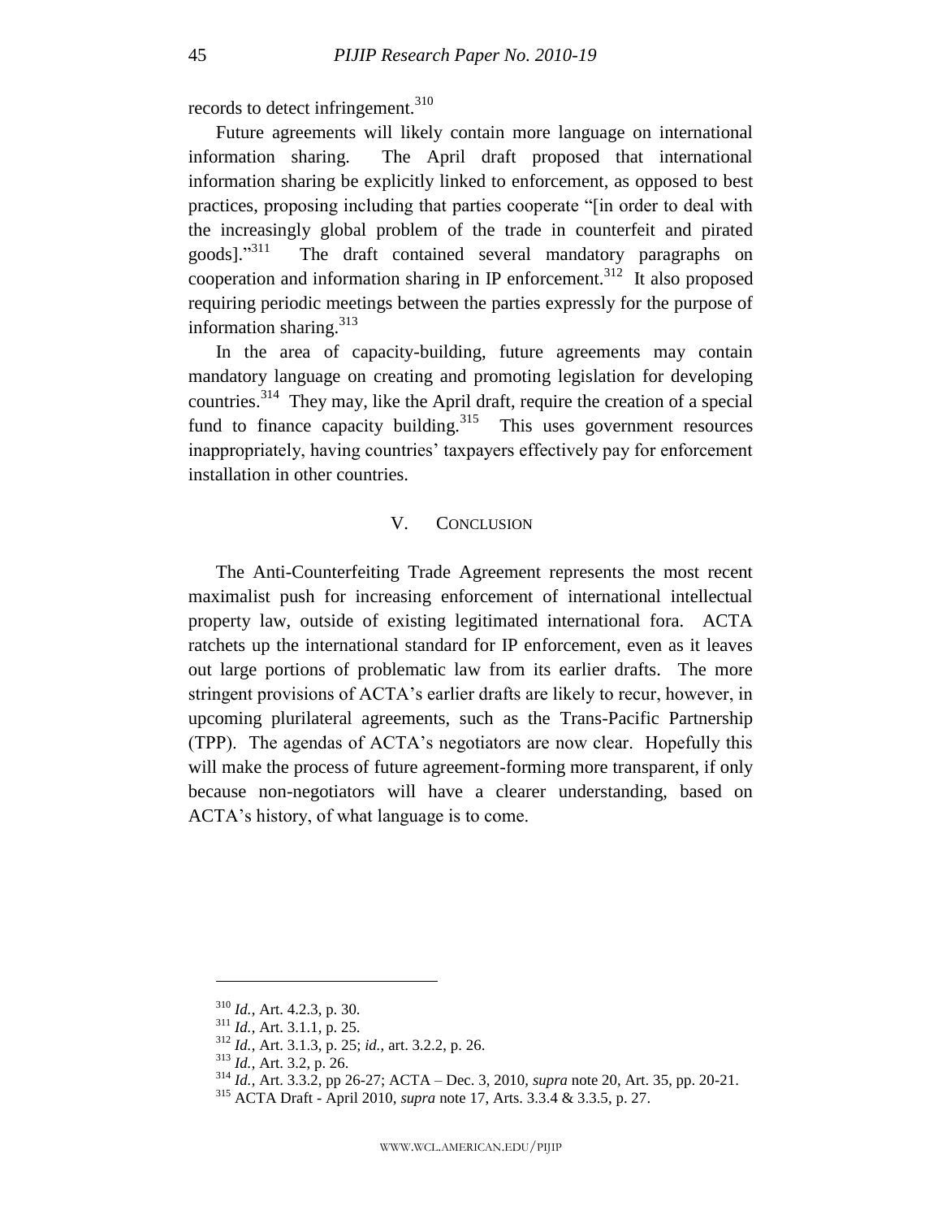records to detect infringement.[310]

Future agreements will likely contain more language on international information sharing. The April draft proposed that international information sharing be explicitly linked to enforcement, as opposed to best practices, proposing including that parties cooperate "[in order to deal with the increasingly global problem of the trade in counterfeit and pirated goods]."[311] The draft contained several mandatory paragraphs on cooperation and information sharing in IP enforcement.[312] It also proposed requiring periodic meetings between the parties expressly for the purpose of information sharing.[313]

In the area of capacity-building, future agreements may contain mandatory language on creating and promoting legislation for developing countries.[314] They may, like the April draft, require the creation of a special fund to finance capacity building.[315] This uses government resources inappropriately, having countries' taxpayers effectively pay for enforcement installation in other countries.

## V. Conclusion

The Anti-Counterfeiting Trade Agreement represents the most recent maximalist push for increasing enforcement of international intellectual property law, outside of existing legitimated international fora. ACTA ratchets up the international standard for IP enforcement, even as it leaves out large portions of problematic law from its earlier drafts. The more stringent provisions of ACTA's earlier drafts are likely to recur, however, in upcoming plurilateral agreements, such as the Trans-Pacific Partnership (TPP). The agendas of ACTA's negotiators are now clear. Hopefully this will make the process of future agreement-forming more transparent, if only because non-negotiators will have a clearer understanding, based on ACTA's history, of what language is to come.

---

[310] *Id.*, Art. 4.2.3, p. 30.

[311] *Id.*, Art. 3.1.1, p. 25.

[312] *Id.*, Art. 3.1.3, p. 25; *id.*, art. 3.2.2, p. 26.

[313] *Id.*, Art. 3.2, p. 26.

[314] *Id.*, Art. 3.3.2, pp 26-27; ACTA – Dec. 3, 2010, *supra* note 20, Art. 35, pp. 20-21.

[315] ACTA Draft - April 2010, *supra* note 17, Arts. 3.3.4 & 3.3.5, p. 27.